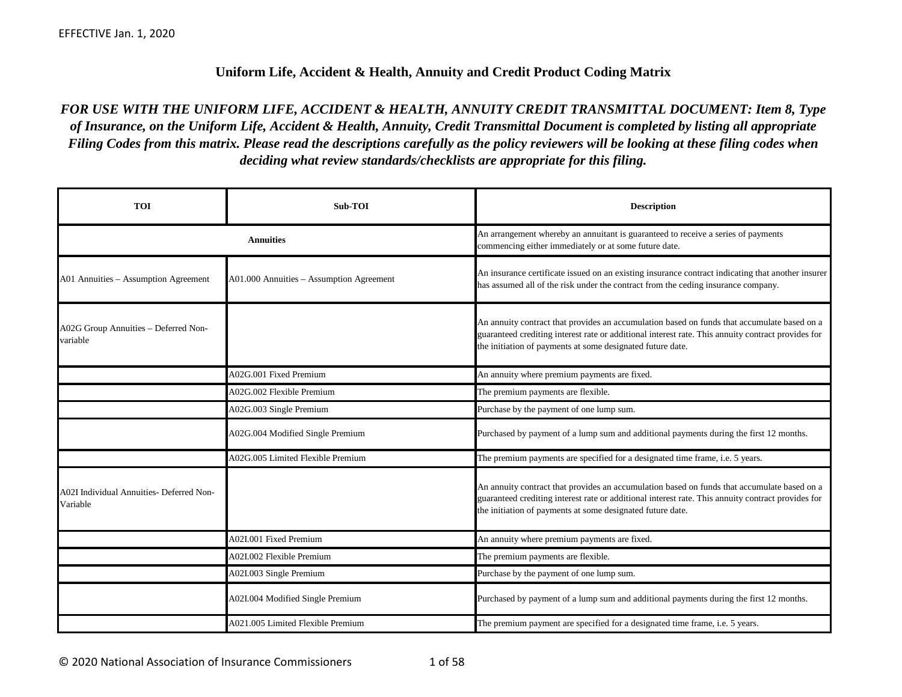EFFECTIVE Jan. 1, 2020

## Uniform Life, Accident & Health, Annuity and Credit Product Coding Matrix

***FOR USE WITH THE UNIFORM LIFE, ACCIDENT & HEALTH, ANNUITY CREDIT TRANSMITTAL DOCUMENT: Item 8, Type of Insurance, on the Uniform Life, Accident & Health, Annuity, Credit Transmittal Document is completed by listing all appropriate Filing Codes from this matrix. Please read the descriptions carefully as the policy reviewers will be looking at these filing codes when deciding what review standards/checklists are appropriate for this filing.***

| TOI | Sub-TOI | Description |
|---|---|---|
| **Annuities** | | An arrangement whereby an annuitant is guaranteed to receive a series of payments commencing either immediately or at some future date. |
| A01 Annuities – Assumption Agreement | A01.000 Annuities – Assumption Agreement | An insurance certificate issued on an existing insurance contract indicating that another insurer has assumed all of the risk under the contract from the ceding insurance company. |
| A02G Group Annuities – Deferred Non-variable | | An annuity contract that provides an accumulation based on funds that accumulate based on a guaranteed crediting interest rate or additional interest rate. This annuity contract provides for the initiation of payments at some designated future date. |
| | A02G.001 Fixed Premium | An annuity where premium payments are fixed. |
| | A02G.002 Flexible Premium | The premium payments are flexible. |
| | A02G.003 Single Premium | Purchase by the payment of one lump sum. |
| | A02G.004 Modified Single Premium | Purchased by payment of a lump sum and additional payments during the first 12 months. |
| | A02G.005 Limited Flexible Premium | The premium payments are specified for a designated time frame, i.e. 5 years. |
| A02I Individual Annuities- Deferred Non-Variable | | An annuity contract that provides an accumulation based on funds that accumulate based on a guaranteed crediting interest rate or additional interest rate. This annuity contract provides for the initiation of payments at some designated future date. |
| | A02I.001 Fixed Premium | An annuity where premium payments are fixed. |
| | A02I.002 Flexible Premium | The premium payments are flexible. |
| | A02I.003 Single Premium | Purchase by the payment of one lump sum. |
| | A02I.004 Modified Single Premium | Purchased by payment of a lump sum and additional payments during the first 12 months. |
| | A021.005 Limited Flexible Premium | The premium payment are specified for a designated time frame, i.e. 5 years. |

© 2020 National Association of Insurance Commissioners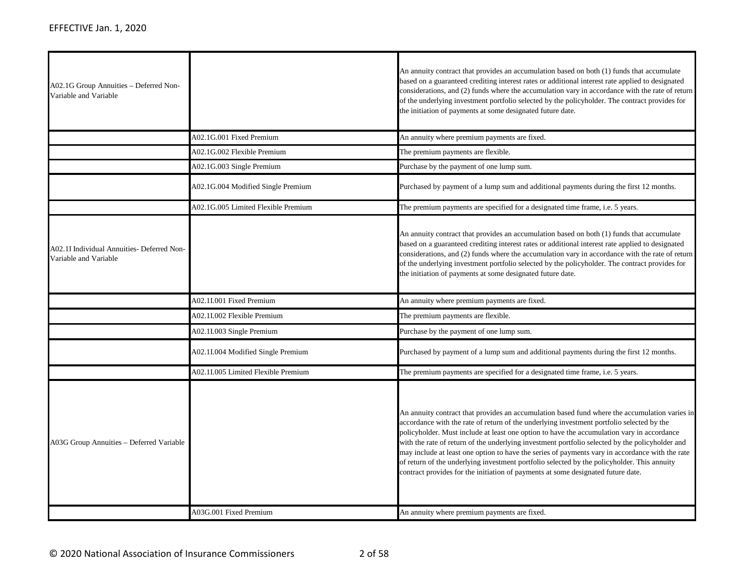| | | |
|---|---|---|
| A02.1G Group Annuities – Deferred Non-Variable and Variable | | An annuity contract that provides an accumulation based on both (1) funds that accumulate based on a guaranteed crediting interest rates or additional interest rate applied to designated considerations, and (2) funds where the accumulation vary in accordance with the rate of return of the underlying investment portfolio selected by the policyholder. The contract provides for the initiation of payments at some designated future date. |
| | A02.1G.001 Fixed Premium | An annuity where premium payments are fixed. |
| | A02.1G.002 Flexible Premium | The premium payments are flexible. |
| | A02.1G.003 Single Premium | Purchase by the payment of one lump sum. |
| | A02.1G.004 Modified Single Premium | Purchased by payment of a lump sum and additional payments during the first 12 months. |
| | A02.1G.005 Limited Flexible Premium | The premium payments are specified for a designated time frame, i.e. 5 years. |
| A02.1I Individual Annuities- Deferred Non-Variable and Variable | | An annuity contract that provides an accumulation based on both (1) funds that accumulate based on a guaranteed crediting interest rates or additional interest rate applied to designated considerations, and (2) funds where the accumulation vary in accordance with the rate of return of the underlying investment portfolio selected by the policyholder. The contract provides for the initiation of payments at some designated future date. |
| | A02.1I.001 Fixed Premium | An annuity where premium payments are fixed. |
| | A02.1I.002 Flexible Premium | The premium payments are flexible. |
| | A02.1I.003 Single Premium | Purchase by the payment of one lump sum. |
| | A02.1I.004 Modified Single Premium | Purchased by payment of a lump sum and additional payments during the first 12 months. |
| | A02.1I.005 Limited Flexible Premium | The premium payments are specified for a designated time frame, i.e. 5 years. |
| A03G Group Annuities – Deferred Variable | | An annuity contract that provides an accumulation based fund where the accumulation varies in accordance with the rate of return of the underlying investment portfolio selected by the policyholder. Must include at least one option to have the accumulation vary in accordance with the rate of return of the underlying investment portfolio selected by the policyholder and may include at least one option to have the series of payments vary in accordance with the rate of return of the underlying investment portfolio selected by the policyholder. This annuity contract provides for the initiation of payments at some designated future date. |
| | A03G.001 Fixed Premium | An annuity where premium payments are fixed. |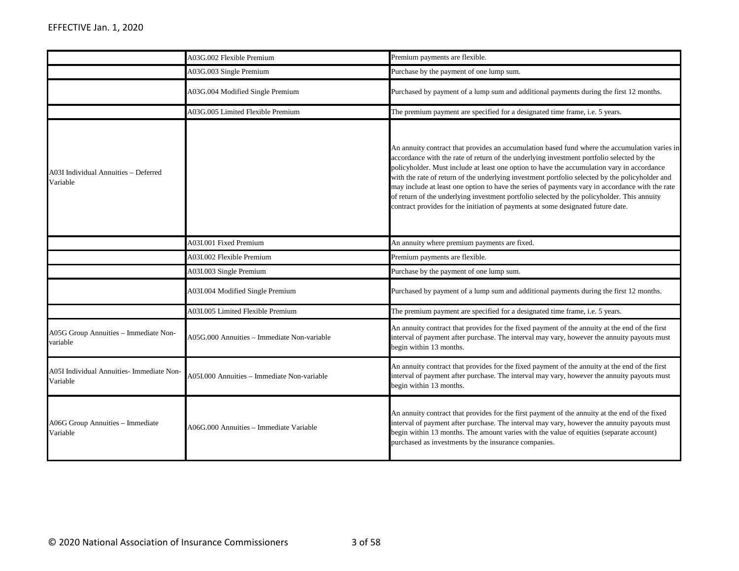| | | |
|---|---|---|
| | A03G.002 Flexible Premium | Premium payments are flexible. |
| | A03G.003 Single Premium | Purchase by the payment of one lump sum. |
| | A03G.004 Modified Single Premium | Purchased by payment of a lump sum and additional payments during the first 12 months. |
| | A03G.005 Limited Flexible Premium | The premium payment are specified for a designated time frame, i.e. 5 years. |
| A03I Individual Annuities – Deferred Variable | | An annuity contract that provides an accumulation based fund where the accumulation varies in accordance with the rate of return of the underlying investment portfolio selected by the policyholder. Must include at least one option to have the accumulation vary in accordance with the rate of return of the underlying investment portfolio selected by the policyholder and may include at least one option to have the series of payments vary in accordance with the rate of return of the underlying investment portfolio selected by the policyholder. This annuity contract provides for the initiation of payments at some designated future date. |
| | A03I.001 Fixed Premium | An annuity where premium payments are fixed. |
| | A03I.002 Flexible Premium | Premium payments are flexible. |
| | A03I.003 Single Premium | Purchase by the payment of one lump sum. |
| | A03I.004 Modified Single Premium | Purchased by payment of a lump sum and additional payments during the first 12 months. |
| | A03I.005 Limited Flexible Premium | The premium payment are specified for a designated time frame, i.e. 5 years. |
| A05G Group Annuities – Immediate Non-variable | A05G.000 Annuities – Immediate Non-variable | An annuity contract that provides for the fixed payment of the annuity at the end of the first interval of payment after purchase. The interval may vary, however the annuity payouts must begin within 13 months. |
| A05I Individual Annuities- Immediate Non-Variable | A05I.000 Annuities – Immediate Non-variable | An annuity contract that provides for the fixed payment of the annuity at the end of the first interval of payment after purchase. The interval may vary, however the annuity payouts must begin within 13 months. |
| A06G Group Annuities – Immediate Variable | A06G.000 Annuities – Immediate Variable | An annuity contract that provides for the first payment of the annuity at the end of the fixed interval of payment after purchase. The interval may vary, however the annuity payouts must begin within 13 months. The amount varies with the value of equities (separate account) purchased as investments by the insurance companies. |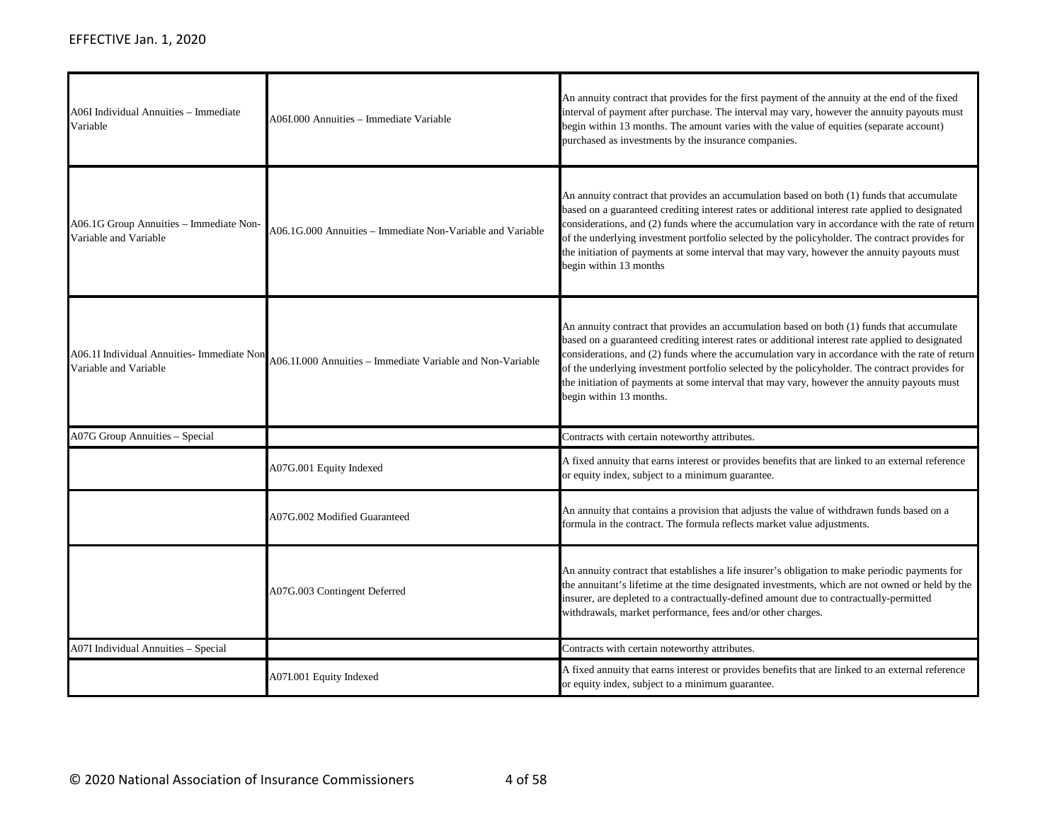| | | |
|---|---|---|
| A06I Individual Annuities – Immediate Variable | A06I.000 Annuities – Immediate Variable | An annuity contract that provides for the first payment of the annuity at the end of the fixed interval of payment after purchase. The interval may vary, however the annuity payouts must begin within 13 months. The amount varies with the value of equities (separate account) purchased as investments by the insurance companies. |
| A06.1G Group Annuities – Immediate Non-Variable and Variable | A06.1G.000 Annuities – Immediate Non-Variable and Variable | An annuity contract that provides an accumulation based on both (1) funds that accumulate based on a guaranteed crediting interest rates or additional interest rate applied to designated considerations, and (2) funds where the accumulation vary in accordance with the rate of return of the underlying investment portfolio selected by the policyholder. The contract provides for the initiation of payments at some interval that may vary, however the annuity payouts must begin within 13 months |
| A06.1I Individual Annuities- Immediate Non Variable and Variable | A06.1I.000 Annuities – Immediate Variable and Non-Variable | An annuity contract that provides an accumulation based on both (1) funds that accumulate based on a guaranteed crediting interest rates or additional interest rate applied to designated considerations, and (2) funds where the accumulation vary in accordance with the rate of return of the underlying investment portfolio selected by the policyholder. The contract provides for the initiation of payments at some interval that may vary, however the annuity payouts must begin within 13 months. |
| A07G Group Annuities – Special | | Contracts with certain noteworthy attributes. |
| | A07G.001 Equity Indexed | A fixed annuity that earns interest or provides benefits that are linked to an external reference or equity index, subject to a minimum guarantee. |
| | A07G.002 Modified Guaranteed | An annuity that contains a provision that adjusts the value of withdrawn funds based on a formula in the contract. The formula reflects market value adjustments. |
| | A07G.003 Contingent Deferred | An annuity contract that establishes a life insurer's obligation to make periodic payments for the annuitant's lifetime at the time designated investments, which are not owned or held by the insurer, are depleted to a contractually-defined amount due to contractually-permitted withdrawals, market performance, fees and/or other charges. |
| A07I Individual Annuities – Special | | Contracts with certain noteworthy attributes. |
| | A07I.001 Equity Indexed | A fixed annuity that earns interest or provides benefits that are linked to an external reference or equity index, subject to a minimum guarantee. |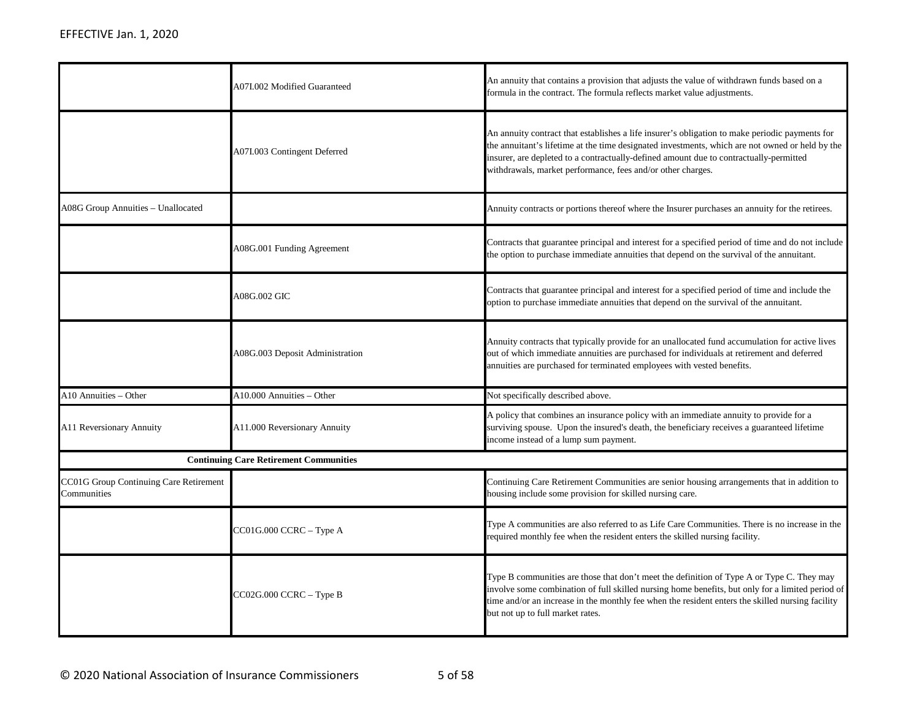| | | |
|---|---|---|
| | A07I.002 Modified Guaranteed | An annuity that contains a provision that adjusts the value of withdrawn funds based on a formula in the contract. The formula reflects market value adjustments. |
| | A07I.003 Contingent Deferred | An annuity contract that establishes a life insurer's obligation to make periodic payments for the annuitant's lifetime at the time designated investments, which are not owned or held by the insurer, are depleted to a contractually-defined amount due to contractually-permitted withdrawals, market performance, fees and/or other charges. |
| A08G Group Annuities – Unallocated | | Annuity contracts or portions thereof where the Insurer purchases an annuity for the retirees. |
| | A08G.001 Funding Agreement | Contracts that guarantee principal and interest for a specified period of time and do not include the option to purchase immediate annuities that depend on the survival of the annuitant. |
| | A08G.002 GIC | Contracts that guarantee principal and interest for a specified period of time and include the option to purchase immediate annuities that depend on the survival of the annuitant. |
| | A08G.003 Deposit Administration | Annuity contracts that typically provide for an unallocated fund accumulation for active lives out of which immediate annuities are purchased for individuals at retirement and deferred annuities are purchased for terminated employees with vested benefits. |
| A10 Annuities – Other | A10.000 Annuities – Other | Not specifically described above. |
| A11 Reversionary Annuity | A11.000 Reversionary Annuity | A policy that combines an insurance policy with an immediate annuity to provide for a surviving spouse. Upon the insured's death, the beneficiary receives a guaranteed lifetime income instead of a lump sum payment. |
| | **Continuing Care Retirement Communities** | |
| CC01G Group Continuing Care Retirement Communities | | Continuing Care Retirement Communities are senior housing arrangements that in addition to housing include some provision for skilled nursing care. |
| | CC01G.000 CCRC – Type A | Type A communities are also referred to as Life Care Communities. There is no increase in the required monthly fee when the resident enters the skilled nursing facility. |
| | CC02G.000 CCRC – Type B | Type B communities are those that don't meet the definition of Type A or Type C. They may involve some combination of full skilled nursing home benefits, but only for a limited period of time and/or an increase in the monthly fee when the resident enters the skilled nursing facility but not up to full market rates. |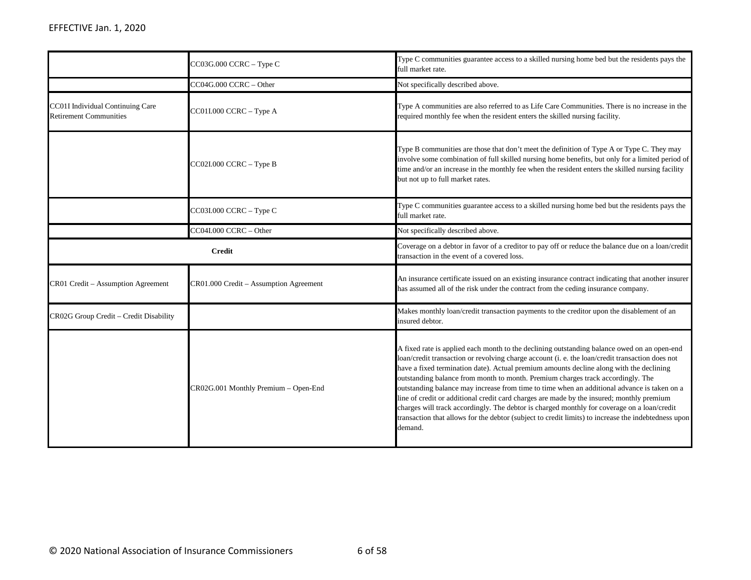| | | |
|---|---|---|
| | CC03G.000 CCRC – Type C | Type C communities guarantee access to a skilled nursing home bed but the residents pays the full market rate. |
| | CC04G.000 CCRC – Other | Not specifically described above. |
| CC01I Individual Continuing Care Retirement Communities | CC01I.000 CCRC – Type A | Type A communities are also referred to as Life Care Communities. There is no increase in the required monthly fee when the resident enters the skilled nursing facility. |
| | CC02I.000 CCRC – Type B | Type B communities are those that don't meet the definition of Type A or Type C. They may involve some combination of full skilled nursing home benefits, but only for a limited period of time and/or an increase in the monthly fee when the resident enters the skilled nursing facility but not up to full market rates. |
| | CC03I.000 CCRC – Type C | Type C communities guarantee access to a skilled nursing home bed but the residents pays the full market rate. |
| | CC04I.000 CCRC – Other | Not specifically described above. |
| **Credit** | | Coverage on a debtor in favor of a creditor to pay off or reduce the balance due on a loan/credit transaction in the event of a covered loss. |
| CR01 Credit – Assumption Agreement | CR01.000 Credit – Assumption Agreement | An insurance certificate issued on an existing insurance contract indicating that another insurer has assumed all of the risk under the contract from the ceding insurance company. |
| CR02G Group Credit – Credit Disability | | Makes monthly loan/credit transaction payments to the creditor upon the disablement of an insured debtor. |
| | CR02G.001 Monthly Premium – Open-End | A fixed rate is applied each month to the declining outstanding balance owed on an open-end loan/credit transaction or revolving charge account (i. e. the loan/credit transaction does not have a fixed termination date). Actual premium amounts decline along with the declining outstanding balance from month to month. Premium charges track accordingly. The outstanding balance may increase from time to time when an additional advance is taken on a line of credit or additional credit card charges are made by the insured; monthly premium charges will track accordingly. The debtor is charged monthly for coverage on a loan/credit transaction that allows for the debtor (subject to credit limits) to increase the indebtedness upon demand. |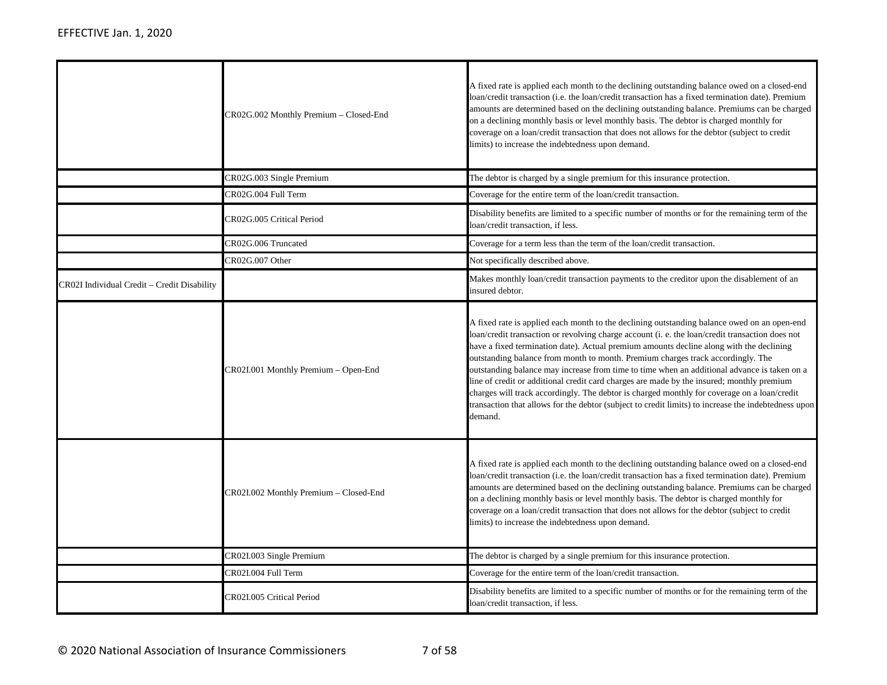| | | |
|---|---|---|
| | CR02G.002 Monthly Premium – Closed-End | A fixed rate is applied each month to the declining outstanding balance owed on a closed-end loan/credit transaction (i.e. the loan/credit transaction has a fixed termination date). Premium amounts are determined based on the declining outstanding balance. Premiums can be charged on a declining monthly basis or level monthly basis. The debtor is charged monthly for coverage on a loan/credit transaction that does not allows for the debtor (subject to credit limits) to increase the indebtedness upon demand. |
| | CR02G.003 Single Premium | The debtor is charged by a single premium for this insurance protection. |
| | CR02G.004 Full Term | Coverage for the entire term of the loan/credit transaction. |
| | CR02G.005 Critical Period | Disability benefits are limited to a specific number of months or for the remaining term of the loan/credit transaction, if less. |
| | CR02G.006 Truncated | Coverage for a term less than the term of the loan/credit transaction. |
| | CR02G.007 Other | Not specifically described above. |
| CR02I Individual Credit – Credit Disability | | Makes monthly loan/credit transaction payments to the creditor upon the disablement of an insured debtor. |
| | CR02I.001 Monthly Premium – Open-End | A fixed rate is applied each month to the declining outstanding balance owed on an open-end loan/credit transaction or revolving charge account (i. e. the loan/credit transaction does not have a fixed termination date). Actual premium amounts decline along with the declining outstanding balance from month to month. Premium charges track accordingly. The outstanding balance may increase from time to time when an additional advance is taken on a line of credit or additional credit card charges are made by the insured; monthly premium charges will track accordingly. The debtor is charged monthly for coverage on a loan/credit transaction that allows for the debtor (subject to credit limits) to increase the indebtedness upon demand. |
| | CR02I.002 Monthly Premium – Closed-End | A fixed rate is applied each month to the declining outstanding balance owed on a closed-end loan/credit transaction (i.e. the loan/credit transaction has a fixed termination date). Premium amounts are determined based on the declining outstanding balance. Premiums can be charged on a declining monthly basis or level monthly basis. The debtor is charged monthly for coverage on a loan/credit transaction that does not allows for the debtor (subject to credit limits) to increase the indebtedness upon demand. |
| | CR02I.003 Single Premium | The debtor is charged by a single premium for this insurance protection. |
| | CR02I.004 Full Term | Coverage for the entire term of the loan/credit transaction. |
| | CR02I.005 Critical Period | Disability benefits are limited to a specific number of months or for the remaining term of the loan/credit transaction, if less. |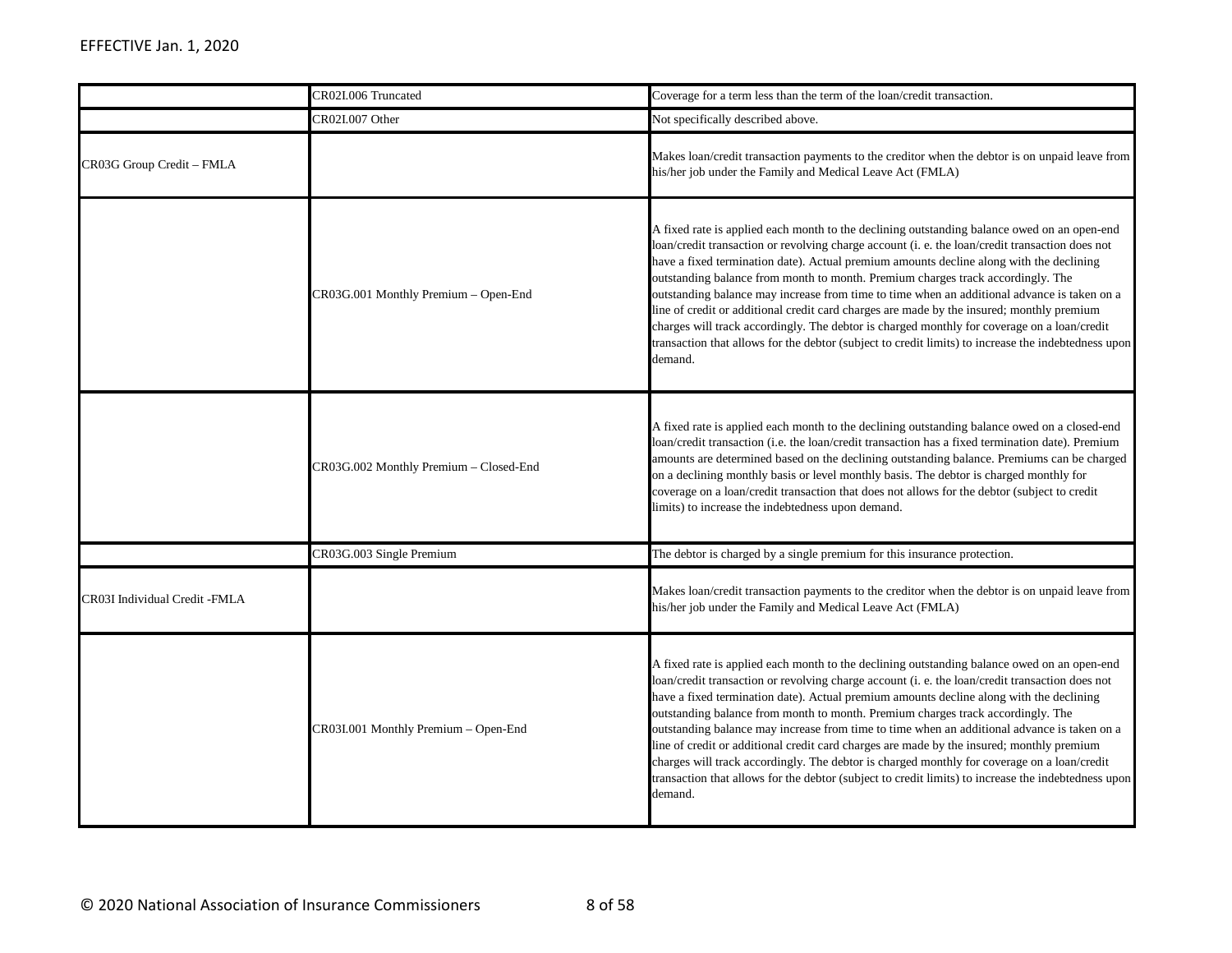| | | |
|---|---|---|
| | CR02I.006 Truncated | Coverage for a term less than the term of the loan/credit transaction. |
| | CR02I.007 Other | Not specifically described above. |
| CR03G Group Credit – FMLA | | Makes loan/credit transaction payments to the creditor when the debtor is on unpaid leave from his/her job under the Family and Medical Leave Act (FMLA) |
| | CR03G.001 Monthly Premium – Open-End | A fixed rate is applied each month to the declining outstanding balance owed on an open-end loan/credit transaction or revolving charge account (i. e. the loan/credit transaction does not have a fixed termination date). Actual premium amounts decline along with the declining outstanding balance from month to month. Premium charges track accordingly. The outstanding balance may increase from time to time when an additional advance is taken on a line of credit or additional credit card charges are made by the insured; monthly premium charges will track accordingly. The debtor is charged monthly for coverage on a loan/credit transaction that allows for the debtor (subject to credit limits) to increase the indebtedness upon demand. |
| | CR03G.002 Monthly Premium – Closed-End | A fixed rate is applied each month to the declining outstanding balance owed on a closed-end loan/credit transaction (i.e. the loan/credit transaction has a fixed termination date). Premium amounts are determined based on the declining outstanding balance. Premiums can be charged on a declining monthly basis or level monthly basis. The debtor is charged monthly for coverage on a loan/credit transaction that does not allows for the debtor (subject to credit limits) to increase the indebtedness upon demand. |
| | CR03G.003 Single Premium | The debtor is charged by a single premium for this insurance protection. |
| CR03I Individual Credit -FMLA | | Makes loan/credit transaction payments to the creditor when the debtor is on unpaid leave from his/her job under the Family and Medical Leave Act (FMLA) |
| | CR03I.001 Monthly Premium – Open-End | A fixed rate is applied each month to the declining outstanding balance owed on an open-end loan/credit transaction or revolving charge account (i. e. the loan/credit transaction does not have a fixed termination date). Actual premium amounts decline along with the declining outstanding balance from month to month. Premium charges track accordingly. The outstanding balance may increase from time to time when an additional advance is taken on a line of credit or additional credit card charges are made by the insured; monthly premium charges will track accordingly. The debtor is charged monthly for coverage on a loan/credit transaction that allows for the debtor (subject to credit limits) to increase the indebtedness upon demand. |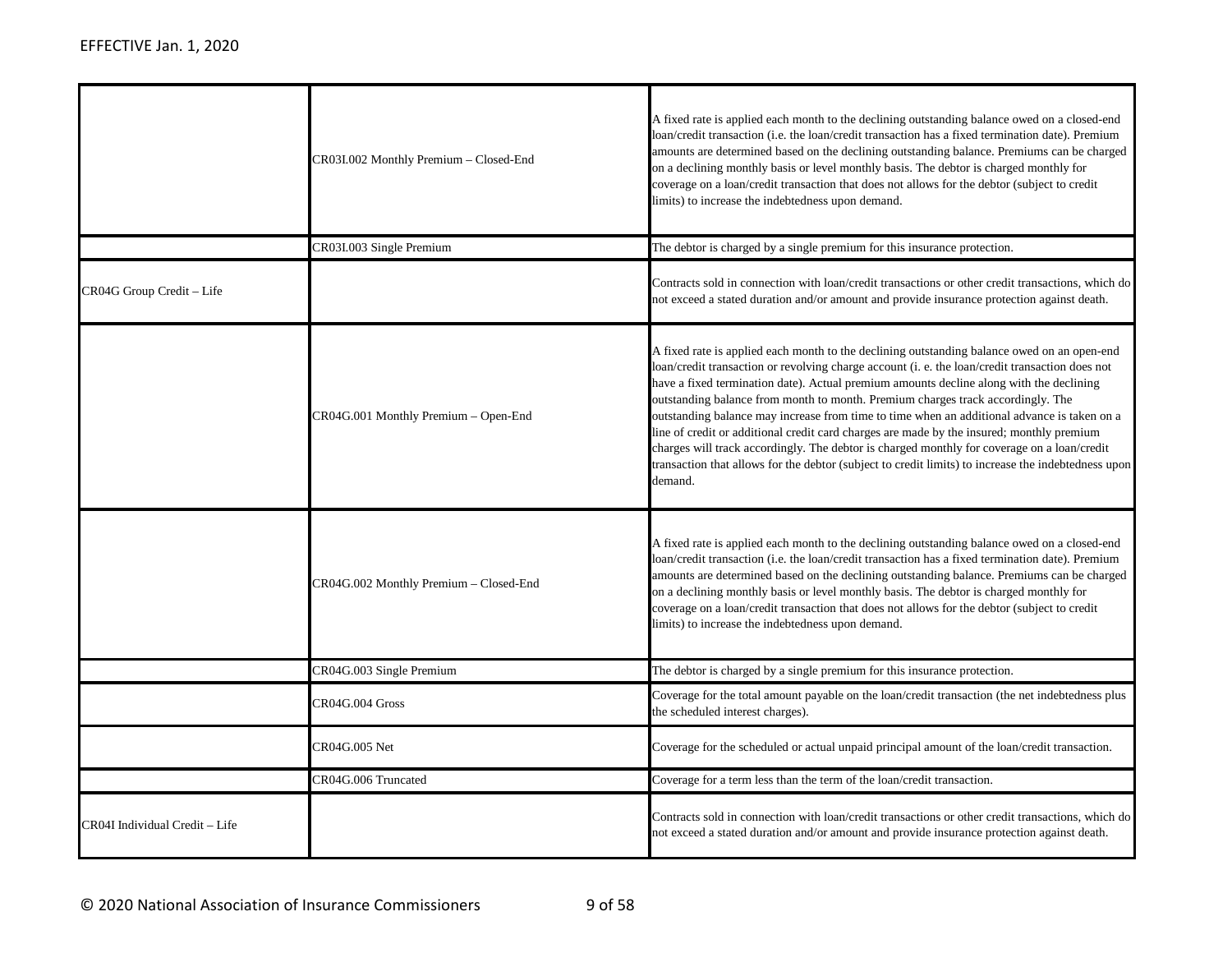|  |  |  |
|---|---|---|
|  | CR03I.002 Monthly Premium – Closed-End | A fixed rate is applied each month to the declining outstanding balance owed on a closed-end loan/credit transaction (i.e. the loan/credit transaction has a fixed termination date). Premium amounts are determined based on the declining outstanding balance. Premiums can be charged on a declining monthly basis or level monthly basis. The debtor is charged monthly for coverage on a loan/credit transaction that does not allows for the debtor (subject to credit limits) to increase the indebtedness upon demand. |
|  | CR03I.003 Single Premium | The debtor is charged by a single premium for this insurance protection. |
| CR04G Group Credit – Life |  | Contracts sold in connection with loan/credit transactions or other credit transactions, which do not exceed a stated duration and/or amount and provide insurance protection against death. |
|  | CR04G.001 Monthly Premium – Open-End | A fixed rate is applied each month to the declining outstanding balance owed on an open-end loan/credit transaction or revolving charge account (i. e. the loan/credit transaction does not have a fixed termination date). Actual premium amounts decline along with the declining outstanding balance from month to month. Premium charges track accordingly. The outstanding balance may increase from time to time when an additional advance is taken on a line of credit or additional credit card charges are made by the insured; monthly premium charges will track accordingly. The debtor is charged monthly for coverage on a loan/credit transaction that allows for the debtor (subject to credit limits) to increase the indebtedness upon demand. |
|  | CR04G.002 Monthly Premium – Closed-End | A fixed rate is applied each month to the declining outstanding balance owed on a closed-end loan/credit transaction (i.e. the loan/credit transaction has a fixed termination date). Premium amounts are determined based on the declining outstanding balance. Premiums can be charged on a declining monthly basis or level monthly basis. The debtor is charged monthly for coverage on a loan/credit transaction that does not allows for the debtor (subject to credit limits) to increase the indebtedness upon demand. |
|  | CR04G.003 Single Premium | The debtor is charged by a single premium for this insurance protection. |
|  | CR04G.004 Gross | Coverage for the total amount payable on the loan/credit transaction (the net indebtedness plus the scheduled interest charges). |
|  | CR04G.005 Net | Coverage for the scheduled or actual unpaid principal amount of the loan/credit transaction. |
|  | CR04G.006 Truncated | Coverage for a term less than the term of the loan/credit transaction. |
| CR04I Individual Credit – Life |  | Contracts sold in connection with loan/credit transactions or other credit transactions, which do not exceed a stated duration and/or amount and provide insurance protection against death. |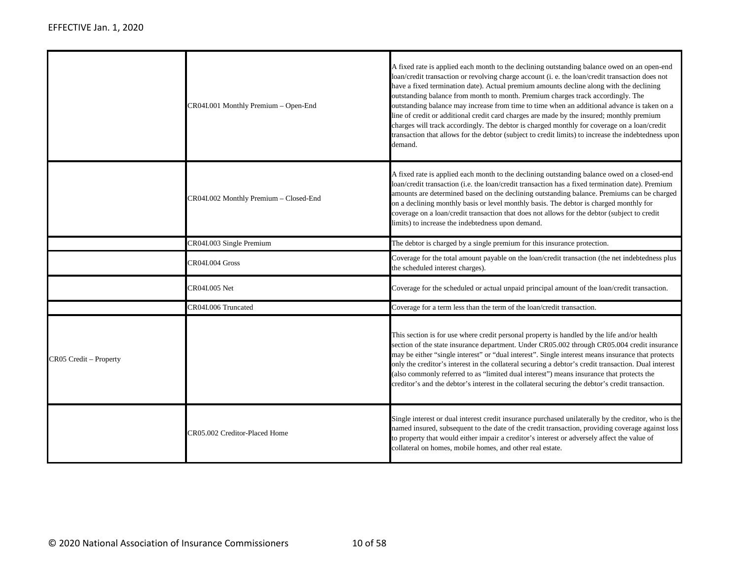| | | |
|---|---|---|
| | CR04I.001 Monthly Premium – Open-End | A fixed rate is applied each month to the declining outstanding balance owed on an open-end loan/credit transaction or revolving charge account (i. e. the loan/credit transaction does not have a fixed termination date). Actual premium amounts decline along with the declining outstanding balance from month to month. Premium charges track accordingly. The outstanding balance may increase from time to time when an additional advance is taken on a line of credit or additional credit card charges are made by the insured; monthly premium charges will track accordingly. The debtor is charged monthly for coverage on a loan/credit transaction that allows for the debtor (subject to credit limits) to increase the indebtedness upon demand. |
| | CR04I.002 Monthly Premium – Closed-End | A fixed rate is applied each month to the declining outstanding balance owed on a closed-end loan/credit transaction (i.e. the loan/credit transaction has a fixed termination date). Premium amounts are determined based on the declining outstanding balance. Premiums can be charged on a declining monthly basis or level monthly basis. The debtor is charged monthly for coverage on a loan/credit transaction that does not allows for the debtor (subject to credit limits) to increase the indebtedness upon demand. |
| | CR04I.003 Single Premium | The debtor is charged by a single premium for this insurance protection. |
| | CR04I.004 Gross | Coverage for the total amount payable on the loan/credit transaction (the net indebtedness plus the scheduled interest charges). |
| | CR04I.005 Net | Coverage for the scheduled or actual unpaid principal amount of the loan/credit transaction. |
| | CR04I.006 Truncated | Coverage for a term less than the term of the loan/credit transaction. |
| CR05 Credit – Property | | This section is for use where credit personal property is handled by the life and/or health section of the state insurance department. Under CR05.002 through CR05.004 credit insurance may be either "single interest" or "dual interest". Single interest means insurance that protects only the creditor's interest in the collateral securing a debtor's credit transaction. Dual interest (also commonly referred to as "limited dual interest") means insurance that protects the creditor's and the debtor's interest in the collateral securing the debtor's credit transaction. |
| | CR05.002 Creditor-Placed Home | Single interest or dual interest credit insurance purchased unilaterally by the creditor, who is the named insured, subsequent to the date of the credit transaction, providing coverage against loss to property that would either impair a creditor's interest or adversely affect the value of collateral on homes, mobile homes, and other real estate. |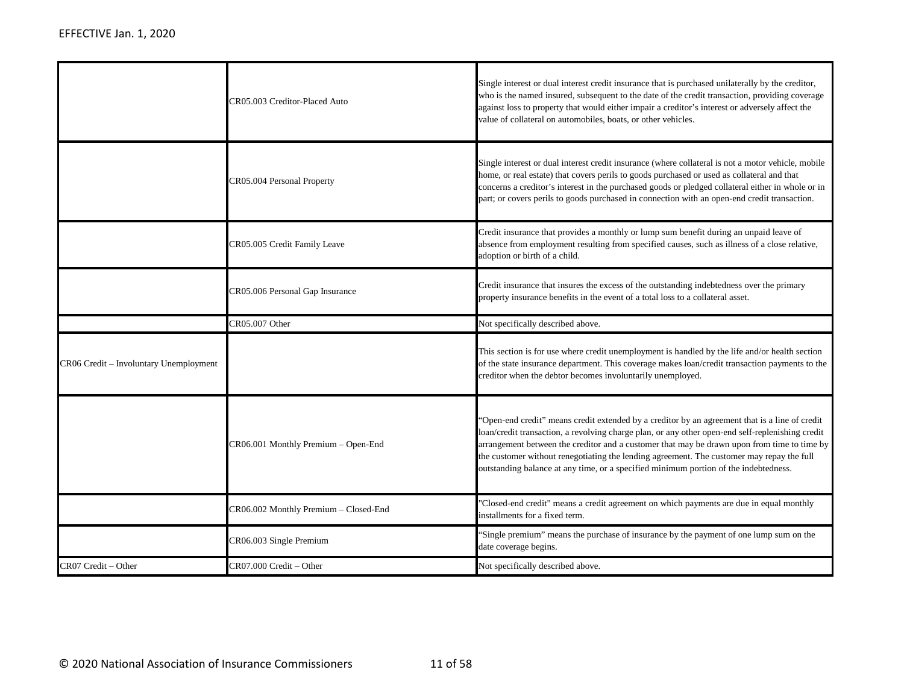EFFECTIVE Jan. 1, 2020

| | | |
|---|---|---|
| | CR05.003 Creditor-Placed Auto | Single interest or dual interest credit insurance that is purchased unilaterally by the creditor, who is the named insured, subsequent to the date of the credit transaction, providing coverage against loss to property that would either impair a creditor's interest or adversely affect the value of collateral on automobiles, boats, or other vehicles. |
| | CR05.004 Personal Property | Single interest or dual interest credit insurance (where collateral is not a motor vehicle, mobile home, or real estate) that covers perils to goods purchased or used as collateral and that concerns a creditor's interest in the purchased goods or pledged collateral either in whole or in part; or covers perils to goods purchased in connection with an open-end credit transaction. |
| | CR05.005 Credit Family Leave | Credit insurance that provides a monthly or lump sum benefit during an unpaid leave of absence from employment resulting from specified causes, such as illness of a close relative, adoption or birth of a child. |
| | CR05.006 Personal Gap Insurance | Credit insurance that insures the excess of the outstanding indebtedness over the primary property insurance benefits in the event of a total loss to a collateral asset. |
| | CR05.007 Other | Not specifically described above. |
| CR06 Credit – Involuntary Unemployment | | This section is for use where credit unemployment is handled by the life and/or health section of the state insurance department. This coverage makes loan/credit transaction payments to the creditor when the debtor becomes involuntarily unemployed. |
| | CR06.001 Monthly Premium – Open-End | "Open-end credit" means credit extended by a creditor by an agreement that is a line of credit loan/credit transaction, a revolving charge plan, or any other open-end self-replenishing credit arrangement between the creditor and a customer that may be drawn upon from time to time by the customer without renegotiating the lending agreement. The customer may repay the full outstanding balance at any time, or a specified minimum portion of the indebtedness. |
| | CR06.002 Monthly Premium – Closed-End | "Closed-end credit" means a credit agreement on which payments are due in equal monthly installments for a fixed term. |
| | CR06.003 Single Premium | "Single premium" means the purchase of insurance by the payment of one lump sum on the date coverage begins. |
| CR07 Credit – Other | CR07.000 Credit – Other | Not specifically described above. |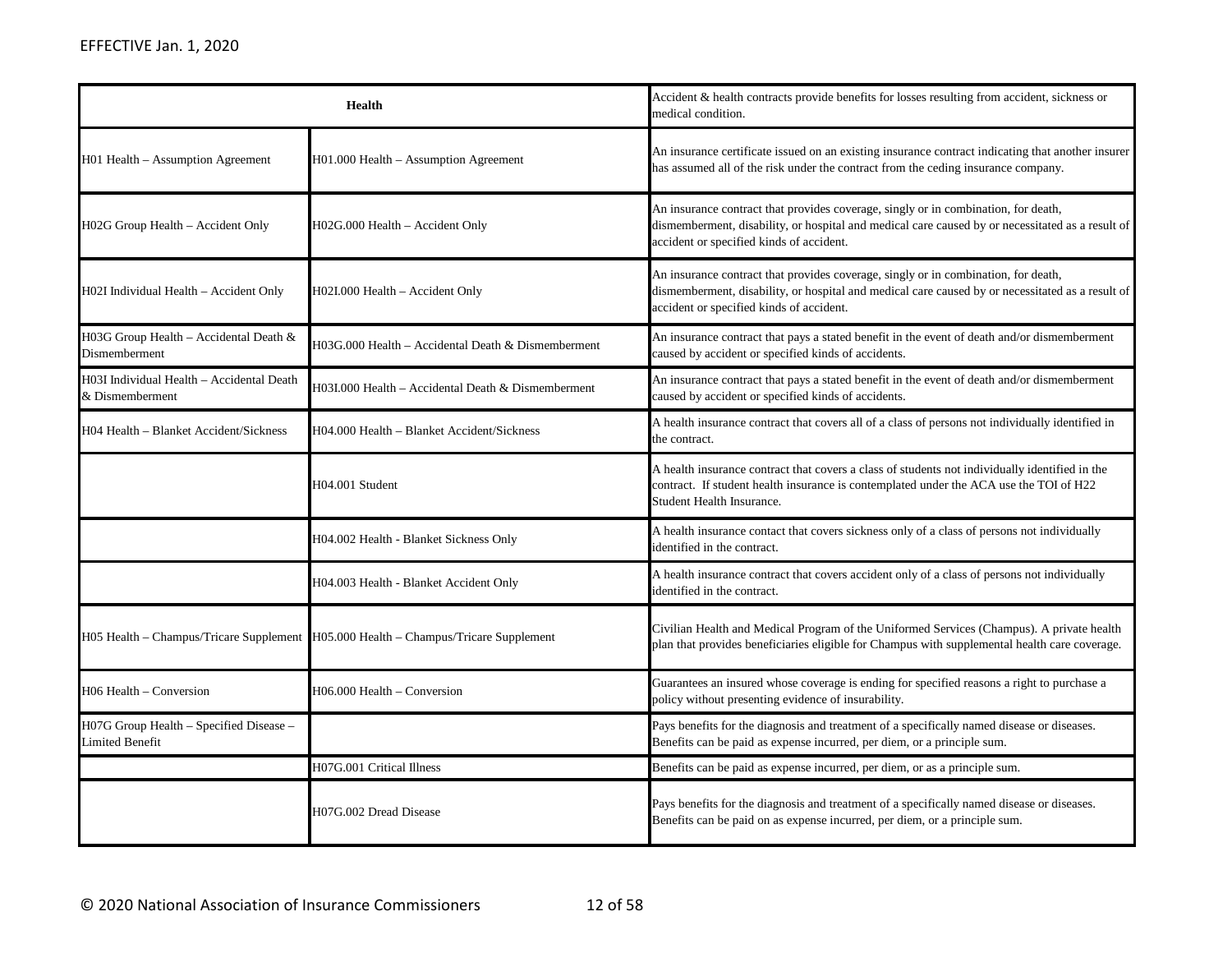| Health | | Accident & health contracts provide benefits for losses resulting from accident, sickness or medical condition. |
|---|---|---|
| H01 Health – Assumption Agreement | H01.000 Health – Assumption Agreement | An insurance certificate issued on an existing insurance contract indicating that another insurer has assumed all of the risk under the contract from the ceding insurance company. |
| H02G Group Health – Accident Only | H02G.000 Health – Accident Only | An insurance contract that provides coverage, singly or in combination, for death, dismemberment, disability, or hospital and medical care caused by or necessitated as a result of accident or specified kinds of accident. |
| H02I Individual Health – Accident Only | H02I.000 Health – Accident Only | An insurance contract that provides coverage, singly or in combination, for death, dismemberment, disability, or hospital and medical care caused by or necessitated as a result of accident or specified kinds of accident. |
| H03G Group Health – Accidental Death & Dismemberment | H03G.000 Health – Accidental Death & Dismemberment | An insurance contract that pays a stated benefit in the event of death and/or dismemberment caused by accident or specified kinds of accidents. |
| H03I Individual Health – Accidental Death & Dismemberment | H03I.000 Health – Accidental Death & Dismemberment | An insurance contract that pays a stated benefit in the event of death and/or dismemberment caused by accident or specified kinds of accidents. |
| H04 Health – Blanket Accident/Sickness | H04.000 Health – Blanket Accident/Sickness | A health insurance contract that covers all of a class of persons not individually identified in the contract. |
| | H04.001 Student | A health insurance contract that covers a class of students not individually identified in the contract. If student health insurance is contemplated under the ACA use the TOI of H22 Student Health Insurance. |
| | H04.002 Health - Blanket Sickness Only | A health insurance contact that covers sickness only of a class of persons not individually identified in the contract. |
| | H04.003 Health - Blanket Accident Only | A health insurance contract that covers accident only of a class of persons not individually identified in the contract. |
| H05 Health – Champus/Tricare Supplement | H05.000 Health – Champus/Tricare Supplement | Civilian Health and Medical Program of the Uniformed Services (Champus). A private health plan that provides beneficiaries eligible for Champus with supplemental health care coverage. |
| H06 Health – Conversion | H06.000 Health – Conversion | Guarantees an insured whose coverage is ending for specified reasons a right to purchase a policy without presenting evidence of insurability. |
| H07G Group Health – Specified Disease – Limited Benefit | | Pays benefits for the diagnosis and treatment of a specifically named disease or diseases. Benefits can be paid as expense incurred, per diem, or a principle sum. |
| | H07G.001 Critical Illness | Benefits can be paid as expense incurred, per diem, or as a principle sum. |
| | H07G.002 Dread Disease | Pays benefits for the diagnosis and treatment of a specifically named disease or diseases. Benefits can be paid on as expense incurred, per diem, or a principle sum. |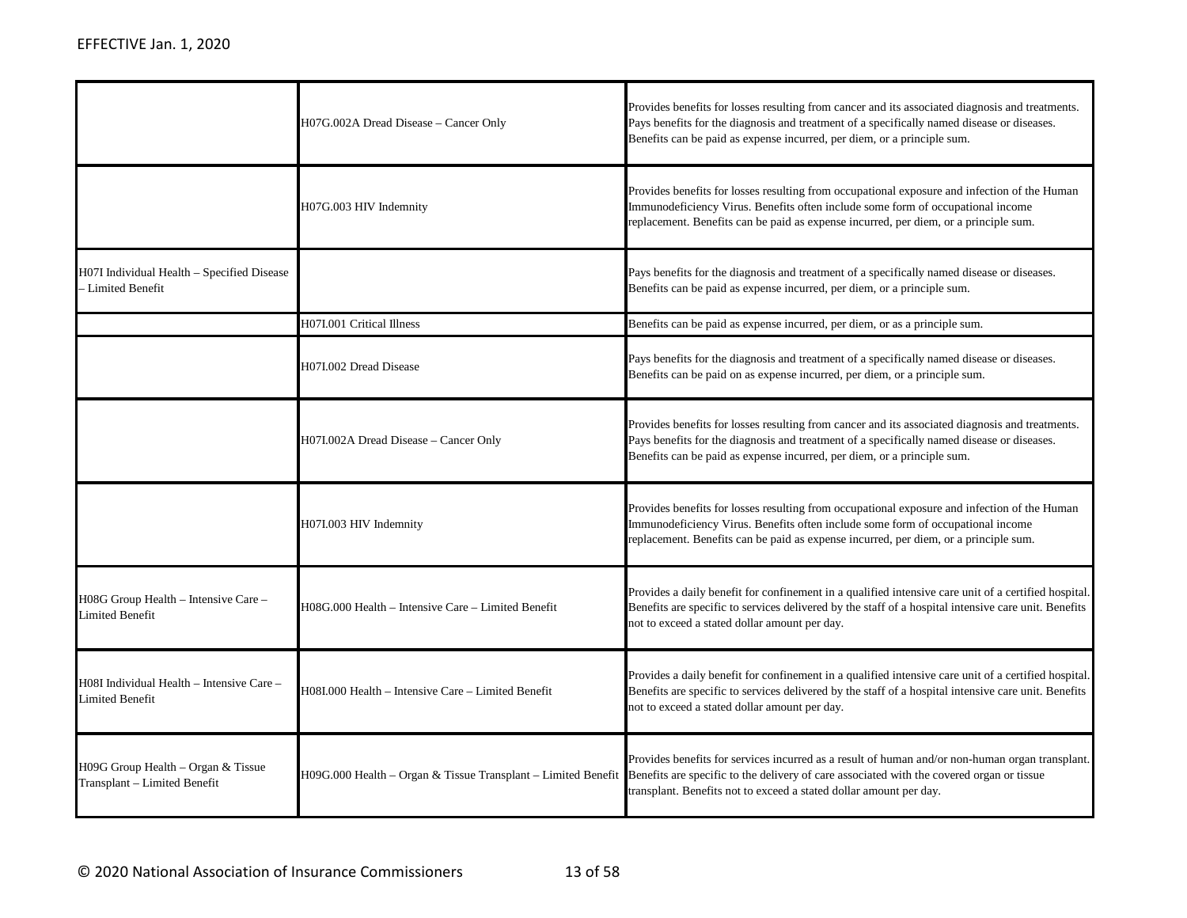EFFECTIVE Jan. 1, 2020

| | | |
|---|---|---|
| | H07G.002A Dread Disease – Cancer Only | Provides benefits for losses resulting from cancer and its associated diagnosis and treatments. Pays benefits for the diagnosis and treatment of a specifically named disease or diseases. Benefits can be paid as expense incurred, per diem, or a principle sum. |
| | H07G.003 HIV Indemnity | Provides benefits for losses resulting from occupational exposure and infection of the Human Immunodeficiency Virus. Benefits often include some form of occupational income replacement. Benefits can be paid as expense incurred, per diem, or a principle sum. |
| H07I Individual Health – Specified Disease – Limited Benefit | | Pays benefits for the diagnosis and treatment of a specifically named disease or diseases. Benefits can be paid as expense incurred, per diem, or a principle sum. |
| | H07I.001 Critical Illness | Benefits can be paid as expense incurred, per diem, or as a principle sum. |
| | H07I.002 Dread Disease | Pays benefits for the diagnosis and treatment of a specifically named disease or diseases. Benefits can be paid on as expense incurred, per diem, or a principle sum. |
| | H07I.002A Dread Disease – Cancer Only | Provides benefits for losses resulting from cancer and its associated diagnosis and treatments. Pays benefits for the diagnosis and treatment of a specifically named disease or diseases. Benefits can be paid as expense incurred, per diem, or a principle sum. |
| | H07I.003 HIV Indemnity | Provides benefits for losses resulting from occupational exposure and infection of the Human Immunodeficiency Virus. Benefits often include some form of occupational income replacement. Benefits can be paid as expense incurred, per diem, or a principle sum. |
| H08G Group Health – Intensive Care – Limited Benefit | H08G.000 Health – Intensive Care – Limited Benefit | Provides a daily benefit for confinement in a qualified intensive care unit of a certified hospital. Benefits are specific to services delivered by the staff of a hospital intensive care unit. Benefits not to exceed a stated dollar amount per day. |
| H08I Individual Health – Intensive Care – Limited Benefit | H08I.000 Health – Intensive Care – Limited Benefit | Provides a daily benefit for confinement in a qualified intensive care unit of a certified hospital. Benefits are specific to services delivered by the staff of a hospital intensive care unit. Benefits not to exceed a stated dollar amount per day. |
| H09G Group Health – Organ & Tissue Transplant – Limited Benefit | H09G.000 Health – Organ & Tissue Transplant – Limited Benefit | Provides benefits for services incurred as a result of human and/or non-human organ transplant. Benefits are specific to the delivery of care associated with the covered organ or tissue transplant. Benefits not to exceed a stated dollar amount per day. |

© 2020 National Association of Insurance Commissioners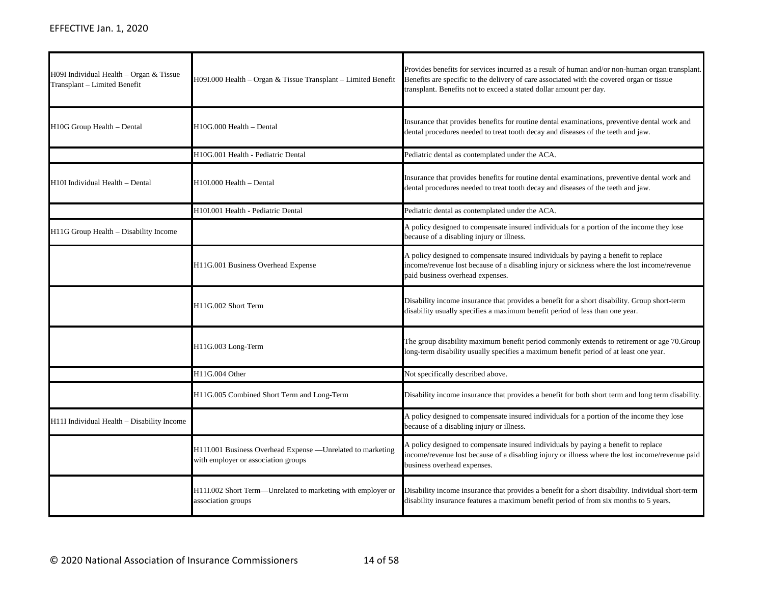| | | |
|---|---|---|
| H09I Individual Health – Organ & Tissue Transplant – Limited Benefit | H09I.000 Health – Organ & Tissue Transplant – Limited Benefit | Provides benefits for services incurred as a result of human and/or non-human organ transplant. Benefits are specific to the delivery of care associated with the covered organ or tissue transplant. Benefits not to exceed a stated dollar amount per day. |
| H10G Group Health – Dental | H10G.000 Health – Dental | Insurance that provides benefits for routine dental examinations, preventive dental work and dental procedures needed to treat tooth decay and diseases of the teeth and jaw. |
| | H10G.001 Health - Pediatric Dental | Pediatric dental as contemplated under the ACA. |
| H10I Individual Health – Dental | H10I.000 Health – Dental | Insurance that provides benefits for routine dental examinations, preventive dental work and dental procedures needed to treat tooth decay and diseases of the teeth and jaw. |
| | H10I.001 Health - Pediatric Dental | Pediatric dental as contemplated under the ACA. |
| H11G Group Health – Disability Income | | A policy designed to compensate insured individuals for a portion of the income they lose because of a disabling injury or illness. |
| | H11G.001 Business Overhead Expense | A policy designed to compensate insured individuals by paying a benefit to replace income/revenue lost because of a disabling injury or sickness where the lost income/revenue paid business overhead expenses. |
| | H11G.002 Short Term | Disability income insurance that provides a benefit for a short disability. Group short-term disability usually specifies a maximum benefit period of less than one year. |
| | H11G.003 Long-Term | The group disability maximum benefit period commonly extends to retirement or age 70.Group long-term disability usually specifies a maximum benefit period of at least one year. |
| | H11G.004 Other | Not specifically described above. |
| | H11G.005 Combined Short Term and Long-Term | Disability income insurance that provides a benefit for both short term and long term disability. |
| H11I Individual Health – Disability Income | | A policy designed to compensate insured individuals for a portion of the income they lose because of a disabling injury or illness. |
| | H11I.001 Business Overhead Expense —Unrelated to marketing with employer or association groups | A policy designed to compensate insured individuals by paying a benefit to replace income/revenue lost because of a disabling injury or illness where the lost income/revenue paid business overhead expenses. |
| | H11I.002 Short Term—Unrelated to marketing with employer or association groups | Disability income insurance that provides a benefit for a short disability. Individual short-term disability insurance features a maximum benefit period of from six months to 5 years. |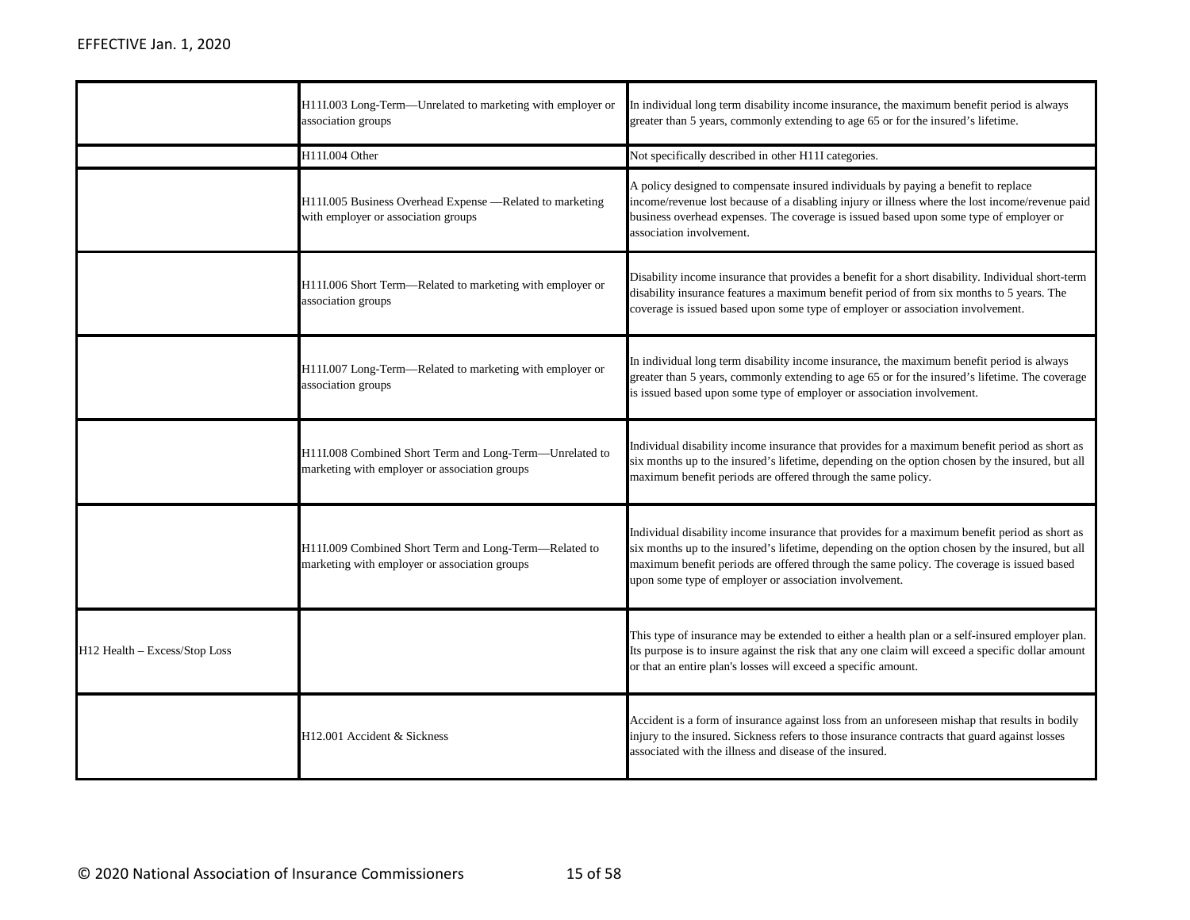| | | |
|---|---|---|
| | H11I.003 Long-Term—Unrelated to marketing with employer or association groups | In individual long term disability income insurance, the maximum benefit period is always greater than 5 years, commonly extending to age 65 or for the insured's lifetime. |
| | H11I.004 Other | Not specifically described in other H11I categories. |
| | H11I.005 Business Overhead Expense —Related to marketing with employer or association groups | A policy designed to compensate insured individuals by paying a benefit to replace income/revenue lost because of a disabling injury or illness where the lost income/revenue paid business overhead expenses. The coverage is issued based upon some type of employer or association involvement. |
| | H11I.006 Short Term—Related to marketing with employer or association groups | Disability income insurance that provides a benefit for a short disability. Individual short-term disability insurance features a maximum benefit period of from six months to 5 years. The coverage is issued based upon some type of employer or association involvement. |
| | H11I.007 Long-Term—Related to marketing with employer or association groups | In individual long term disability income insurance, the maximum benefit period is always greater than 5 years, commonly extending to age 65 or for the insured's lifetime. The coverage is issued based upon some type of employer or association involvement. |
| | H11I.008 Combined Short Term and Long-Term—Unrelated to marketing with employer or association groups | Individual disability income insurance that provides for a maximum benefit period as short as six months up to the insured's lifetime, depending on the option chosen by the insured, but all maximum benefit periods are offered through the same policy. |
| | H11I.009 Combined Short Term and Long-Term—Related to marketing with employer or association groups | Individual disability income insurance that provides for a maximum benefit period as short as six months up to the insured's lifetime, depending on the option chosen by the insured, but all maximum benefit periods are offered through the same policy. The coverage is issued based upon some type of employer or association involvement. |
| H12 Health – Excess/Stop Loss | | This type of insurance may be extended to either a health plan or a self-insured employer plan. Its purpose is to insure against the risk that any one claim will exceed a specific dollar amount or that an entire plan's losses will exceed a specific amount. |
| | H12.001 Accident & Sickness | Accident is a form of insurance against loss from an unforeseen mishap that results in bodily injury to the insured. Sickness refers to those insurance contracts that guard against losses associated with the illness and disease of the insured. |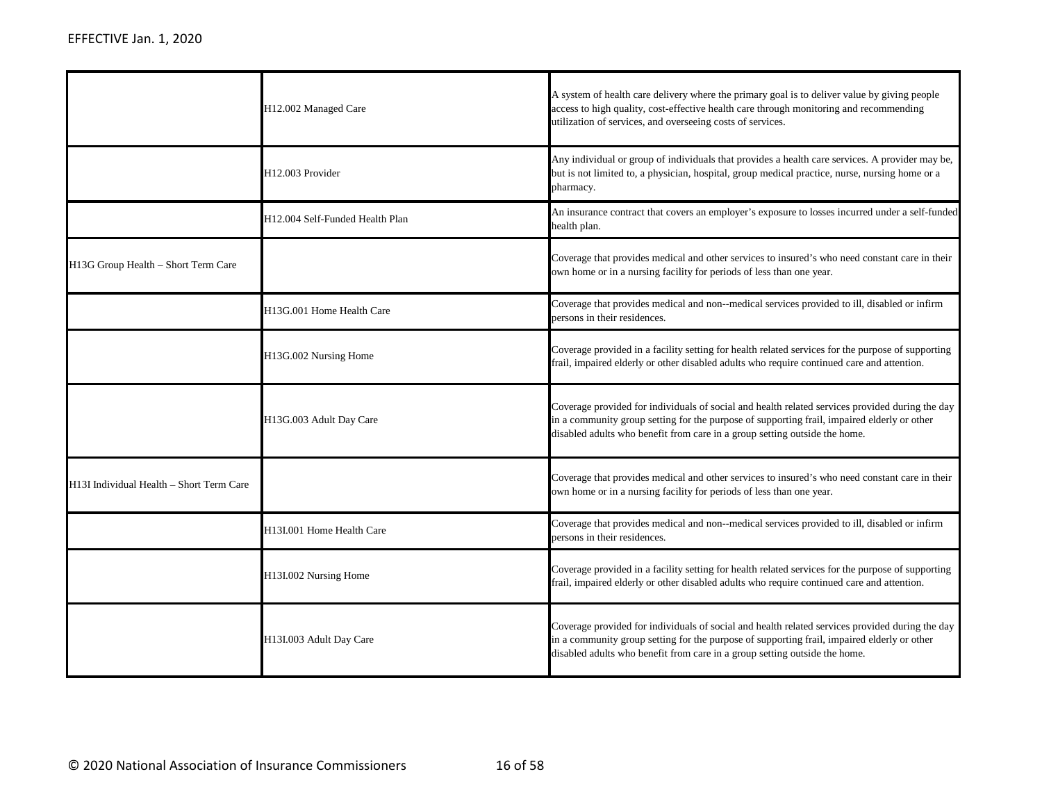| | | |
|---|---|---|
| | H12.002 Managed Care | A system of health care delivery where the primary goal is to deliver value by giving people access to high quality, cost-effective health care through monitoring and recommending utilization of services, and overseeing costs of services. |
| | H12.003 Provider | Any individual or group of individuals that provides a health care services. A provider may be, but is not limited to, a physician, hospital, group medical practice, nurse, nursing home or a pharmacy. |
| | H12.004 Self-Funded Health Plan | An insurance contract that covers an employer's exposure to losses incurred under a self-funded health plan. |
| H13G Group Health – Short Term Care | | Coverage that provides medical and other services to insured's who need constant care in their own home or in a nursing facility for periods of less than one year. |
| | H13G.001 Home Health Care | Coverage that provides medical and non--medical services provided to ill, disabled or infirm persons in their residences. |
| | H13G.002 Nursing Home | Coverage provided in a facility setting for health related services for the purpose of supporting frail, impaired elderly or other disabled adults who require continued care and attention. |
| | H13G.003 Adult Day Care | Coverage provided for individuals of social and health related services provided during the day in a community group setting for the purpose of supporting frail, impaired elderly or other disabled adults who benefit from care in a group setting outside the home. |
| H13I Individual Health – Short Term Care | | Coverage that provides medical and other services to insured's who need constant care in their own home or in a nursing facility for periods of less than one year. |
| | H13I.001 Home Health Care | Coverage that provides medical and non--medical services provided to ill, disabled or infirm persons in their residences. |
| | H13I.002 Nursing Home | Coverage provided in a facility setting for health related services for the purpose of supporting frail, impaired elderly or other disabled adults who require continued care and attention. |
| | H13I.003 Adult Day Care | Coverage provided for individuals of social and health related services provided during the day in a community group setting for the purpose of supporting frail, impaired elderly or other disabled adults who benefit from care in a group setting outside the home. |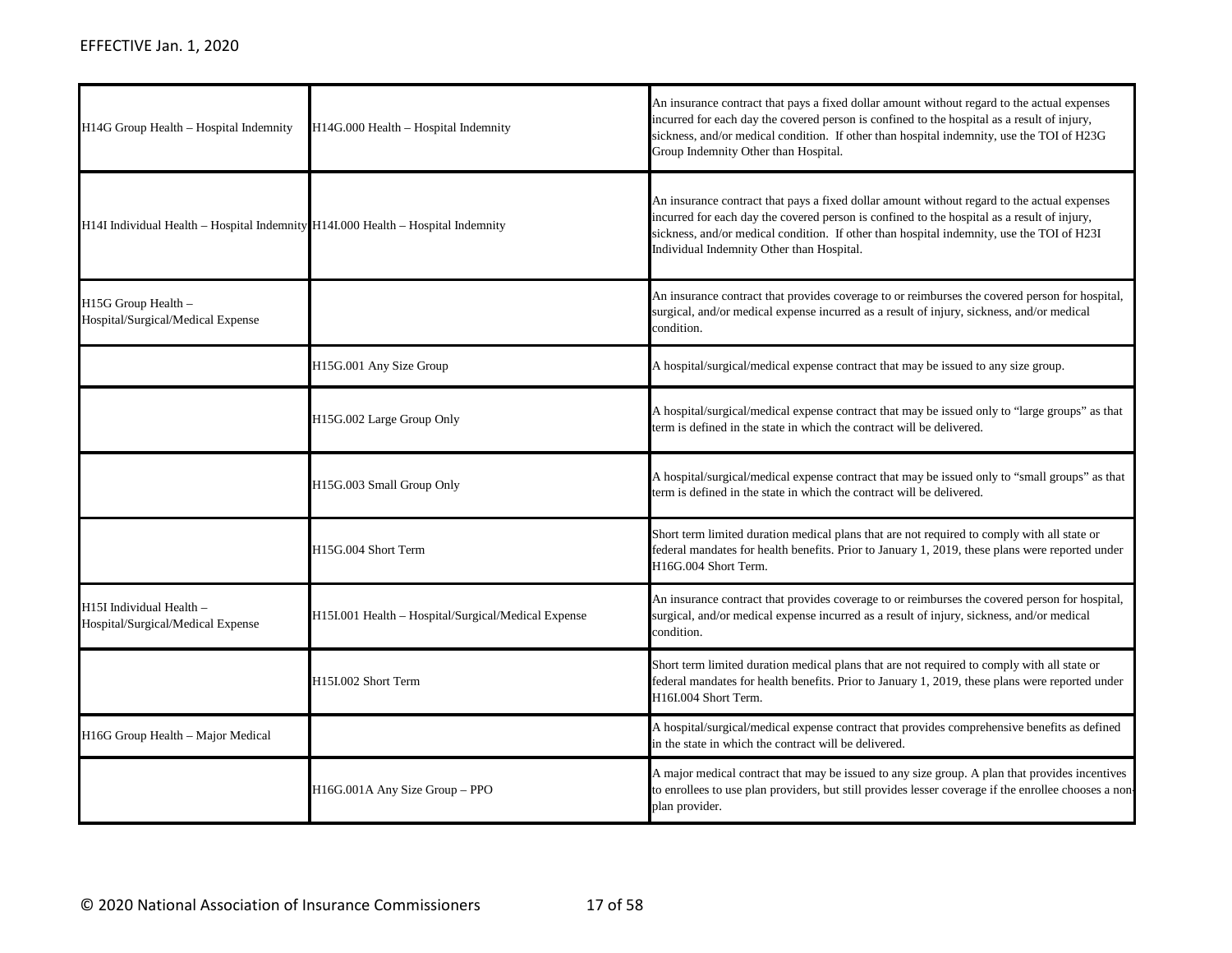| | | |
|---|---|---|
| H14G Group Health – Hospital Indemnity | H14G.000 Health – Hospital Indemnity | An insurance contract that pays a fixed dollar amount without regard to the actual expenses incurred for each day the covered person is confined to the hospital as a result of injury, sickness, and/or medical condition. If other than hospital indemnity, use the TOI of H23G Group Indemnity Other than Hospital. |
| H14I Individual Health – Hospital Indemnity | H14I.000 Health – Hospital Indemnity | An insurance contract that pays a fixed dollar amount without regard to the actual expenses incurred for each day the covered person is confined to the hospital as a result of injury, sickness, and/or medical condition. If other than hospital indemnity, use the TOI of H23I Individual Indemnity Other than Hospital. |
| H15G Group Health – Hospital/Surgical/Medical Expense | | An insurance contract that provides coverage to or reimburses the covered person for hospital, surgical, and/or medical expense incurred as a result of injury, sickness, and/or medical condition. |
| | H15G.001 Any Size Group | A hospital/surgical/medical expense contract that may be issued to any size group. |
| | H15G.002 Large Group Only | A hospital/surgical/medical expense contract that may be issued only to "large groups" as that term is defined in the state in which the contract will be delivered. |
| | H15G.003 Small Group Only | A hospital/surgical/medical expense contract that may be issued only to "small groups" as that term is defined in the state in which the contract will be delivered. |
| | H15G.004 Short Term | Short term limited duration medical plans that are not required to comply with all state or federal mandates for health benefits. Prior to January 1, 2019, these plans were reported under H16G.004 Short Term. |
| H15I Individual Health – Hospital/Surgical/Medical Expense | H15I.001 Health – Hospital/Surgical/Medical Expense | An insurance contract that provides coverage to or reimburses the covered person for hospital, surgical, and/or medical expense incurred as a result of injury, sickness, and/or medical condition. |
| | H15I.002 Short Term | Short term limited duration medical plans that are not required to comply with all state or federal mandates for health benefits. Prior to January 1, 2019, these plans were reported under H16I.004 Short Term. |
| H16G Group Health – Major Medical | | A hospital/surgical/medical expense contract that provides comprehensive benefits as defined in the state in which the contract will be delivered. |
| | H16G.001A Any Size Group – PPO | A major medical contract that may be issued to any size group. A plan that provides incentives to enrollees to use plan providers, but still provides lesser coverage if the enrollee chooses a non-plan provider. |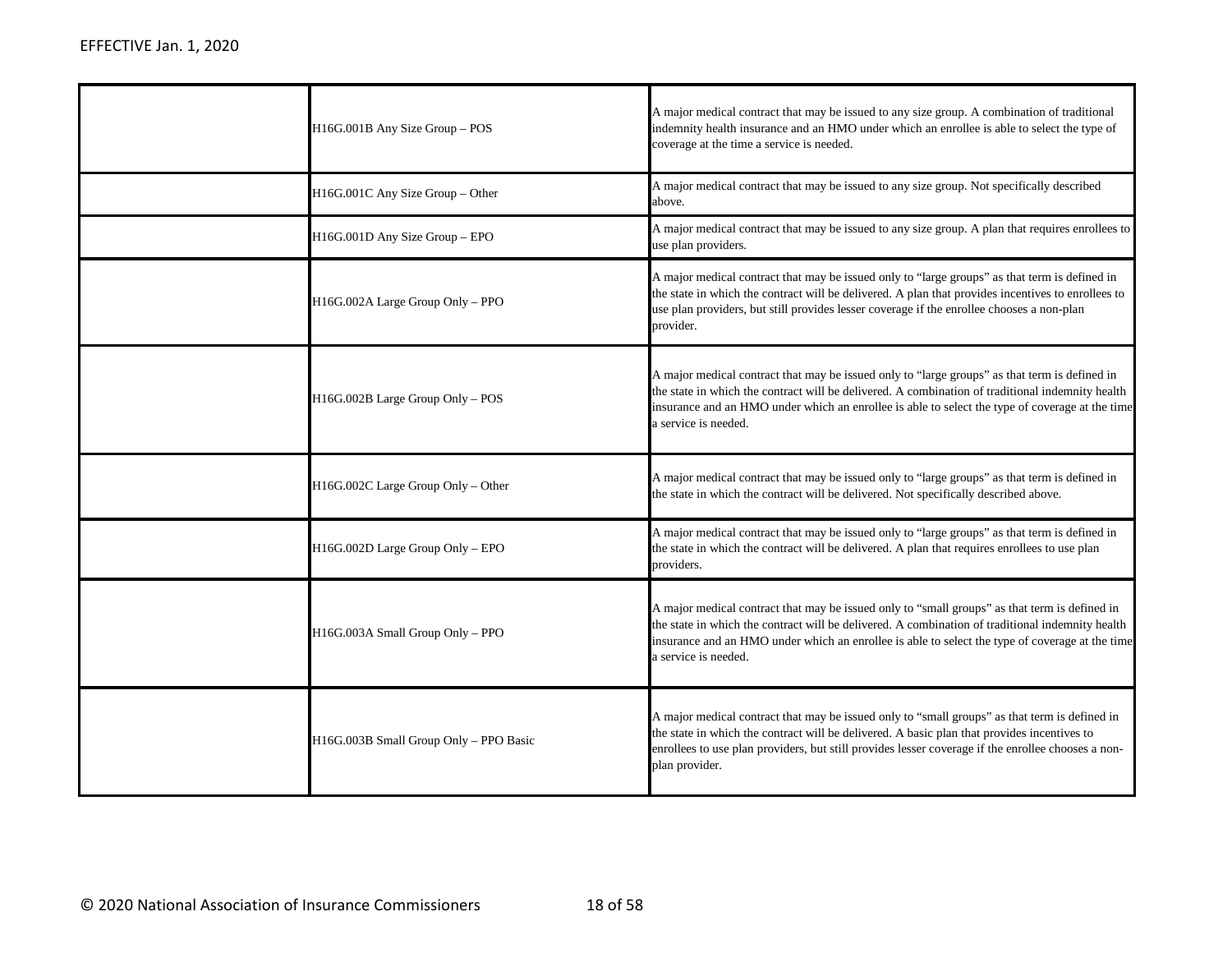| | | |
|---|---|---|
| | H16G.001B Any Size Group – POS | A major medical contract that may be issued to any size group. A combination of traditional indemnity health insurance and an HMO under which an enrollee is able to select the type of coverage at the time a service is needed. |
| | H16G.001C Any Size Group – Other | A major medical contract that may be issued to any size group. Not specifically described above. |
| | H16G.001D Any Size Group – EPO | A major medical contract that may be issued to any size group. A plan that requires enrollees to use plan providers. |
| | H16G.002A Large Group Only – PPO | A major medical contract that may be issued only to "large groups" as that term is defined in the state in which the contract will be delivered. A plan that provides incentives to enrollees to use plan providers, but still provides lesser coverage if the enrollee chooses a non-plan provider. |
| | H16G.002B Large Group Only – POS | A major medical contract that may be issued only to "large groups" as that term is defined in the state in which the contract will be delivered. A combination of traditional indemnity health insurance and an HMO under which an enrollee is able to select the type of coverage at the time a service is needed. |
| | H16G.002C Large Group Only – Other | A major medical contract that may be issued only to "large groups" as that term is defined in the state in which the contract will be delivered. Not specifically described above. |
| | H16G.002D Large Group Only – EPO | A major medical contract that may be issued only to "large groups" as that term is defined in the state in which the contract will be delivered. A plan that requires enrollees to use plan providers. |
| | H16G.003A Small Group Only – PPO | A major medical contract that may be issued only to "small groups" as that term is defined in the state in which the contract will be delivered. A combination of traditional indemnity health insurance and an HMO under which an enrollee is able to select the type of coverage at the time a service is needed. |
| | H16G.003B Small Group Only – PPO Basic | A major medical contract that may be issued only to "small groups" as that term is defined in the state in which the contract will be delivered. A basic plan that provides incentives to enrollees to use plan providers, but still provides lesser coverage if the enrollee chooses a non-plan provider. |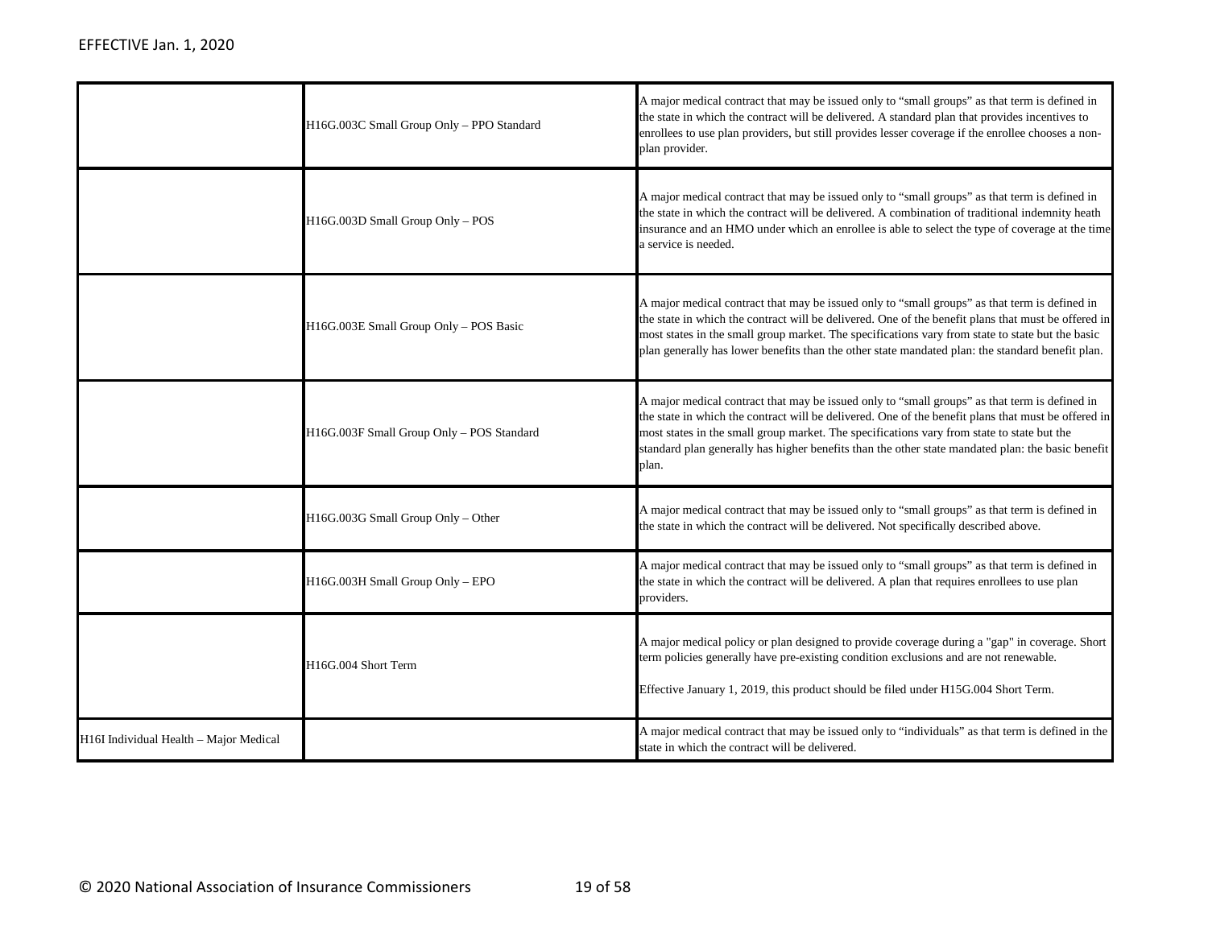| | | |
|---|---|---|
| | H16G.003C Small Group Only – PPO Standard | A major medical contract that may be issued only to "small groups" as that term is defined in the state in which the contract will be delivered. A standard plan that provides incentives to enrollees to use plan providers, but still provides lesser coverage if the enrollee chooses a non-plan provider. |
| | H16G.003D Small Group Only – POS | A major medical contract that may be issued only to "small groups" as that term is defined in the state in which the contract will be delivered. A combination of traditional indemnity heath insurance and an HMO under which an enrollee is able to select the type of coverage at the time a service is needed. |
| | H16G.003E Small Group Only – POS Basic | A major medical contract that may be issued only to "small groups" as that term is defined in the state in which the contract will be delivered. One of the benefit plans that must be offered in most states in the small group market. The specifications vary from state to state but the basic plan generally has lower benefits than the other state mandated plan: the standard benefit plan. |
| | H16G.003F Small Group Only – POS Standard | A major medical contract that may be issued only to "small groups" as that term is defined in the state in which the contract will be delivered. One of the benefit plans that must be offered in most states in the small group market. The specifications vary from state to state but the standard plan generally has higher benefits than the other state mandated plan: the basic benefit plan. |
| | H16G.003G Small Group Only – Other | A major medical contract that may be issued only to "small groups" as that term is defined in the state in which the contract will be delivered. Not specifically described above. |
| | H16G.003H Small Group Only – EPO | A major medical contract that may be issued only to "small groups" as that term is defined in the state in which the contract will be delivered. A plan that requires enrollees to use plan providers. |
| | H16G.004 Short Term | A major medical policy or plan designed to provide coverage during a "gap" in coverage. Short term policies generally have pre-existing condition exclusions and are not renewable.<br><br>Effective January 1, 2019, this product should be filed under H15G.004 Short Term. |
| H16I Individual Health – Major Medical | | A major medical contract that may be issued only to "individuals" as that term is defined in the state in which the contract will be delivered. |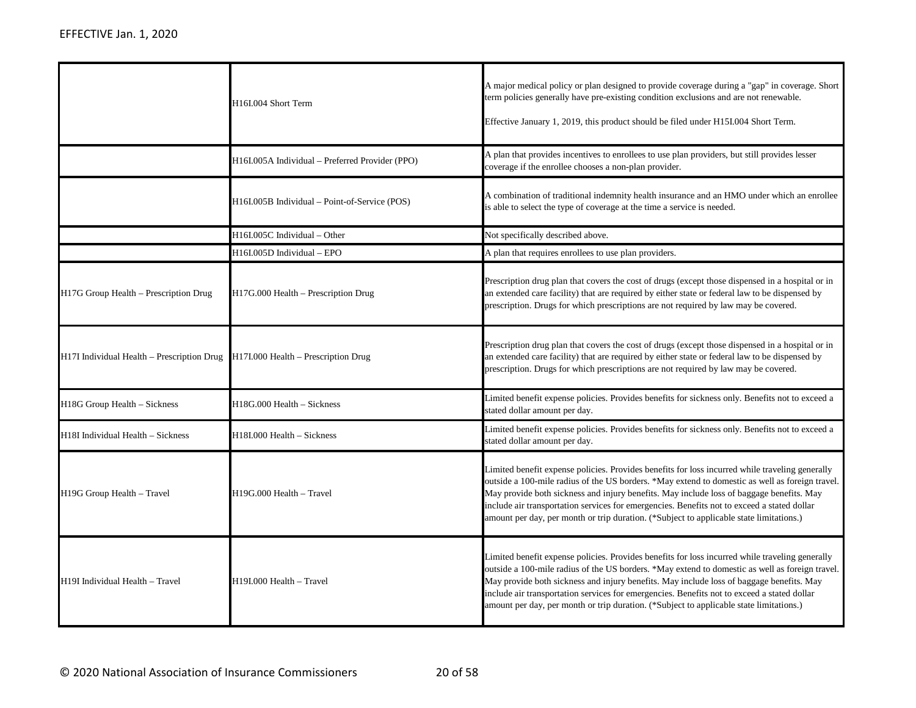| | | |
|---|---|---|
| | H16I.004 Short Term | A major medical policy or plan designed to provide coverage during a "gap" in coverage. Short term policies generally have pre-existing condition exclusions and are not renewable.<br><br>Effective January 1, 2019, this product should be filed under H15I.004 Short Term. |
| | H16I.005A Individual – Preferred Provider (PPO) | A plan that provides incentives to enrollees to use plan providers, but still provides lesser coverage if the enrollee chooses a non-plan provider. |
| | H16I.005B Individual – Point-of-Service (POS) | A combination of traditional indemnity health insurance and an HMO under which an enrollee is able to select the type of coverage at the time a service is needed. |
| | H16I.005C Individual – Other | Not specifically described above. |
| | H16I.005D Individual – EPO | A plan that requires enrollees to use plan providers. |
| H17G Group Health – Prescription Drug | H17G.000 Health – Prescription Drug | Prescription drug plan that covers the cost of drugs (except those dispensed in a hospital or in an extended care facility) that are required by either state or federal law to be dispensed by prescription. Drugs for which prescriptions are not required by law may be covered. |
| H17I Individual Health – Prescription Drug | H17I.000 Health – Prescription Drug | Prescription drug plan that covers the cost of drugs (except those dispensed in a hospital or in an extended care facility) that are required by either state or federal law to be dispensed by prescription. Drugs for which prescriptions are not required by law may be covered. |
| H18G Group Health – Sickness | H18G.000 Health – Sickness | Limited benefit expense policies. Provides benefits for sickness only. Benefits not to exceed a stated dollar amount per day. |
| H18I Individual Health – Sickness | H18I.000 Health – Sickness | Limited benefit expense policies. Provides benefits for sickness only. Benefits not to exceed a stated dollar amount per day. |
| H19G Group Health – Travel | H19G.000 Health – Travel | Limited benefit expense policies. Provides benefits for loss incurred while traveling generally outside a 100-mile radius of the US borders. *May extend to domestic as well as foreign travel. May provide both sickness and injury benefits. May include loss of baggage benefits. May include air transportation services for emergencies. Benefits not to exceed a stated dollar amount per day, per month or trip duration. (*Subject to applicable state limitations.) |
| H19I Individual Health – Travel | H19I.000 Health – Travel | Limited benefit expense policies. Provides benefits for loss incurred while traveling generally outside a 100-mile radius of the US borders. *May extend to domestic as well as foreign travel. May provide both sickness and injury benefits. May include loss of baggage benefits. May include air transportation services for emergencies. Benefits not to exceed a stated dollar amount per day, per month or trip duration. (*Subject to applicable state limitations.) |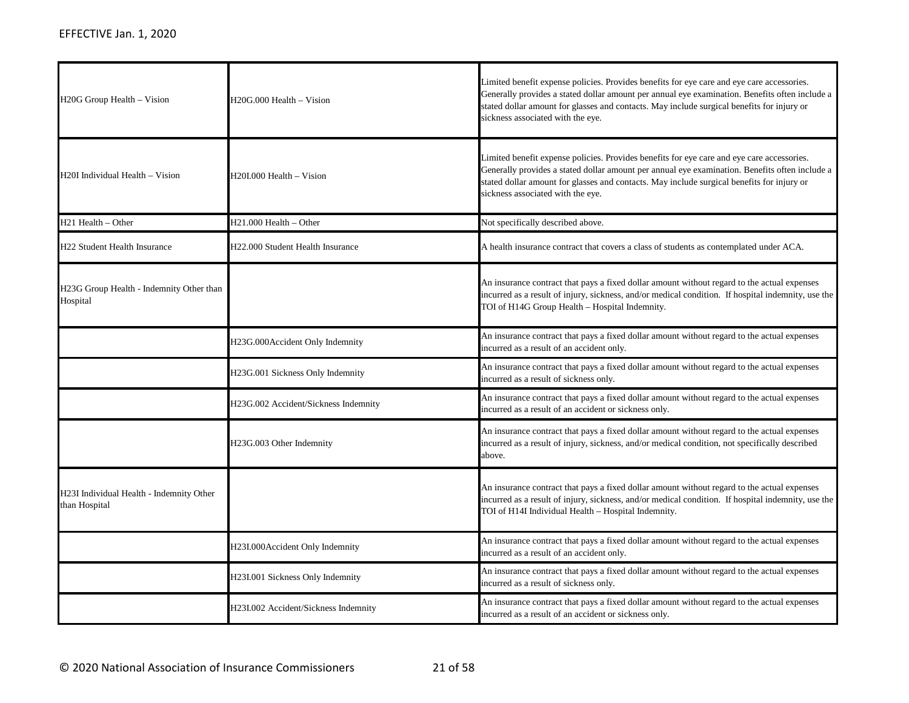EFFECTIVE Jan. 1, 2020

| | | |
|---|---|---|
| H20G Group Health – Vision | H20G.000 Health – Vision | Limited benefit expense policies. Provides benefits for eye care and eye care accessories. Generally provides a stated dollar amount per annual eye examination. Benefits often include a stated dollar amount for glasses and contacts. May include surgical benefits for injury or sickness associated with the eye. |
| H20I Individual Health – Vision | H20I.000 Health – Vision | Limited benefit expense policies. Provides benefits for eye care and eye care accessories. Generally provides a stated dollar amount per annual eye examination. Benefits often include a stated dollar amount for glasses and contacts. May include surgical benefits for injury or sickness associated with the eye. |
| H21 Health – Other | H21.000 Health – Other | Not specifically described above. |
| H22 Student Health Insurance | H22.000 Student Health Insurance | A health insurance contract that covers a class of students as contemplated under ACA. |
| H23G Group Health - Indemnity Other than Hospital | | An insurance contract that pays a fixed dollar amount without regard to the actual expenses incurred as a result of injury, sickness, and/or medical condition. If hospital indemnity, use the TOI of H14G Group Health – Hospital Indemnity. |
| | H23G.000Accident Only Indemnity | An insurance contract that pays a fixed dollar amount without regard to the actual expenses incurred as a result of an accident only. |
| | H23G.001 Sickness Only Indemnity | An insurance contract that pays a fixed dollar amount without regard to the actual expenses incurred as a result of sickness only. |
| | H23G.002 Accident/Sickness Indemnity | An insurance contract that pays a fixed dollar amount without regard to the actual expenses incurred as a result of an accident or sickness only. |
| | H23G.003 Other Indemnity | An insurance contract that pays a fixed dollar amount without regard to the actual expenses incurred as a result of injury, sickness, and/or medical condition, not specifically described above. |
| H23I Individual Health - Indemnity Other than Hospital | | An insurance contract that pays a fixed dollar amount without regard to the actual expenses incurred as a result of injury, sickness, and/or medical condition. If hospital indemnity, use the TOI of H14I Individual Health – Hospital Indemnity. |
| | H23I.000Accident Only Indemnity | An insurance contract that pays a fixed dollar amount without regard to the actual expenses incurred as a result of an accident only. |
| | H23I.001 Sickness Only Indemnity | An insurance contract that pays a fixed dollar amount without regard to the actual expenses incurred as a result of sickness only. |
| | H23I.002 Accident/Sickness Indemnity | An insurance contract that pays a fixed dollar amount without regard to the actual expenses incurred as a result of an accident or sickness only. |

© 2020 National Association of Insurance Commissioners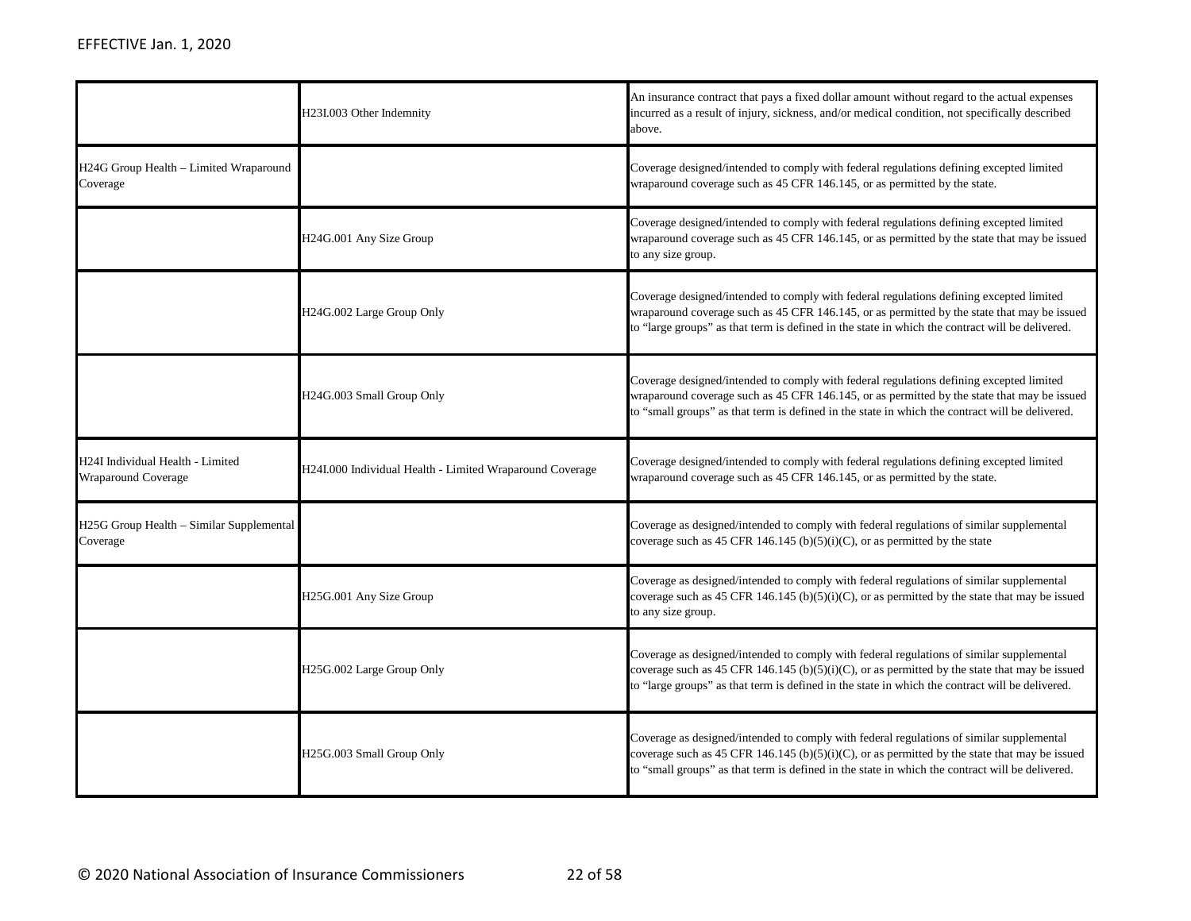| | | |
|---|---|---|
| | H23I.003 Other Indemnity | An insurance contract that pays a fixed dollar amount without regard to the actual expenses incurred as a result of injury, sickness, and/or medical condition, not specifically described above. |
| H24G Group Health – Limited Wraparound Coverage | | Coverage designed/intended to comply with federal regulations defining excepted limited wraparound coverage such as 45 CFR 146.145, or as permitted by the state. |
| | H24G.001 Any Size Group | Coverage designed/intended to comply with federal regulations defining excepted limited wraparound coverage such as 45 CFR 146.145, or as permitted by the state that may be issued to any size group. |
| | H24G.002 Large Group Only | Coverage designed/intended to comply with federal regulations defining excepted limited wraparound coverage such as 45 CFR 146.145, or as permitted by the state that may be issued to "large groups" as that term is defined in the state in which the contract will be delivered. |
| | H24G.003 Small Group Only | Coverage designed/intended to comply with federal regulations defining excepted limited wraparound coverage such as 45 CFR 146.145, or as permitted by the state that may be issued to "small groups" as that term is defined in the state in which the contract will be delivered. |
| H24I Individual Health - Limited Wraparound Coverage | H24I.000 Individual Health - Limited Wraparound Coverage | Coverage designed/intended to comply with federal regulations defining excepted limited wraparound coverage such as 45 CFR 146.145, or as permitted by the state. |
| H25G Group Health – Similar Supplemental Coverage | | Coverage as designed/intended to comply with federal regulations of similar supplemental coverage such as 45 CFR 146.145 (b)(5)(i)(C), or as permitted by the state |
| | H25G.001 Any Size Group | Coverage as designed/intended to comply with federal regulations of similar supplemental coverage such as 45 CFR 146.145 (b)(5)(i)(C), or as permitted by the state that may be issued to any size group. |
| | H25G.002 Large Group Only | Coverage as designed/intended to comply with federal regulations of similar supplemental coverage such as 45 CFR 146.145 (b)(5)(i)(C), or as permitted by the state that may be issued to "large groups" as that term is defined in the state in which the contract will be delivered. |
| | H25G.003 Small Group Only | Coverage as designed/intended to comply with federal regulations of similar supplemental coverage such as 45 CFR 146.145 (b)(5)(i)(C), or as permitted by the state that may be issued to "small groups" as that term is defined in the state in which the contract will be delivered. |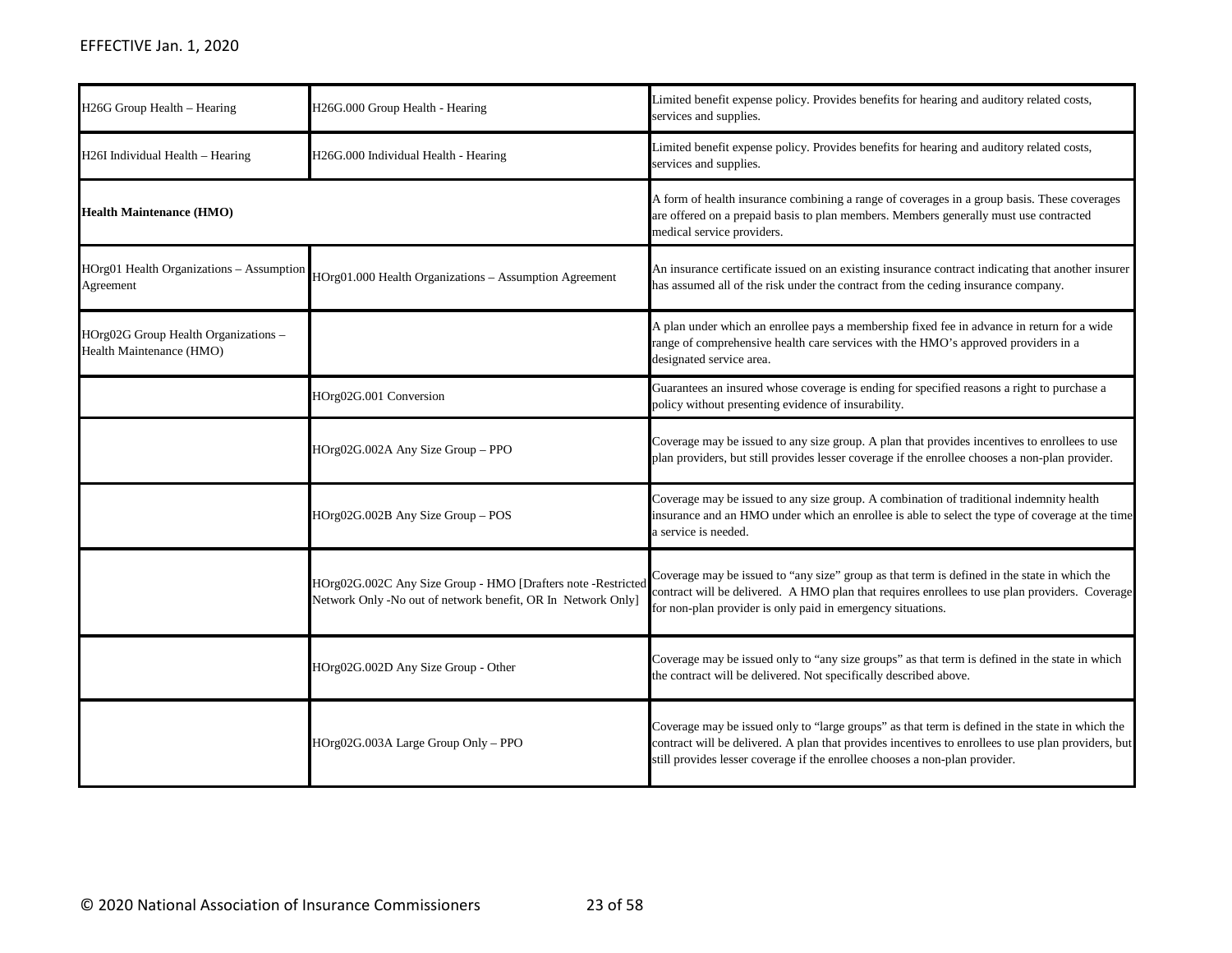EFFECTIVE Jan. 1, 2020

| | | |
|---|---|---|
| H26G Group Health – Hearing | H26G.000 Group Health - Hearing | Limited benefit expense policy. Provides benefits for hearing and auditory related costs, services and supplies. |
| H26I Individual Health – Hearing | H26G.000 Individual Health - Hearing | Limited benefit expense policy. Provides benefits for hearing and auditory related costs, services and supplies. |
| **Health Maintenance (HMO)** | | A form of health insurance combining a range of coverages in a group basis. These coverages are offered on a prepaid basis to plan members. Members generally must use contracted medical service providers. |
| HOrg01 Health Organizations – Assumption Agreement | HOrg01.000 Health Organizations – Assumption Agreement | An insurance certificate issued on an existing insurance contract indicating that another insurer has assumed all of the risk under the contract from the ceding insurance company. |
| HOrg02G Group Health Organizations – Health Maintenance (HMO) | | A plan under which an enrollee pays a membership fixed fee in advance in return for a wide range of comprehensive health care services with the HMO's approved providers in a designated service area. |
| | HOrg02G.001 Conversion | Guarantees an insured whose coverage is ending for specified reasons a right to purchase a policy without presenting evidence of insurability. |
| | HOrg02G.002A Any Size Group – PPO | Coverage may be issued to any size group. A plan that provides incentives to enrollees to use plan providers, but still provides lesser coverage if the enrollee chooses a non-plan provider. |
| | HOrg02G.002B Any Size Group – POS | Coverage may be issued to any size group. A combination of traditional indemnity health insurance and an HMO under which an enrollee is able to select the type of coverage at the time a service is needed. |
| | HOrg02G.002C Any Size Group - HMO [Drafters note -Restricted Network Only -No out of network benefit, OR In Network Only] | Coverage may be issued to "any size" group as that term is defined in the state in which the contract will be delivered. A HMO plan that requires enrollees to use plan providers. Coverage for non-plan provider is only paid in emergency situations. |
| | HOrg02G.002D Any Size Group - Other | Coverage may be issued only to "any size groups" as that term is defined in the state in which the contract will be delivered. Not specifically described above. |
| | HOrg02G.003A Large Group Only – PPO | Coverage may be issued only to "large groups" as that term is defined in the state in which the contract will be delivered. A plan that provides incentives to enrollees to use plan providers, but still provides lesser coverage if the enrollee chooses a non-plan provider. |

© 2020 National Association of Insurance Commissioners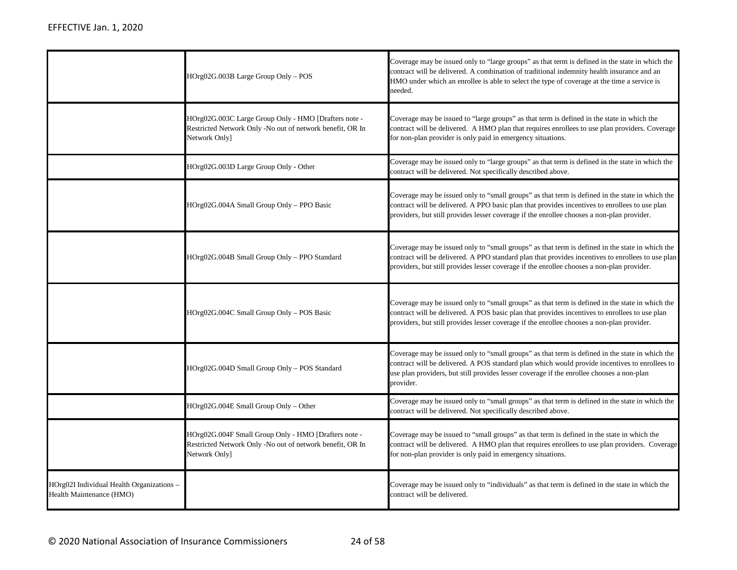| | | |
|---|---|---|
| | HOrg02G.003B Large Group Only – POS | Coverage may be issued only to "large groups" as that term is defined in the state in which the contract will be delivered. A combination of traditional indemnity health insurance and an HMO under which an enrollee is able to select the type of coverage at the time a service is needed. |
| | HOrg02G.003C Large Group Only - HMO [Drafters note - Restricted Network Only -No out of network benefit, OR In Network Only] | Coverage may be issued to "large groups" as that term is defined in the state in which the contract will be delivered. A HMO plan that requires enrollees to use plan providers. Coverage for non-plan provider is only paid in emergency situations. |
| | HOrg02G.003D Large Group Only - Other | Coverage may be issued only to "large groups" as that term is defined in the state in which the contract will be delivered. Not specifically described above. |
| | HOrg02G.004A Small Group Only – PPO Basic | Coverage may be issued only to "small groups" as that term is defined in the state in which the contract will be delivered. A PPO basic plan that provides incentives to enrollees to use plan providers, but still provides lesser coverage if the enrollee chooses a non-plan provider. |
| | HOrg02G.004B Small Group Only – PPO Standard | Coverage may be issued only to "small groups" as that term is defined in the state in which the contract will be delivered. A PPO standard plan that provides incentives to enrollees to use plan providers, but still provides lesser coverage if the enrollee chooses a non-plan provider. |
| | HOrg02G.004C Small Group Only – POS Basic | Coverage may be issued only to "small groups" as that term is defined in the state in which the contract will be delivered. A POS basic plan that provides incentives to enrollees to use plan providers, but still provides lesser coverage if the enrollee chooses a non-plan provider. |
| | HOrg02G.004D Small Group Only – POS Standard | Coverage may be issued only to "small groups" as that term is defined in the state in which the contract will be delivered. A POS standard plan which would provide incentives to enrollees to use plan providers, but still provides lesser coverage if the enrollee chooses a non-plan provider. |
| | HOrg02G.004E Small Group Only – Other | Coverage may be issued only to "small groups" as that term is defined in the state in which the contract will be delivered. Not specifically described above. |
| | HOrg02G.004F Small Group Only - HMO [Drafters note - Restricted Network Only -No out of network benefit, OR In Network Only] | Coverage may be issued to "small groups" as that term is defined in the state in which the contract will be delivered. A HMO plan that requires enrollees to use plan providers. Coverage for non-plan provider is only paid in emergency situations. |
| HOrg02I Individual Health Organizations – Health Maintenance (HMO) | | Coverage may be issued only to "individuals" as that term is defined in the state in which the contract will be delivered. |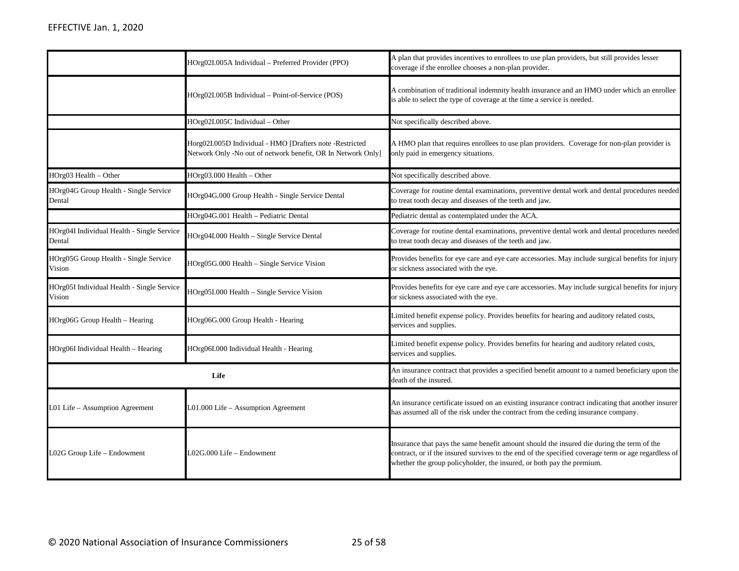| | | |
|---|---|---|
| | HOrg02I.005A Individual – Preferred Provider (PPO) | A plan that provides incentives to enrollees to use plan providers, but still provides lesser coverage if the enrollee chooses a non-plan provider. |
| | HOrg02I.005B Individual – Point-of-Service (POS) | A combination of traditional indemnity health insurance and an HMO under which an enrollee is able to select the type of coverage at the time a service is needed. |
| | HOrg02I.005C Individual – Other | Not specifically described above. |
| | Horg02I.005D Individual - HMO [Drafters note -Restricted Network Only -No out of network benefit, OR In Network Only] | A HMO plan that requires enrollees to use plan providers. Coverage for non-plan provider is only paid in emergency situations. |
| HOrg03 Health – Other | HOrg03.000 Health – Other | Not specifically described above. |
| HOrg04G Group Health - Single Service Dental | HOrg04G.000 Group Health - Single Service Dental | Coverage for routine dental examinations, preventive dental work and dental procedures needed to treat tooth decay and diseases of the teeth and jaw. |
| | HOrg04G.001 Health – Pediatric Dental | Pediatric dental as contemplated under the ACA. |
| HOrg04I Individual Health - Single Service Dental | HOrg04I.000 Health – Single Service Dental | Coverage for routine dental examinations, preventive dental work and dental procedures needed to treat tooth decay and diseases of the teeth and jaw. |
| HOrg05G Group Health - Single Service Vision | HOrg05G.000 Health – Single Service Vision | Provides benefits for eye care and eye care accessories. May include surgical benefits for injury or sickness associated with the eye. |
| HOrg05I Individual Health - Single Service Vision | HOrg05I.000 Health – Single Service Vision | Provides benefits for eye care and eye care accessories. May include surgical benefits for injury or sickness associated with the eye. |
| HOrg06G Group Health – Hearing | HOrg06G.000 Group Health - Hearing | Limited benefit expense policy. Provides benefits for hearing and auditory related costs, services and supplies. |
| HOrg06I Individual Health – Hearing | HOrg06I.000 Individual Health - Hearing | Limited benefit expense policy. Provides benefits for hearing and auditory related costs, services and supplies. |
| **Life** | | An insurance contract that provides a specified benefit amount to a named beneficiary upon the death of the insured. |
| L01 Life – Assumption Agreement | L01.000 Life – Assumption Agreement | An insurance certificate issued on an existing insurance contract indicating that another insurer has assumed all of the risk under the contract from the ceding insurance company. |
| L02G Group Life – Endowment | L02G.000 Life – Endowment | Insurance that pays the same benefit amount should the insured die during the term of the contract, or if the insured survives to the end of the specified coverage term or age regardless of whether the group policyholder, the insured, or both pay the premium. |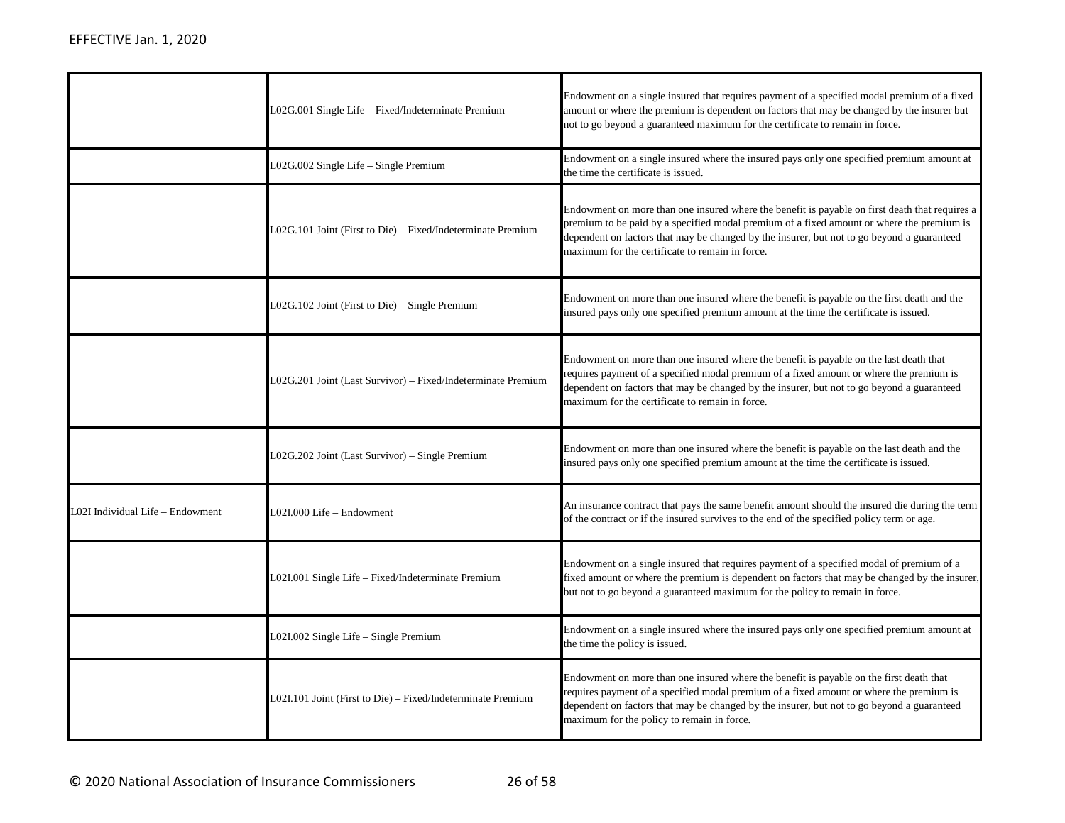| | | |
|---|---|---|
| | L02G.001 Single Life – Fixed/Indeterminate Premium | Endowment on a single insured that requires payment of a specified modal premium of a fixed amount or where the premium is dependent on factors that may be changed by the insurer but not to go beyond a guaranteed maximum for the certificate to remain in force. |
| | L02G.002 Single Life – Single Premium | Endowment on a single insured where the insured pays only one specified premium amount at the time the certificate is issued. |
| | L02G.101 Joint (First to Die) – Fixed/Indeterminate Premium | Endowment on more than one insured where the benefit is payable on first death that requires a premium to be paid by a specified modal premium of a fixed amount or where the premium is dependent on factors that may be changed by the insurer, but not to go beyond a guaranteed maximum for the certificate to remain in force. |
| | L02G.102 Joint (First to Die) – Single Premium | Endowment on more than one insured where the benefit is payable on the first death and the insured pays only one specified premium amount at the time the certificate is issued. |
| | L02G.201 Joint (Last Survivor) – Fixed/Indeterminate Premium | Endowment on more than one insured where the benefit is payable on the last death that requires payment of a specified modal premium of a fixed amount or where the premium is dependent on factors that may be changed by the insurer, but not to go beyond a guaranteed maximum for the certificate to remain in force. |
| | L02G.202 Joint (Last Survivor) – Single Premium | Endowment on more than one insured where the benefit is payable on the last death and the insured pays only one specified premium amount at the time the certificate is issued. |
| L02I Individual Life – Endowment | L02I.000 Life – Endowment | An insurance contract that pays the same benefit amount should the insured die during the term of the contract or if the insured survives to the end of the specified policy term or age. |
| | L02I.001 Single Life – Fixed/Indeterminate Premium | Endowment on a single insured that requires payment of a specified modal of premium of a fixed amount or where the premium is dependent on factors that may be changed by the insurer, but not to go beyond a guaranteed maximum for the policy to remain in force. |
| | L02I.002 Single Life – Single Premium | Endowment on a single insured where the insured pays only one specified premium amount at the time the policy is issued. |
| | L02I.101 Joint (First to Die) – Fixed/Indeterminate Premium | Endowment on more than one insured where the benefit is payable on the first death that requires payment of a specified modal premium of a fixed amount or where the premium is dependent on factors that may be changed by the insurer, but not to go beyond a guaranteed maximum for the policy to remain in force. |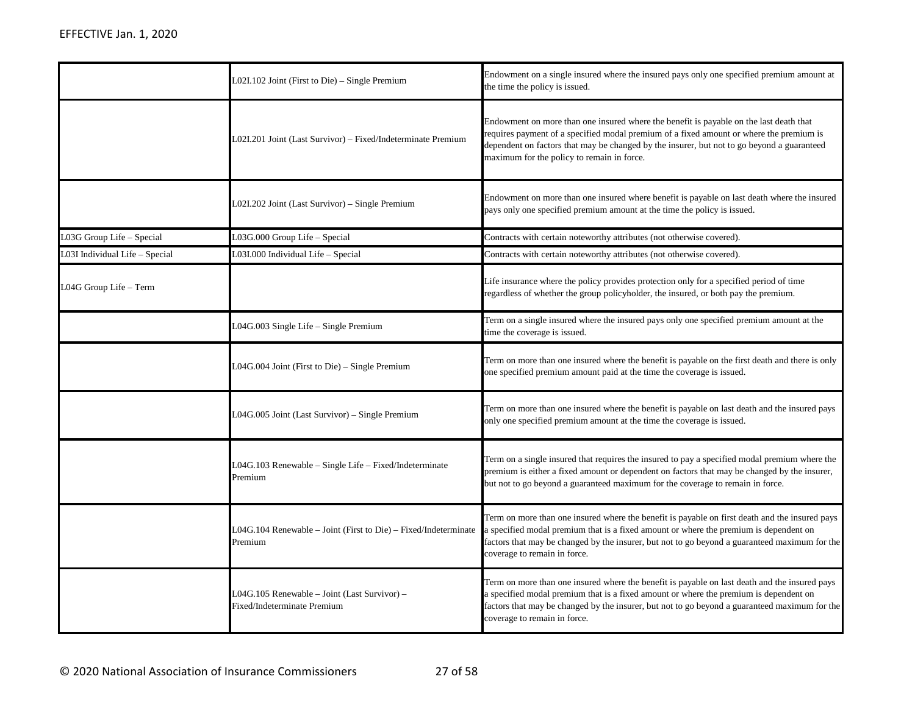| | | |
|---|---|---|
| | L02I.102 Joint (First to Die) – Single Premium | Endowment on a single insured where the insured pays only one specified premium amount at the time the policy is issued. |
| | L02I.201 Joint (Last Survivor) – Fixed/Indeterminate Premium | Endowment on more than one insured where the benefit is payable on the last death that requires payment of a specified modal premium of a fixed amount or where the premium is dependent on factors that may be changed by the insurer, but not to go beyond a guaranteed maximum for the policy to remain in force. |
| | L02I.202 Joint (Last Survivor) – Single Premium | Endowment on more than one insured where benefit is payable on last death where the insured pays only one specified premium amount at the time the policy is issued. |
| L03G Group Life – Special | L03G.000 Group Life – Special | Contracts with certain noteworthy attributes (not otherwise covered). |
| L03I Individual Life – Special | L03I.000 Individual Life – Special | Contracts with certain noteworthy attributes (not otherwise covered). |
| L04G Group Life – Term | | Life insurance where the policy provides protection only for a specified period of time regardless of whether the group policyholder, the insured, or both pay the premium. |
| | L04G.003 Single Life – Single Premium | Term on a single insured where the insured pays only one specified premium amount at the time the coverage is issued. |
| | L04G.004 Joint (First to Die) – Single Premium | Term on more than one insured where the benefit is payable on the first death and there is only one specified premium amount paid at the time the coverage is issued. |
| | L04G.005 Joint (Last Survivor) – Single Premium | Term on more than one insured where the benefit is payable on last death and the insured pays only one specified premium amount at the time the coverage is issued. |
| | L04G.103 Renewable – Single Life – Fixed/Indeterminate Premium | Term on a single insured that requires the insured to pay a specified modal premium where the premium is either a fixed amount or dependent on factors that may be changed by the insurer, but not to go beyond a guaranteed maximum for the coverage to remain in force. |
| | L04G.104 Renewable – Joint (First to Die) – Fixed/Indeterminate Premium | Term on more than one insured where the benefit is payable on first death and the insured pays a specified modal premium that is a fixed amount or where the premium is dependent on factors that may be changed by the insurer, but not to go beyond a guaranteed maximum for the coverage to remain in force. |
| | L04G.105 Renewable – Joint (Last Survivor) – Fixed/Indeterminate Premium | Term on more than one insured where the benefit is payable on last death and the insured pays a specified modal premium that is a fixed amount or where the premium is dependent on factors that may be changed by the insurer, but not to go beyond a guaranteed maximum for the coverage to remain in force. |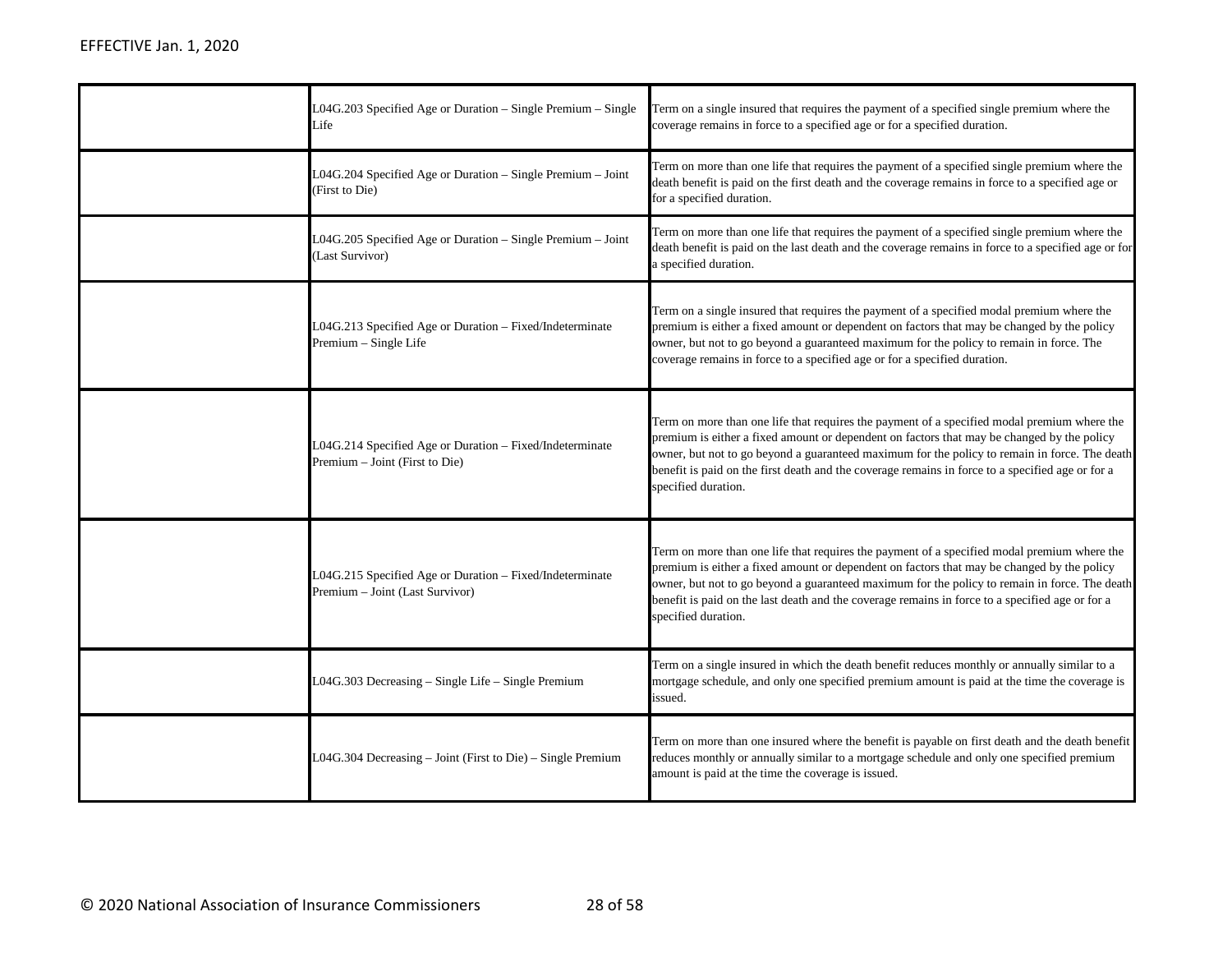| | | |
|---|---|---|
| | L04G.203 Specified Age or Duration – Single Premium – Single Life | Term on a single insured that requires the payment of a specified single premium where the coverage remains in force to a specified age or for a specified duration. |
| | L04G.204 Specified Age or Duration – Single Premium – Joint (First to Die) | Term on more than one life that requires the payment of a specified single premium where the death benefit is paid on the first death and the coverage remains in force to a specified age or for a specified duration. |
| | L04G.205 Specified Age or Duration – Single Premium – Joint (Last Survivor) | Term on more than one life that requires the payment of a specified single premium where the death benefit is paid on the last death and the coverage remains in force to a specified age or for a specified duration. |
| | L04G.213 Specified Age or Duration – Fixed/Indeterminate Premium – Single Life | Term on a single insured that requires the payment of a specified modal premium where the premium is either a fixed amount or dependent on factors that may be changed by the policy owner, but not to go beyond a guaranteed maximum for the policy to remain in force. The coverage remains in force to a specified age or for a specified duration. |
| | L04G.214 Specified Age or Duration – Fixed/Indeterminate Premium – Joint (First to Die) | Term on more than one life that requires the payment of a specified modal premium where the premium is either a fixed amount or dependent on factors that may be changed by the policy owner, but not to go beyond a guaranteed maximum for the policy to remain in force. The death benefit is paid on the first death and the coverage remains in force to a specified age or for a specified duration. |
| | L04G.215 Specified Age or Duration – Fixed/Indeterminate Premium – Joint (Last Survivor) | Term on more than one life that requires the payment of a specified modal premium where the premium is either a fixed amount or dependent on factors that may be changed by the policy owner, but not to go beyond a guaranteed maximum for the policy to remain in force. The death benefit is paid on the last death and the coverage remains in force to a specified age or for a specified duration. |
| | L04G.303 Decreasing – Single Life – Single Premium | Term on a single insured in which the death benefit reduces monthly or annually similar to a mortgage schedule, and only one specified premium amount is paid at the time the coverage is issued. |
| | L04G.304 Decreasing – Joint (First to Die) – Single Premium | Term on more than one insured where the benefit is payable on first death and the death benefit reduces monthly or annually similar to a mortgage schedule and only one specified premium amount is paid at the time the coverage is issued. |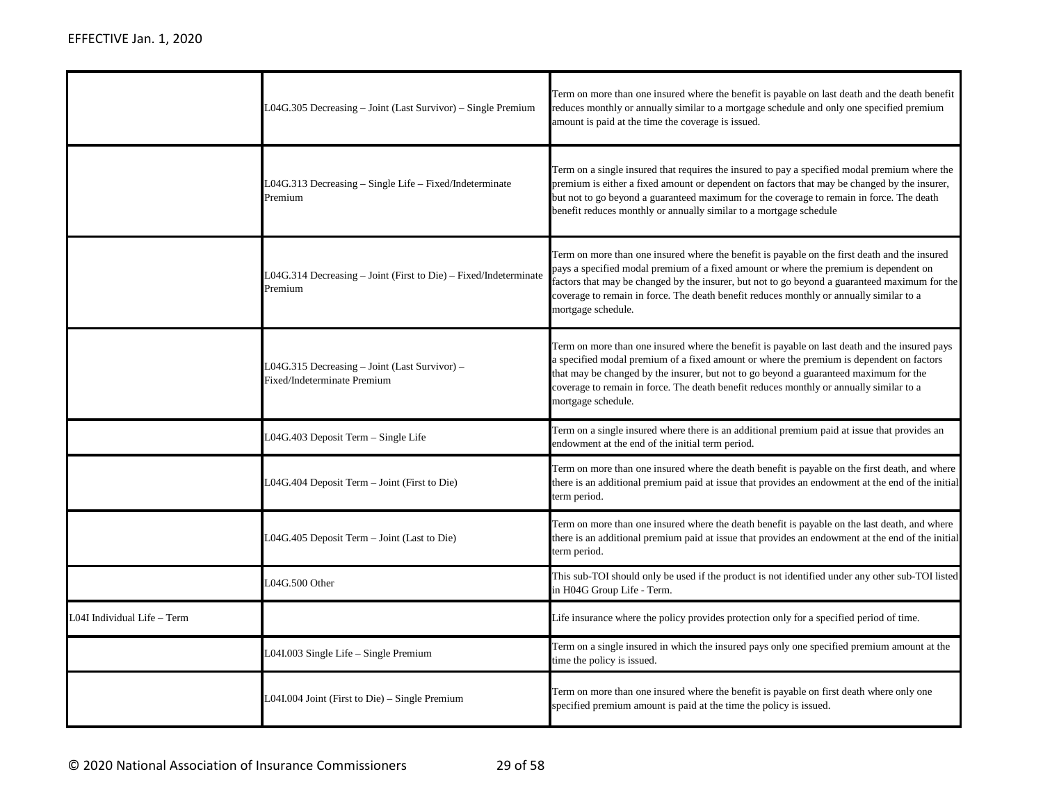| | | |
|---|---|---|
| | L04G.305 Decreasing – Joint (Last Survivor) – Single Premium | Term on more than one insured where the benefit is payable on last death and the death benefit reduces monthly or annually similar to a mortgage schedule and only one specified premium amount is paid at the time the coverage is issued. |
| | L04G.313 Decreasing – Single Life – Fixed/Indeterminate Premium | Term on a single insured that requires the insured to pay a specified modal premium where the premium is either a fixed amount or dependent on factors that may be changed by the insurer, but not to go beyond a guaranteed maximum for the coverage to remain in force. The death benefit reduces monthly or annually similar to a mortgage schedule |
| | L04G.314 Decreasing – Joint (First to Die) – Fixed/Indeterminate Premium | Term on more than one insured where the benefit is payable on the first death and the insured pays a specified modal premium of a fixed amount or where the premium is dependent on factors that may be changed by the insurer, but not to go beyond a guaranteed maximum for the coverage to remain in force. The death benefit reduces monthly or annually similar to a mortgage schedule. |
| | L04G.315 Decreasing – Joint (Last Survivor) – Fixed/Indeterminate Premium | Term on more than one insured where the benefit is payable on last death and the insured pays a specified modal premium of a fixed amount or where the premium is dependent on factors that may be changed by the insurer, but not to go beyond a guaranteed maximum for the coverage to remain in force. The death benefit reduces monthly or annually similar to a mortgage schedule. |
| | L04G.403 Deposit Term – Single Life | Term on a single insured where there is an additional premium paid at issue that provides an endowment at the end of the initial term period. |
| | L04G.404 Deposit Term – Joint (First to Die) | Term on more than one insured where the death benefit is payable on the first death, and where there is an additional premium paid at issue that provides an endowment at the end of the initial term period. |
| | L04G.405 Deposit Term – Joint (Last to Die) | Term on more than one insured where the death benefit is payable on the last death, and where there is an additional premium paid at issue that provides an endowment at the end of the initial term period. |
| | L04G.500 Other | This sub-TOI should only be used if the product is not identified under any other sub-TOI listed in H04G Group Life - Term. |
| L04I Individual Life – Term | | Life insurance where the policy provides protection only for a specified period of time. |
| | L04I.003 Single Life – Single Premium | Term on a single insured in which the insured pays only one specified premium amount at the time the policy is issued. |
| | L04I.004 Joint (First to Die) – Single Premium | Term on more than one insured where the benefit is payable on first death where only one specified premium amount is paid at the time the policy is issued. |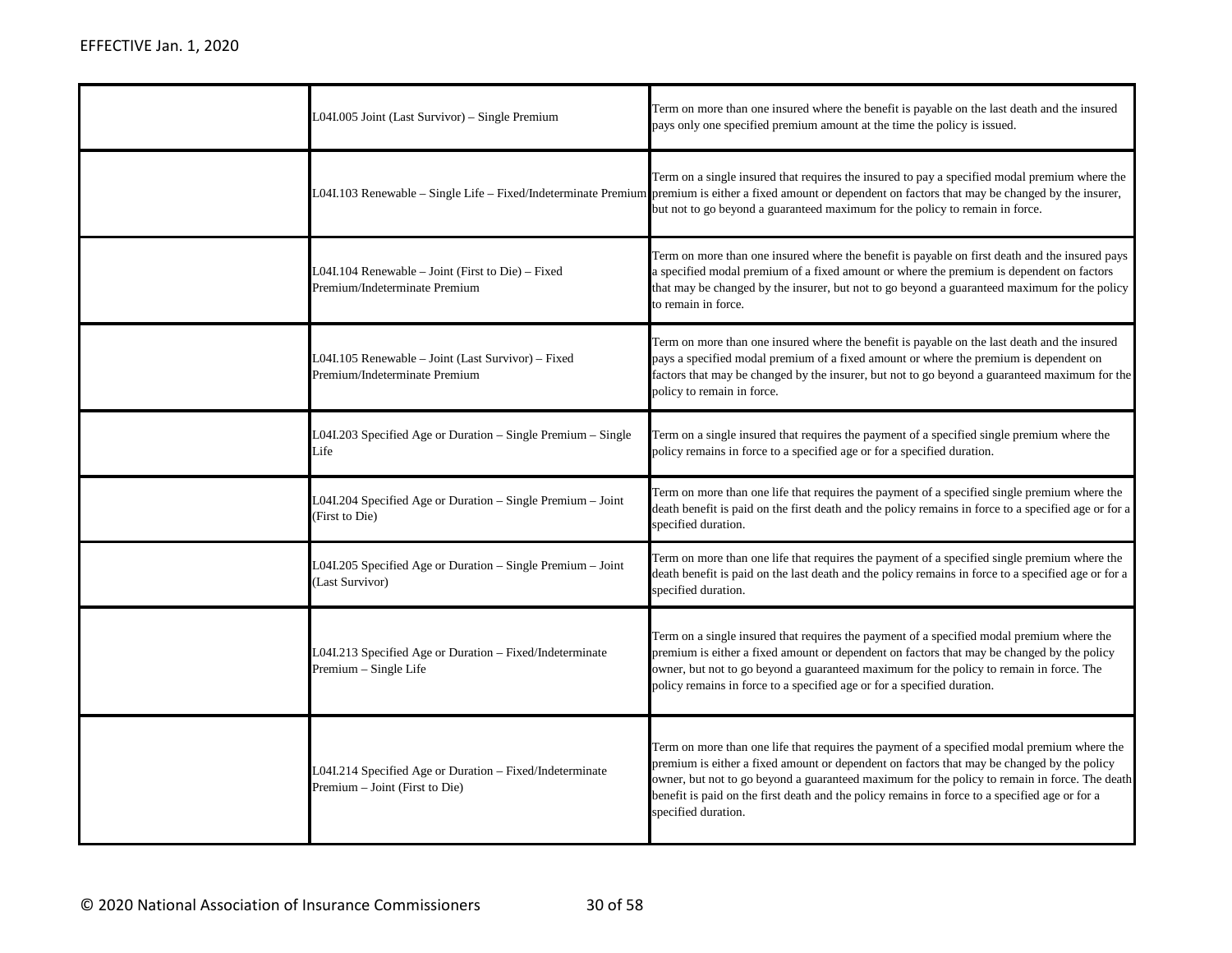EFFECTIVE Jan. 1, 2020

| | | |
|---|---|---|
| | L04I.005 Joint (Last Survivor) – Single Premium | Term on more than one insured where the benefit is payable on the last death and the insured pays only one specified premium amount at the time the policy is issued. |
| | L04I.103 Renewable – Single Life – Fixed/Indeterminate Premium | Term on a single insured that requires the insured to pay a specified modal premium where the premium is either a fixed amount or dependent on factors that may be changed by the insurer, but not to go beyond a guaranteed maximum for the policy to remain in force. |
| | L04I.104 Renewable – Joint (First to Die) – Fixed Premium/Indeterminate Premium | Term on more than one insured where the benefit is payable on first death and the insured pays a specified modal premium of a fixed amount or where the premium is dependent on factors that may be changed by the insurer, but not to go beyond a guaranteed maximum for the policy to remain in force. |
| | L04I.105 Renewable – Joint (Last Survivor) – Fixed Premium/Indeterminate Premium | Term on more than one insured where the benefit is payable on the last death and the insured pays a specified modal premium of a fixed amount or where the premium is dependent on factors that may be changed by the insurer, but not to go beyond a guaranteed maximum for the policy to remain in force. |
| | L04I.203 Specified Age or Duration – Single Premium – Single Life | Term on a single insured that requires the payment of a specified single premium where the policy remains in force to a specified age or for a specified duration. |
| | L04I.204 Specified Age or Duration – Single Premium – Joint (First to Die) | Term on more than one life that requires the payment of a specified single premium where the death benefit is paid on the first death and the policy remains in force to a specified age or for a specified duration. |
| | L04I.205 Specified Age or Duration – Single Premium – Joint (Last Survivor) | Term on more than one life that requires the payment of a specified single premium where the death benefit is paid on the last death and the policy remains in force to a specified age or for a specified duration. |
| | L04I.213 Specified Age or Duration – Fixed/Indeterminate Premium – Single Life | Term on a single insured that requires the payment of a specified modal premium where the premium is either a fixed amount or dependent on factors that may be changed by the policy owner, but not to go beyond a guaranteed maximum for the policy to remain in force. The policy remains in force to a specified age or for a specified duration. |
| | L04I.214 Specified Age or Duration – Fixed/Indeterminate Premium – Joint (First to Die) | Term on more than one life that requires the payment of a specified modal premium where the premium is either a fixed amount or dependent on factors that may be changed by the policy owner, but not to go beyond a guaranteed maximum for the policy to remain in force. The death benefit is paid on the first death and the policy remains in force to a specified age or for a specified duration. |

© 2020 National Association of Insurance Commissioners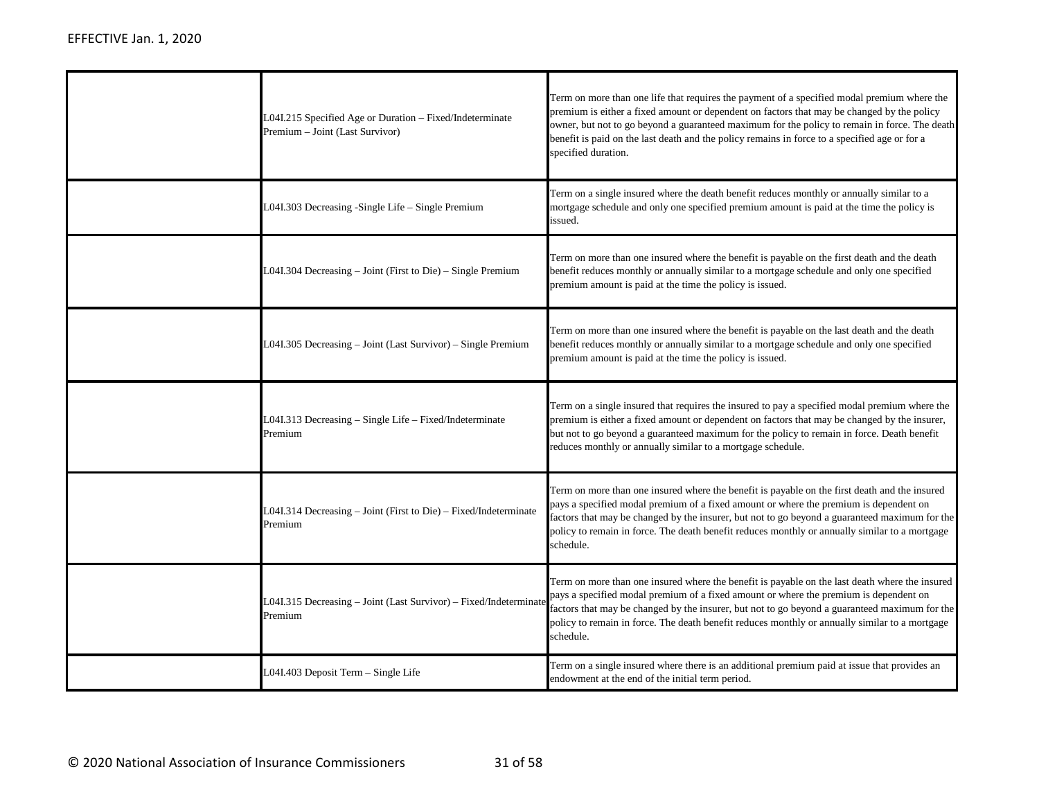| | | |
|---|---|---|
| | L04I.215 Specified Age or Duration – Fixed/Indeterminate Premium – Joint (Last Survivor) | Term on more than one life that requires the payment of a specified modal premium where the premium is either a fixed amount or dependent on factors that may be changed by the policy owner, but not to go beyond a guaranteed maximum for the policy to remain in force. The death benefit is paid on the last death and the policy remains in force to a specified age or for a specified duration. |
| | L04I.303 Decreasing -Single Life – Single Premium | Term on a single insured where the death benefit reduces monthly or annually similar to a mortgage schedule and only one specified premium amount is paid at the time the policy is issued. |
| | L04I.304 Decreasing – Joint (First to Die) – Single Premium | Term on more than one insured where the benefit is payable on the first death and the death benefit reduces monthly or annually similar to a mortgage schedule and only one specified premium amount is paid at the time the policy is issued. |
| | L04I.305 Decreasing – Joint (Last Survivor) – Single Premium | Term on more than one insured where the benefit is payable on the last death and the death benefit reduces monthly or annually similar to a mortgage schedule and only one specified premium amount is paid at the time the policy is issued. |
| | L04I.313 Decreasing – Single Life – Fixed/Indeterminate Premium | Term on a single insured that requires the insured to pay a specified modal premium where the premium is either a fixed amount or dependent on factors that may be changed by the insurer, but not to go beyond a guaranteed maximum for the policy to remain in force. Death benefit reduces monthly or annually similar to a mortgage schedule. |
| | L04I.314 Decreasing – Joint (First to Die) – Fixed/Indeterminate Premium | Term on more than one insured where the benefit is payable on the first death and the insured pays a specified modal premium of a fixed amount or where the premium is dependent on factors that may be changed by the insurer, but not to go beyond a guaranteed maximum for the policy to remain in force. The death benefit reduces monthly or annually similar to a mortgage schedule. |
| | L04I.315 Decreasing – Joint (Last Survivor) – Fixed/Indeterminate Premium | Term on more than one insured where the benefit is payable on the last death where the insured pays a specified modal premium of a fixed amount or where the premium is dependent on factors that may be changed by the insurer, but not to go beyond a guaranteed maximum for the policy to remain in force. The death benefit reduces monthly or annually similar to a mortgage schedule. |
| | L04I.403 Deposit Term – Single Life | Term on a single insured where there is an additional premium paid at issue that provides an endowment at the end of the initial term period. |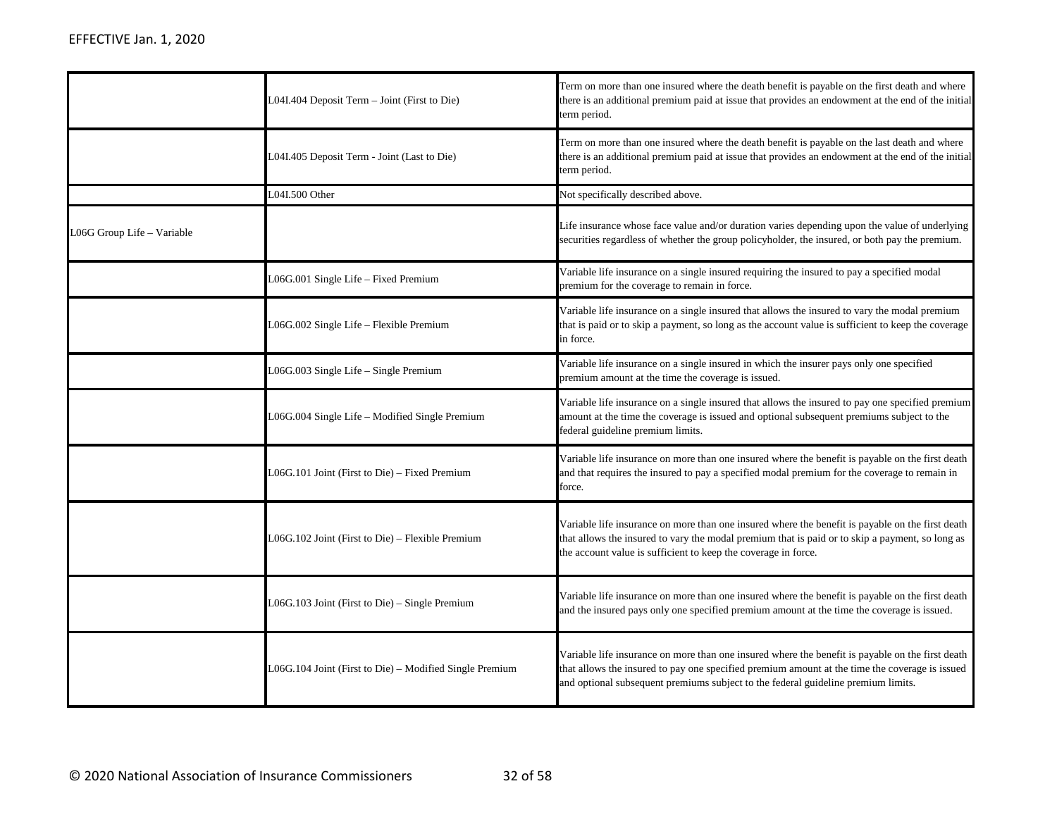| | | |
|---|---|---|
| | L04I.404 Deposit Term – Joint (First to Die) | Term on more than one insured where the death benefit is payable on the first death and where there is an additional premium paid at issue that provides an endowment at the end of the initial term period. |
| | L04I.405 Deposit Term - Joint (Last to Die) | Term on more than one insured where the death benefit is payable on the last death and where there is an additional premium paid at issue that provides an endowment at the end of the initial term period. |
| | L04I.500 Other | Not specifically described above. |
| L06G Group Life – Variable | | Life insurance whose face value and/or duration varies depending upon the value of underlying securities regardless of whether the group policyholder, the insured, or both pay the premium. |
| | L06G.001 Single Life – Fixed Premium | Variable life insurance on a single insured requiring the insured to pay a specified modal premium for the coverage to remain in force. |
| | L06G.002 Single Life – Flexible Premium | Variable life insurance on a single insured that allows the insured to vary the modal premium that is paid or to skip a payment, so long as the account value is sufficient to keep the coverage in force. |
| | L06G.003 Single Life – Single Premium | Variable life insurance on a single insured in which the insurer pays only one specified premium amount at the time the coverage is issued. |
| | L06G.004 Single Life – Modified Single Premium | Variable life insurance on a single insured that allows the insured to pay one specified premium amount at the time the coverage is issued and optional subsequent premiums subject to the federal guideline premium limits. |
| | L06G.101 Joint (First to Die) – Fixed Premium | Variable life insurance on more than one insured where the benefit is payable on the first death and that requires the insured to pay a specified modal premium for the coverage to remain in force. |
| | L06G.102 Joint (First to Die) – Flexible Premium | Variable life insurance on more than one insured where the benefit is payable on the first death that allows the insured to vary the modal premium that is paid or to skip a payment, so long as the account value is sufficient to keep the coverage in force. |
| | L06G.103 Joint (First to Die) – Single Premium | Variable life insurance on more than one insured where the benefit is payable on the first death and the insured pays only one specified premium amount at the time the coverage is issued. |
| | L06G.104 Joint (First to Die) – Modified Single Premium | Variable life insurance on more than one insured where the benefit is payable on the first death that allows the insured to pay one specified premium amount at the time the coverage is issued and optional subsequent premiums subject to the federal guideline premium limits. |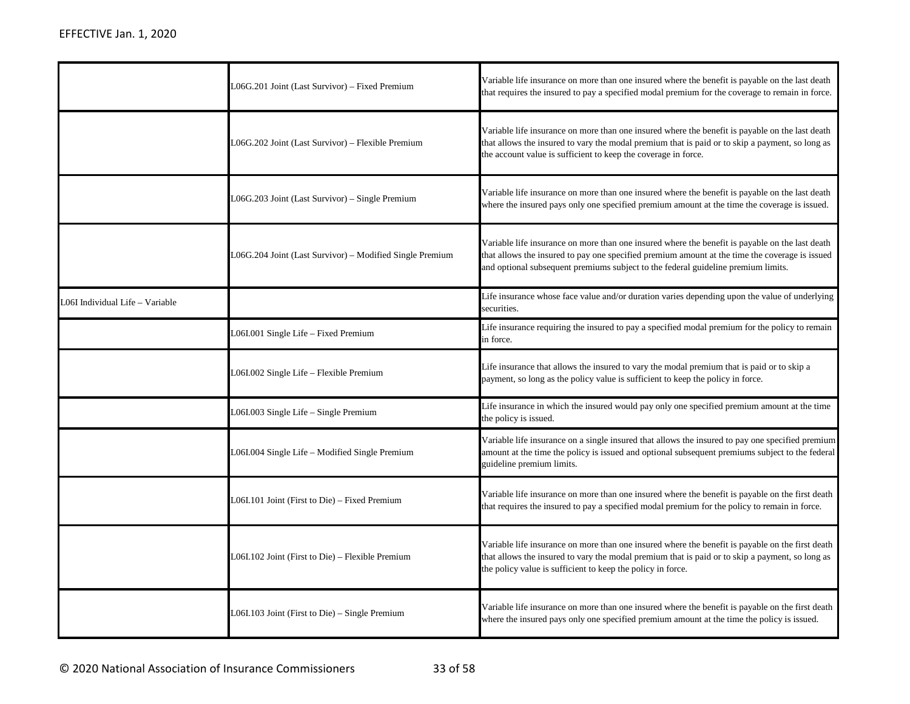|  |  |  |
|---|---|---|
|  | L06G.201 Joint (Last Survivor) – Fixed Premium | Variable life insurance on more than one insured where the benefit is payable on the last death that requires the insured to pay a specified modal premium for the coverage to remain in force. |
|  | L06G.202 Joint (Last Survivor) – Flexible Premium | Variable life insurance on more than one insured where the benefit is payable on the last death that allows the insured to vary the modal premium that is paid or to skip a payment, so long as the account value is sufficient to keep the coverage in force. |
|  | L06G.203 Joint (Last Survivor) – Single Premium | Variable life insurance on more than one insured where the benefit is payable on the last death where the insured pays only one specified premium amount at the time the coverage is issued. |
|  | L06G.204 Joint (Last Survivor) – Modified Single Premium | Variable life insurance on more than one insured where the benefit is payable on the last death that allows the insured to pay one specified premium amount at the time the coverage is issued and optional subsequent premiums subject to the federal guideline premium limits. |
| L06I Individual Life – Variable |  | Life insurance whose face value and/or duration varies depending upon the value of underlying securities. |
|  | L06I.001 Single Life – Fixed Premium | Life insurance requiring the insured to pay a specified modal premium for the policy to remain in force. |
|  | L06I.002 Single Life – Flexible Premium | Life insurance that allows the insured to vary the modal premium that is paid or to skip a payment, so long as the policy value is sufficient to keep the policy in force. |
|  | L06I.003 Single Life – Single Premium | Life insurance in which the insured would pay only one specified premium amount at the time the policy is issued. |
|  | L06I.004 Single Life – Modified Single Premium | Variable life insurance on a single insured that allows the insured to pay one specified premium amount at the time the policy is issued and optional subsequent premiums subject to the federal guideline premium limits. |
|  | L06I.101 Joint (First to Die) – Fixed Premium | Variable life insurance on more than one insured where the benefit is payable on the first death that requires the insured to pay a specified modal premium for the policy to remain in force. |
|  | L06I.102 Joint (First to Die) – Flexible Premium | Variable life insurance on more than one insured where the benefit is payable on the first death that allows the insured to vary the modal premium that is paid or to skip a payment, so long as the policy value is sufficient to keep the policy in force. |
|  | L06I.103 Joint (First to Die) – Single Premium | Variable life insurance on more than one insured where the benefit is payable on the first death where the insured pays only one specified premium amount at the time the policy is issued. |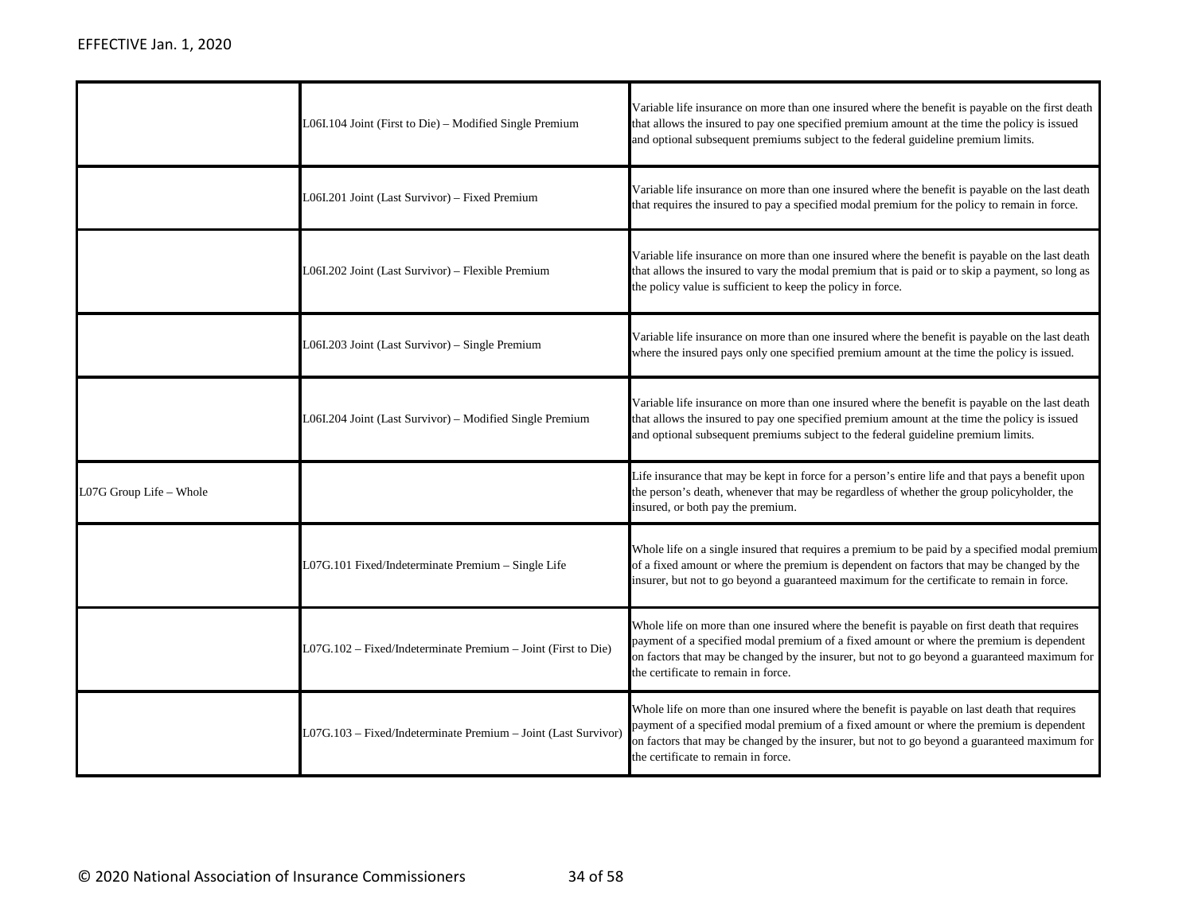| | | |
|---|---|---|
| | L06I.104 Joint (First to Die) – Modified Single Premium | Variable life insurance on more than one insured where the benefit is payable on the first death that allows the insured to pay one specified premium amount at the time the policy is issued and optional subsequent premiums subject to the federal guideline premium limits. |
| | L06I.201 Joint (Last Survivor) – Fixed Premium | Variable life insurance on more than one insured where the benefit is payable on the last death that requires the insured to pay a specified modal premium for the policy to remain in force. |
| | L06I.202 Joint (Last Survivor) – Flexible Premium | Variable life insurance on more than one insured where the benefit is payable on the last death that allows the insured to vary the modal premium that is paid or to skip a payment, so long as the policy value is sufficient to keep the policy in force. |
| | L06I.203 Joint (Last Survivor) – Single Premium | Variable life insurance on more than one insured where the benefit is payable on the last death where the insured pays only one specified premium amount at the time the policy is issued. |
| | L06I.204 Joint (Last Survivor) – Modified Single Premium | Variable life insurance on more than one insured where the benefit is payable on the last death that allows the insured to pay one specified premium amount at the time the policy is issued and optional subsequent premiums subject to the federal guideline premium limits. |
| L07G Group Life – Whole | | Life insurance that may be kept in force for a person's entire life and that pays a benefit upon the person's death, whenever that may be regardless of whether the group policyholder, the insured, or both pay the premium. |
| | L07G.101 Fixed/Indeterminate Premium – Single Life | Whole life on a single insured that requires a premium to be paid by a specified modal premium of a fixed amount or where the premium is dependent on factors that may be changed by the insurer, but not to go beyond a guaranteed maximum for the certificate to remain in force. |
| | L07G.102 – Fixed/Indeterminate Premium – Joint (First to Die) | Whole life on more than one insured where the benefit is payable on first death that requires payment of a specified modal premium of a fixed amount or where the premium is dependent on factors that may be changed by the insurer, but not to go beyond a guaranteed maximum for the certificate to remain in force. |
| | L07G.103 – Fixed/Indeterminate Premium – Joint (Last Survivor) | Whole life on more than one insured where the benefit is payable on last death that requires payment of a specified modal premium of a fixed amount or where the premium is dependent on factors that may be changed by the insurer, but not to go beyond a guaranteed maximum for the certificate to remain in force. |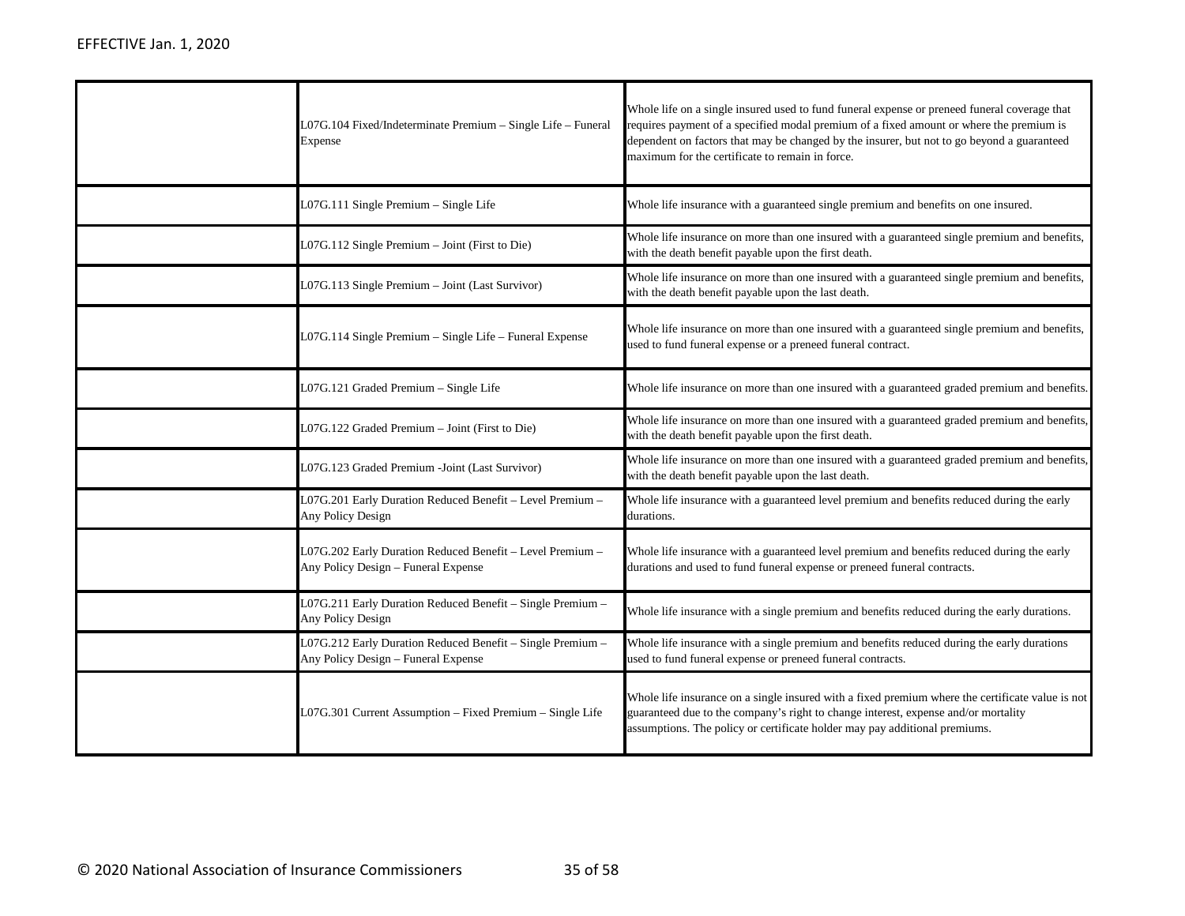| | | |
|---|---|---|
| | L07G.104 Fixed/Indeterminate Premium – Single Life – Funeral Expense | Whole life on a single insured used to fund funeral expense or preneed funeral coverage that requires payment of a specified modal premium of a fixed amount or where the premium is dependent on factors that may be changed by the insurer, but not to go beyond a guaranteed maximum for the certificate to remain in force. |
| | L07G.111 Single Premium – Single Life | Whole life insurance with a guaranteed single premium and benefits on one insured. |
| | L07G.112 Single Premium – Joint (First to Die) | Whole life insurance on more than one insured with a guaranteed single premium and benefits, with the death benefit payable upon the first death. |
| | L07G.113 Single Premium – Joint (Last Survivor) | Whole life insurance on more than one insured with a guaranteed single premium and benefits, with the death benefit payable upon the last death. |
| | L07G.114 Single Premium – Single Life – Funeral Expense | Whole life insurance on more than one insured with a guaranteed single premium and benefits, used to fund funeral expense or a preneed funeral contract. |
| | L07G.121 Graded Premium – Single Life | Whole life insurance on more than one insured with a guaranteed graded premium and benefits. |
| | L07G.122 Graded Premium – Joint (First to Die) | Whole life insurance on more than one insured with a guaranteed graded premium and benefits, with the death benefit payable upon the first death. |
| | L07G.123 Graded Premium -Joint (Last Survivor) | Whole life insurance on more than one insured with a guaranteed graded premium and benefits, with the death benefit payable upon the last death. |
| | L07G.201 Early Duration Reduced Benefit – Level Premium – Any Policy Design | Whole life insurance with a guaranteed level premium and benefits reduced during the early durations. |
| | L07G.202 Early Duration Reduced Benefit – Level Premium – Any Policy Design – Funeral Expense | Whole life insurance with a guaranteed level premium and benefits reduced during the early durations and used to fund funeral expense or preneed funeral contracts. |
| | L07G.211 Early Duration Reduced Benefit – Single Premium – Any Policy Design | Whole life insurance with a single premium and benefits reduced during the early durations. |
| | L07G.212 Early Duration Reduced Benefit – Single Premium – Any Policy Design – Funeral Expense | Whole life insurance with a single premium and benefits reduced during the early durations used to fund funeral expense or preneed funeral contracts. |
| | L07G.301 Current Assumption – Fixed Premium – Single Life | Whole life insurance on a single insured with a fixed premium where the certificate value is not guaranteed due to the company's right to change interest, expense and/or mortality assumptions. The policy or certificate holder may pay additional premiums. |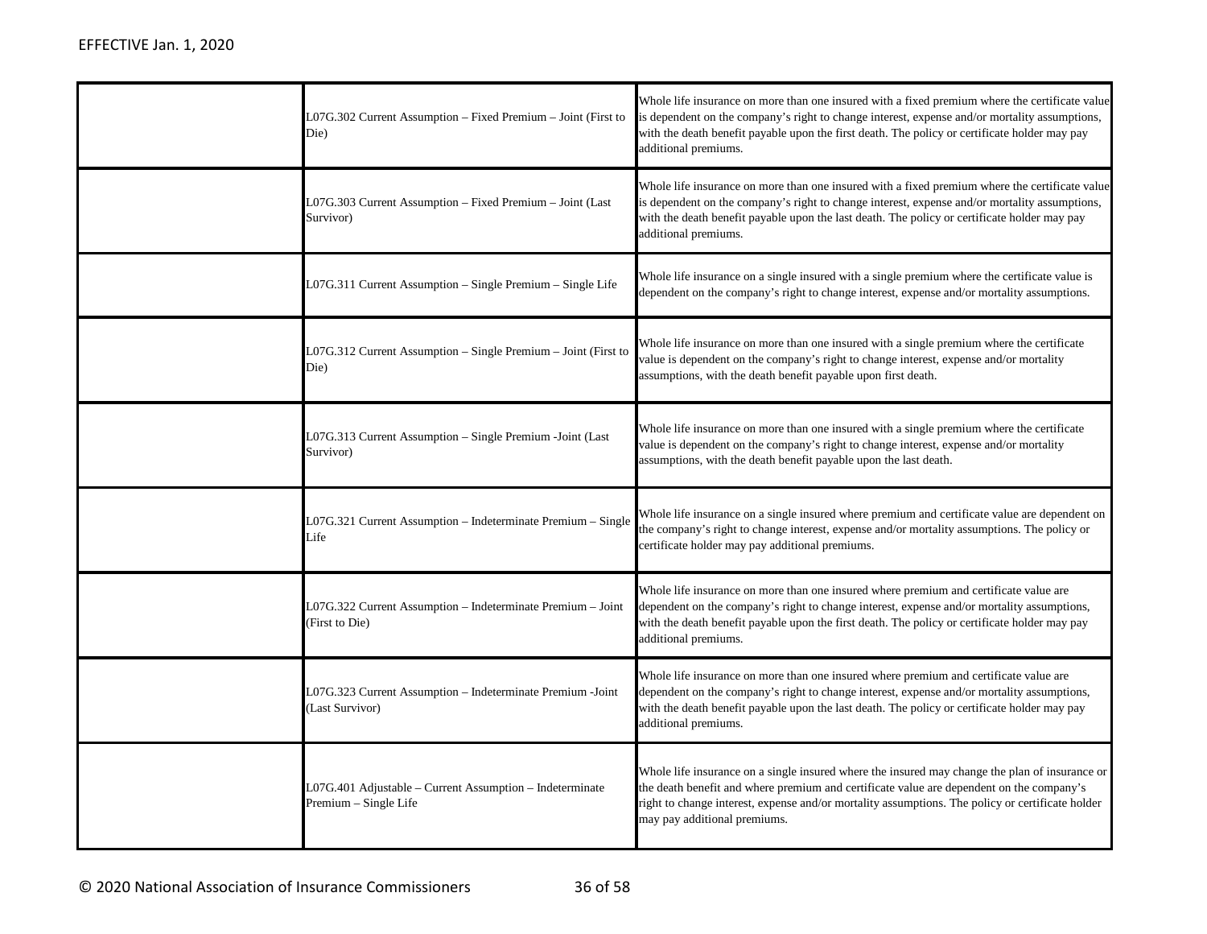| | | |
|---|---|---|
| | L07G.302 Current Assumption – Fixed Premium – Joint (First to Die) | Whole life insurance on more than one insured with a fixed premium where the certificate value is dependent on the company's right to change interest, expense and/or mortality assumptions, with the death benefit payable upon the first death. The policy or certificate holder may pay additional premiums. |
| | L07G.303 Current Assumption – Fixed Premium – Joint (Last Survivor) | Whole life insurance on more than one insured with a fixed premium where the certificate value is dependent on the company's right to change interest, expense and/or mortality assumptions, with the death benefit payable upon the last death. The policy or certificate holder may pay additional premiums. |
| | L07G.311 Current Assumption – Single Premium – Single Life | Whole life insurance on a single insured with a single premium where the certificate value is dependent on the company's right to change interest, expense and/or mortality assumptions. |
| | L07G.312 Current Assumption – Single Premium – Joint (First to Die) | Whole life insurance on more than one insured with a single premium where the certificate value is dependent on the company's right to change interest, expense and/or mortality assumptions, with the death benefit payable upon first death. |
| | L07G.313 Current Assumption – Single Premium -Joint (Last Survivor) | Whole life insurance on more than one insured with a single premium where the certificate value is dependent on the company's right to change interest, expense and/or mortality assumptions, with the death benefit payable upon the last death. |
| | L07G.321 Current Assumption – Indeterminate Premium – Single Life | Whole life insurance on a single insured where premium and certificate value are dependent on the company's right to change interest, expense and/or mortality assumptions. The policy or certificate holder may pay additional premiums. |
| | L07G.322 Current Assumption – Indeterminate Premium – Joint (First to Die) | Whole life insurance on more than one insured where premium and certificate value are dependent on the company's right to change interest, expense and/or mortality assumptions, with the death benefit payable upon the first death. The policy or certificate holder may pay additional premiums. |
| | L07G.323 Current Assumption – Indeterminate Premium -Joint (Last Survivor) | Whole life insurance on more than one insured where premium and certificate value are dependent on the company's right to change interest, expense and/or mortality assumptions, with the death benefit payable upon the last death. The policy or certificate holder may pay additional premiums. |
| | L07G.401 Adjustable – Current Assumption – Indeterminate Premium – Single Life | Whole life insurance on a single insured where the insured may change the plan of insurance or the death benefit and where premium and certificate value are dependent on the company's right to change interest, expense and/or mortality assumptions. The policy or certificate holder may pay additional premiums. |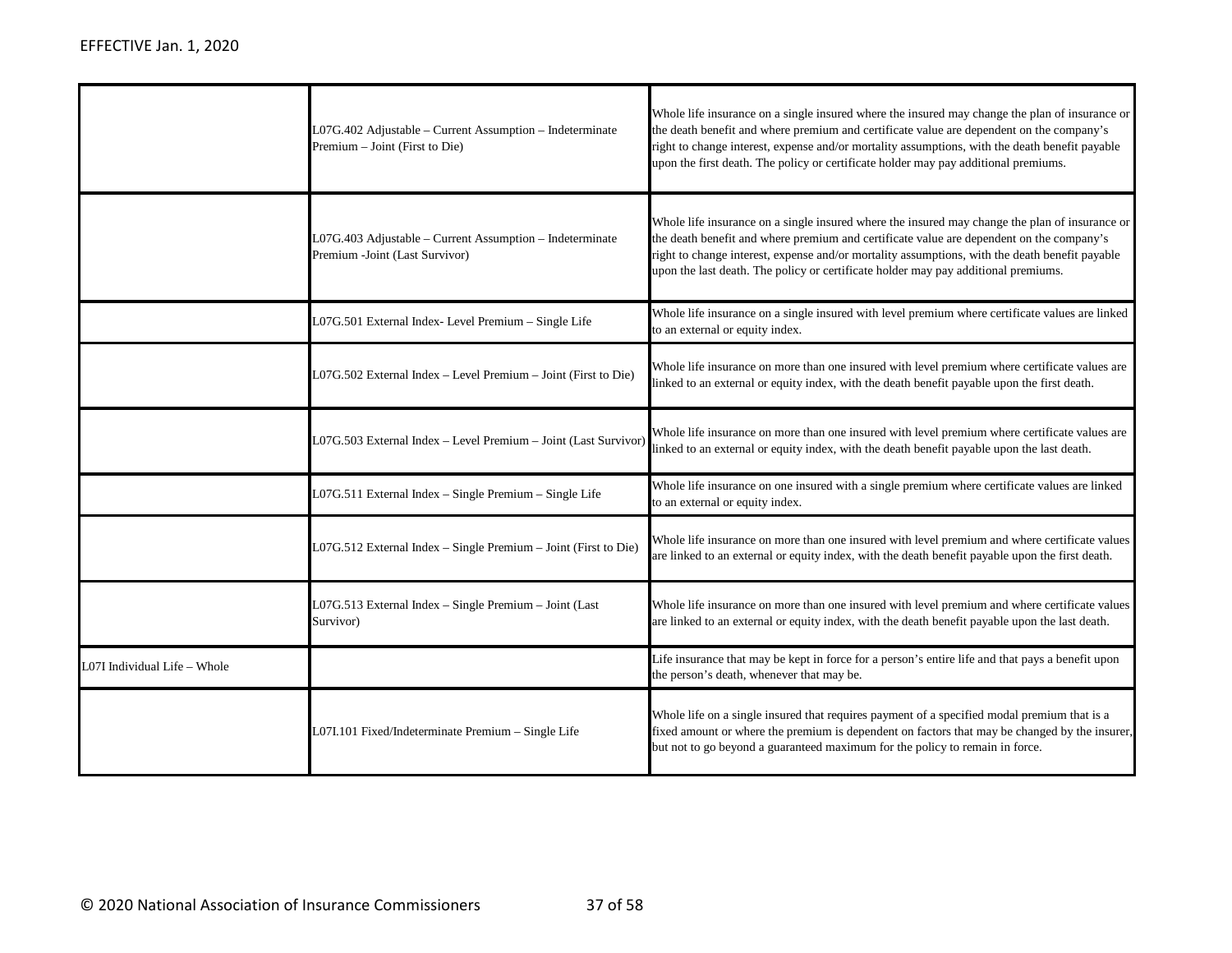| | | |
|---|---|---|
| | L07G.402 Adjustable – Current Assumption – Indeterminate Premium – Joint (First to Die) | Whole life insurance on a single insured where the insured may change the plan of insurance or the death benefit and where premium and certificate value are dependent on the company's right to change interest, expense and/or mortality assumptions, with the death benefit payable upon the first death. The policy or certificate holder may pay additional premiums. |
| | L07G.403 Adjustable – Current Assumption – Indeterminate Premium -Joint (Last Survivor) | Whole life insurance on a single insured where the insured may change the plan of insurance or the death benefit and where premium and certificate value are dependent on the company's right to change interest, expense and/or mortality assumptions, with the death benefit payable upon the last death. The policy or certificate holder may pay additional premiums. |
| | L07G.501 External Index- Level Premium – Single Life | Whole life insurance on a single insured with level premium where certificate values are linked to an external or equity index. |
| | L07G.502 External Index – Level Premium – Joint (First to Die) | Whole life insurance on more than one insured with level premium where certificate values are linked to an external or equity index, with the death benefit payable upon the first death. |
| | L07G.503 External Index – Level Premium – Joint (Last Survivor) | Whole life insurance on more than one insured with level premium where certificate values are linked to an external or equity index, with the death benefit payable upon the last death. |
| | L07G.511 External Index – Single Premium – Single Life | Whole life insurance on one insured with a single premium where certificate values are linked to an external or equity index. |
| | L07G.512 External Index – Single Premium – Joint (First to Die) | Whole life insurance on more than one insured with level premium and where certificate values are linked to an external or equity index, with the death benefit payable upon the first death. |
| | L07G.513 External Index – Single Premium – Joint (Last Survivor) | Whole life insurance on more than one insured with level premium and where certificate values are linked to an external or equity index, with the death benefit payable upon the last death. |
| L07I Individual Life – Whole | | Life insurance that may be kept in force for a person's entire life and that pays a benefit upon the person's death, whenever that may be. |
| | L07I.101 Fixed/Indeterminate Premium – Single Life | Whole life on a single insured that requires payment of a specified modal premium that is a fixed amount or where the premium is dependent on factors that may be changed by the insurer, but not to go beyond a guaranteed maximum for the policy to remain in force. |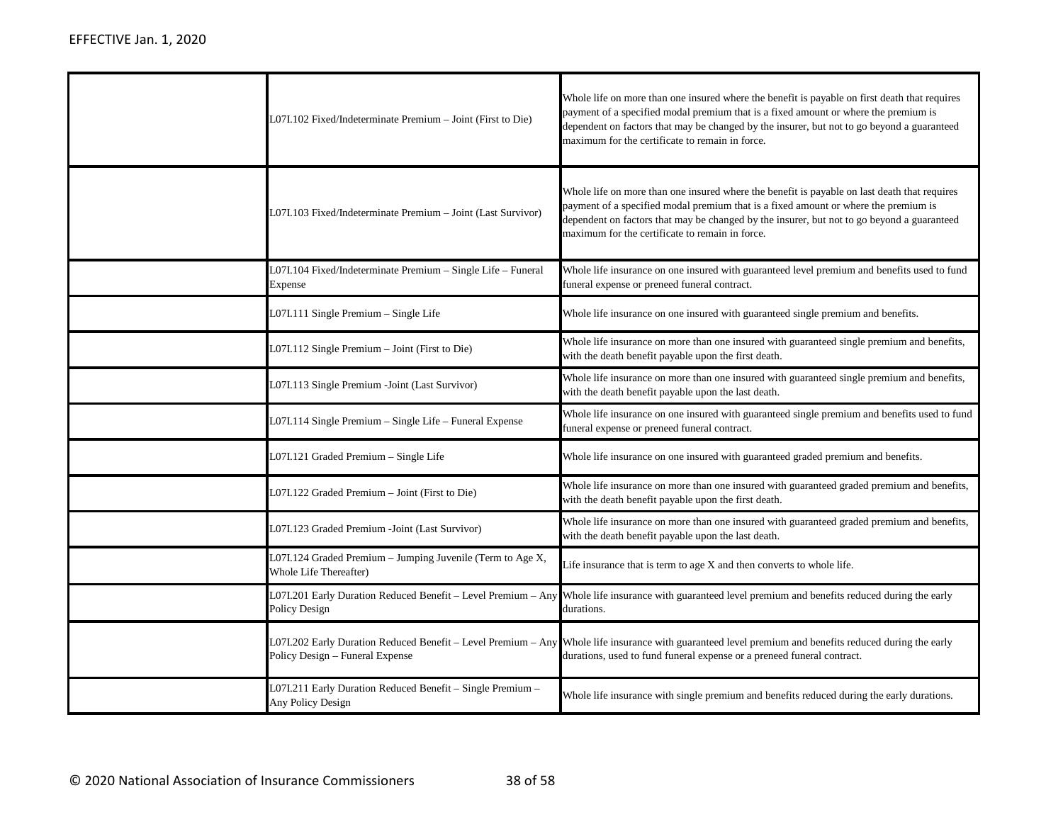| | | |
|---|---|---|
| | L07I.102 Fixed/Indeterminate Premium – Joint (First to Die) | Whole life on more than one insured where the benefit is payable on first death that requires payment of a specified modal premium that is a fixed amount or where the premium is dependent on factors that may be changed by the insurer, but not to go beyond a guaranteed maximum for the certificate to remain in force. |
| | L07I.103 Fixed/Indeterminate Premium – Joint (Last Survivor) | Whole life on more than one insured where the benefit is payable on last death that requires payment of a specified modal premium that is a fixed amount or where the premium is dependent on factors that may be changed by the insurer, but not to go beyond a guaranteed maximum for the certificate to remain in force. |
| | L07I.104 Fixed/Indeterminate Premium – Single Life – Funeral Expense | Whole life insurance on one insured with guaranteed level premium and benefits used to fund funeral expense or preneed funeral contract. |
| | L07I.111 Single Premium – Single Life | Whole life insurance on one insured with guaranteed single premium and benefits. |
| | L07I.112 Single Premium – Joint (First to Die) | Whole life insurance on more than one insured with guaranteed single premium and benefits, with the death benefit payable upon the first death. |
| | L07I.113 Single Premium -Joint (Last Survivor) | Whole life insurance on more than one insured with guaranteed single premium and benefits, with the death benefit payable upon the last death. |
| | L07I.114 Single Premium – Single Life – Funeral Expense | Whole life insurance on one insured with guaranteed single premium and benefits used to fund funeral expense or preneed funeral contract. |
| | L07I.121 Graded Premium – Single Life | Whole life insurance on one insured with guaranteed graded premium and benefits. |
| | L07I.122 Graded Premium – Joint (First to Die) | Whole life insurance on more than one insured with guaranteed graded premium and benefits, with the death benefit payable upon the first death. |
| | L07I.123 Graded Premium -Joint (Last Survivor) | Whole life insurance on more than one insured with guaranteed graded premium and benefits, with the death benefit payable upon the last death. |
| | L07I.124 Graded Premium – Jumping Juvenile (Term to Age X, Whole Life Thereafter) | Life insurance that is term to age X and then converts to whole life. |
| | L07I.201 Early Duration Reduced Benefit – Level Premium – Any Policy Design | Whole life insurance with guaranteed level premium and benefits reduced during the early durations. |
| | L07I.202 Early Duration Reduced Benefit – Level Premium – Any Policy Design – Funeral Expense | Whole life insurance with guaranteed level premium and benefits reduced during the early durations, used to fund funeral expense or a preneed funeral contract. |
| | L07I.211 Early Duration Reduced Benefit – Single Premium – Any Policy Design | Whole life insurance with single premium and benefits reduced during the early durations. |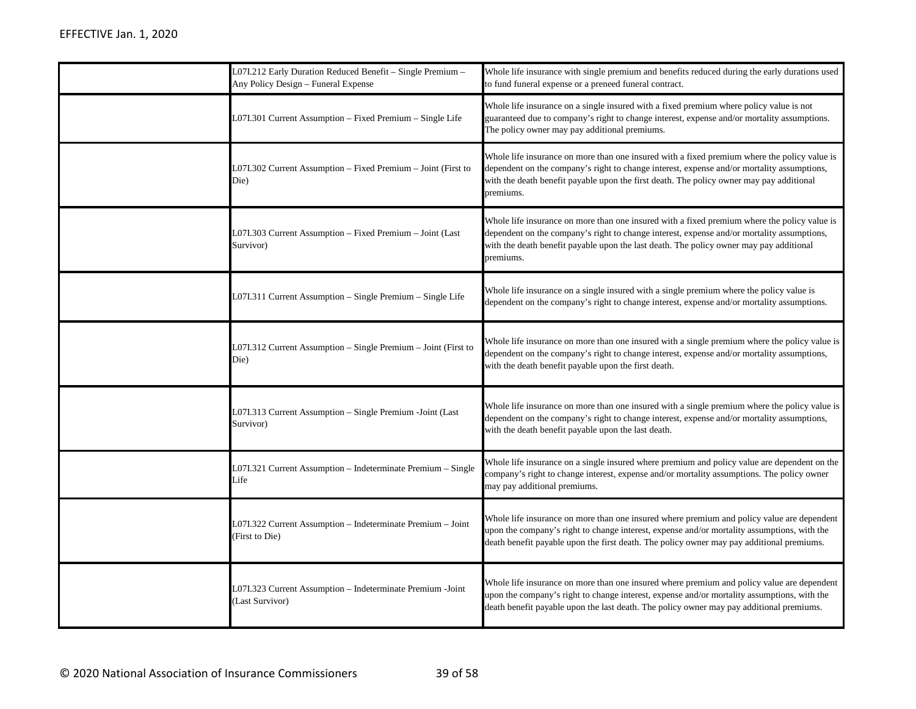|  |  |  |
|---|---|---|
|  | L07I.212 Early Duration Reduced Benefit – Single Premium – Any Policy Design – Funeral Expense | Whole life insurance with single premium and benefits reduced during the early durations used to fund funeral expense or a preneed funeral contract. |
|  | L07I.301 Current Assumption – Fixed Premium – Single Life | Whole life insurance on a single insured with a fixed premium where policy value is not guaranteed due to company's right to change interest, expense and/or mortality assumptions. The policy owner may pay additional premiums. |
|  | L07I.302 Current Assumption – Fixed Premium – Joint (First to Die) | Whole life insurance on more than one insured with a fixed premium where the policy value is dependent on the company's right to change interest, expense and/or mortality assumptions, with the death benefit payable upon the first death. The policy owner may pay additional premiums. |
|  | L07I.303 Current Assumption – Fixed Premium – Joint (Last Survivor) | Whole life insurance on more than one insured with a fixed premium where the policy value is dependent on the company's right to change interest, expense and/or mortality assumptions, with the death benefit payable upon the last death. The policy owner may pay additional premiums. |
|  | L07I.311 Current Assumption – Single Premium – Single Life | Whole life insurance on a single insured with a single premium where the policy value is dependent on the company's right to change interest, expense and/or mortality assumptions. |
|  | L07I.312 Current Assumption – Single Premium – Joint (First to Die) | Whole life insurance on more than one insured with a single premium where the policy value is dependent on the company's right to change interest, expense and/or mortality assumptions, with the death benefit payable upon the first death. |
|  | L07I.313 Current Assumption – Single Premium -Joint (Last Survivor) | Whole life insurance on more than one insured with a single premium where the policy value is dependent on the company's right to change interest, expense and/or mortality assumptions, with the death benefit payable upon the last death. |
|  | L07I.321 Current Assumption – Indeterminate Premium – Single Life | Whole life insurance on a single insured where premium and policy value are dependent on the company's right to change interest, expense and/or mortality assumptions. The policy owner may pay additional premiums. |
|  | L07I.322 Current Assumption – Indeterminate Premium – Joint (First to Die) | Whole life insurance on more than one insured where premium and policy value are dependent upon the company's right to change interest, expense and/or mortality assumptions, with the death benefit payable upon the first death. The policy owner may pay additional premiums. |
|  | L07I.323 Current Assumption – Indeterminate Premium -Joint (Last Survivor) | Whole life insurance on more than one insured where premium and policy value are dependent upon the company's right to change interest, expense and/or mortality assumptions, with the death benefit payable upon the last death. The policy owner may pay additional premiums. |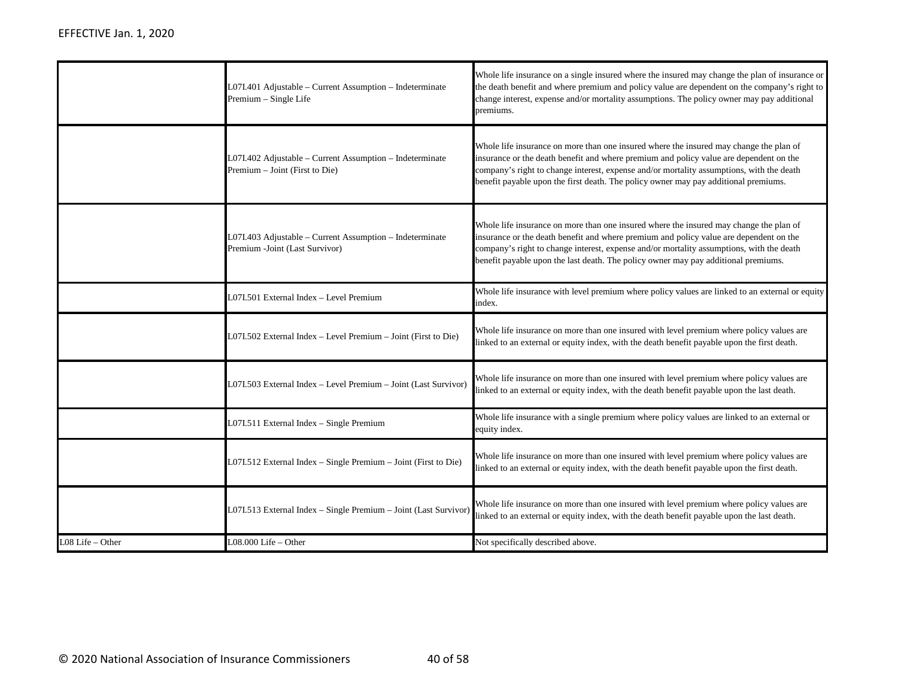| | | |
|---|---|---|
| | L07I.401 Adjustable – Current Assumption – Indeterminate Premium – Single Life | Whole life insurance on a single insured where the insured may change the plan of insurance or the death benefit and where premium and policy value are dependent on the company's right to change interest, expense and/or mortality assumptions. The policy owner may pay additional premiums. |
| | L07I.402 Adjustable – Current Assumption – Indeterminate Premium – Joint (First to Die) | Whole life insurance on more than one insured where the insured may change the plan of insurance or the death benefit and where premium and policy value are dependent on the company's right to change interest, expense and/or mortality assumptions, with the death benefit payable upon the first death. The policy owner may pay additional premiums. |
| | L07I.403 Adjustable – Current Assumption – Indeterminate Premium -Joint (Last Survivor) | Whole life insurance on more than one insured where the insured may change the plan of insurance or the death benefit and where premium and policy value are dependent on the company's right to change interest, expense and/or mortality assumptions, with the death benefit payable upon the last death. The policy owner may pay additional premiums. |
| | L07I.501 External Index – Level Premium | Whole life insurance with level premium where policy values are linked to an external or equity index. |
| | L07I.502 External Index – Level Premium – Joint (First to Die) | Whole life insurance on more than one insured with level premium where policy values are linked to an external or equity index, with the death benefit payable upon the first death. |
| | L07I.503 External Index – Level Premium – Joint (Last Survivor) | Whole life insurance on more than one insured with level premium where policy values are linked to an external or equity index, with the death benefit payable upon the last death. |
| | L07I.511 External Index – Single Premium | Whole life insurance with a single premium where policy values are linked to an external or equity index. |
| | L07I.512 External Index – Single Premium – Joint (First to Die) | Whole life insurance on more than one insured with level premium where policy values are linked to an external or equity index, with the death benefit payable upon the first death. |
| | L07I.513 External Index – Single Premium – Joint (Last Survivor) | Whole life insurance on more than one insured with level premium where policy values are linked to an external or equity index, with the death benefit payable upon the last death. |
| L08 Life – Other | L08.000 Life – Other | Not specifically described above. |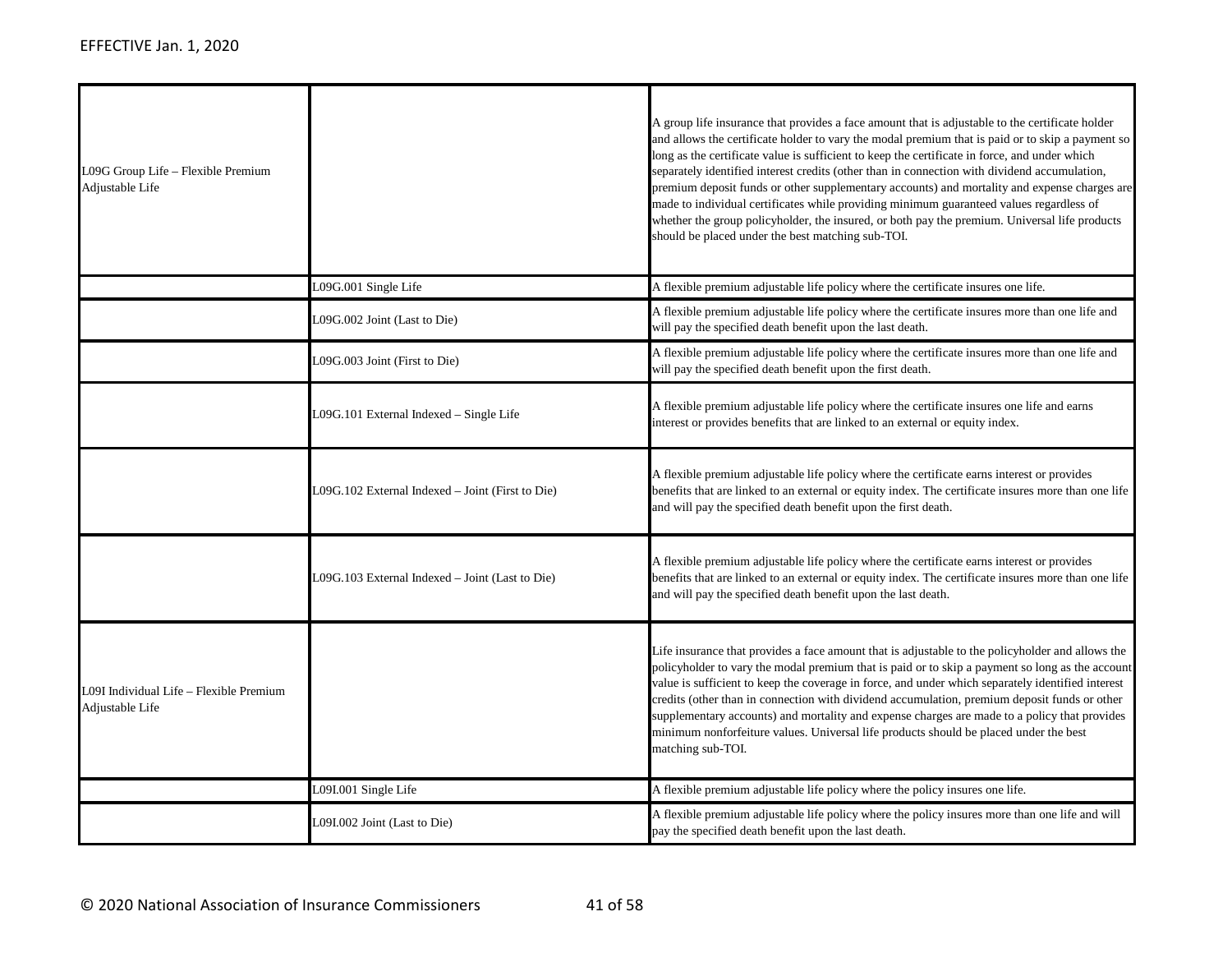EFFECTIVE Jan. 1, 2020

| | | |
|---|---|---|
| L09G Group Life – Flexible Premium Adjustable Life | | A group life insurance that provides a face amount that is adjustable to the certificate holder and allows the certificate holder to vary the modal premium that is paid or to skip a payment so long as the certificate value is sufficient to keep the certificate in force, and under which separately identified interest credits (other than in connection with dividend accumulation, premium deposit funds or other supplementary accounts) and mortality and expense charges are made to individual certificates while providing minimum guaranteed values regardless of whether the group policyholder, the insured, or both pay the premium. Universal life products should be placed under the best matching sub-TOI. |
| | L09G.001 Single Life | A flexible premium adjustable life policy where the certificate insures one life. |
| | L09G.002 Joint (Last to Die) | A flexible premium adjustable life policy where the certificate insures more than one life and will pay the specified death benefit upon the last death. |
| | L09G.003 Joint (First to Die) | A flexible premium adjustable life policy where the certificate insures more than one life and will pay the specified death benefit upon the first death. |
| | L09G.101 External Indexed – Single Life | A flexible premium adjustable life policy where the certificate insures one life and earns interest or provides benefits that are linked to an external or equity index. |
| | L09G.102 External Indexed – Joint (First to Die) | A flexible premium adjustable life policy where the certificate earns interest or provides benefits that are linked to an external or equity index. The certificate insures more than one life and will pay the specified death benefit upon the first death. |
| | L09G.103 External Indexed – Joint (Last to Die) | A flexible premium adjustable life policy where the certificate earns interest or provides benefits that are linked to an external or equity index. The certificate insures more than one life and will pay the specified death benefit upon the last death. |
| L09I Individual Life – Flexible Premium Adjustable Life | | Life insurance that provides a face amount that is adjustable to the policyholder and allows the policyholder to vary the modal premium that is paid or to skip a payment so long as the account value is sufficient to keep the coverage in force, and under which separately identified interest credits (other than in connection with dividend accumulation, premium deposit funds or other supplementary accounts) and mortality and expense charges are made to a policy that provides minimum nonforfeiture values. Universal life products should be placed under the best matching sub-TOI. |
| | L09I.001 Single Life | A flexible premium adjustable life policy where the policy insures one life. |
| | L09I.002 Joint (Last to Die) | A flexible premium adjustable life policy where the policy insures more than one life and will pay the specified death benefit upon the last death. |

© 2020 National Association of Insurance Commissioners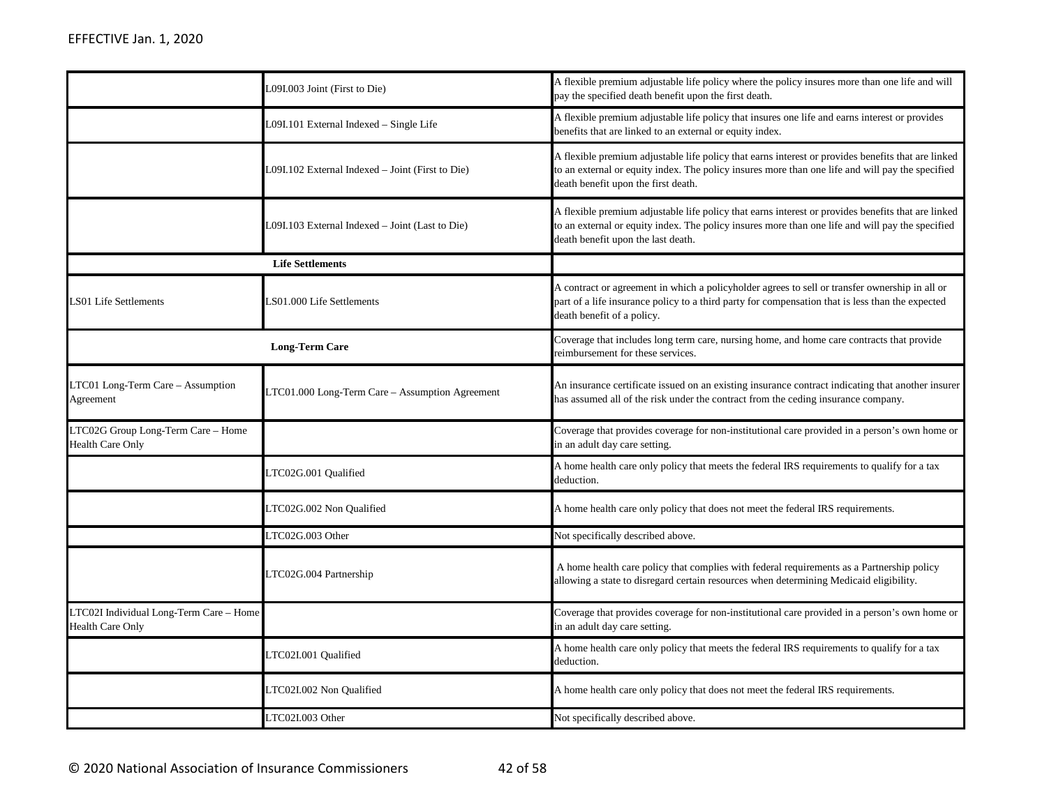EFFECTIVE Jan. 1, 2020

| | | |
|---|---|---|
| | L09I.003 Joint (First to Die) | A flexible premium adjustable life policy where the policy insures more than one life and will pay the specified death benefit upon the first death. |
| | L09I.101 External Indexed – Single Life | A flexible premium adjustable life policy that insures one life and earns interest or provides benefits that are linked to an external or equity index. |
| | L09I.102 External Indexed – Joint (First to Die) | A flexible premium adjustable life policy that earns interest or provides benefits that are linked to an external or equity index. The policy insures more than one life and will pay the specified death benefit upon the first death. |
| | L09I.103 External Indexed – Joint (Last to Die) | A flexible premium adjustable life policy that earns interest or provides benefits that are linked to an external or equity index. The policy insures more than one life and will pay the specified death benefit upon the last death. |
| **Life Settlements** | | |
| LS01 Life Settlements | LS01.000 Life Settlements | A contract or agreement in which a policyholder agrees to sell or transfer ownership in all or part of a life insurance policy to a third party for compensation that is less than the expected death benefit of a policy. |
| **Long-Term Care** | | Coverage that includes long term care, nursing home, and home care contracts that provide reimbursement for these services. |
| LTC01 Long-Term Care – Assumption Agreement | LTC01.000 Long-Term Care – Assumption Agreement | An insurance certificate issued on an existing insurance contract indicating that another insurer has assumed all of the risk under the contract from the ceding insurance company. |
| LTC02G Group Long-Term Care – Home Health Care Only | | Coverage that provides coverage for non-institutional care provided in a person's own home or in an adult day care setting. |
| | LTC02G.001 Qualified | A home health care only policy that meets the federal IRS requirements to qualify for a tax deduction. |
| | LTC02G.002 Non Qualified | A home health care only policy that does not meet the federal IRS requirements. |
| | LTC02G.003 Other | Not specifically described above. |
| | LTC02G.004 Partnership | A home health care policy that complies with federal requirements as a Partnership policy allowing a state to disregard certain resources when determining Medicaid eligibility. |
| LTC02I Individual Long-Term Care – Home Health Care Only | | Coverage that provides coverage for non-institutional care provided in a person's own home or in an adult day care setting. |
| | LTC02I.001 Qualified | A home health care only policy that meets the federal IRS requirements to qualify for a tax deduction. |
| | LTC02I.002 Non Qualified | A home health care only policy that does not meet the federal IRS requirements. |
| | LTC02I.003 Other | Not specifically described above. |

© 2020 National Association of Insurance Commissioners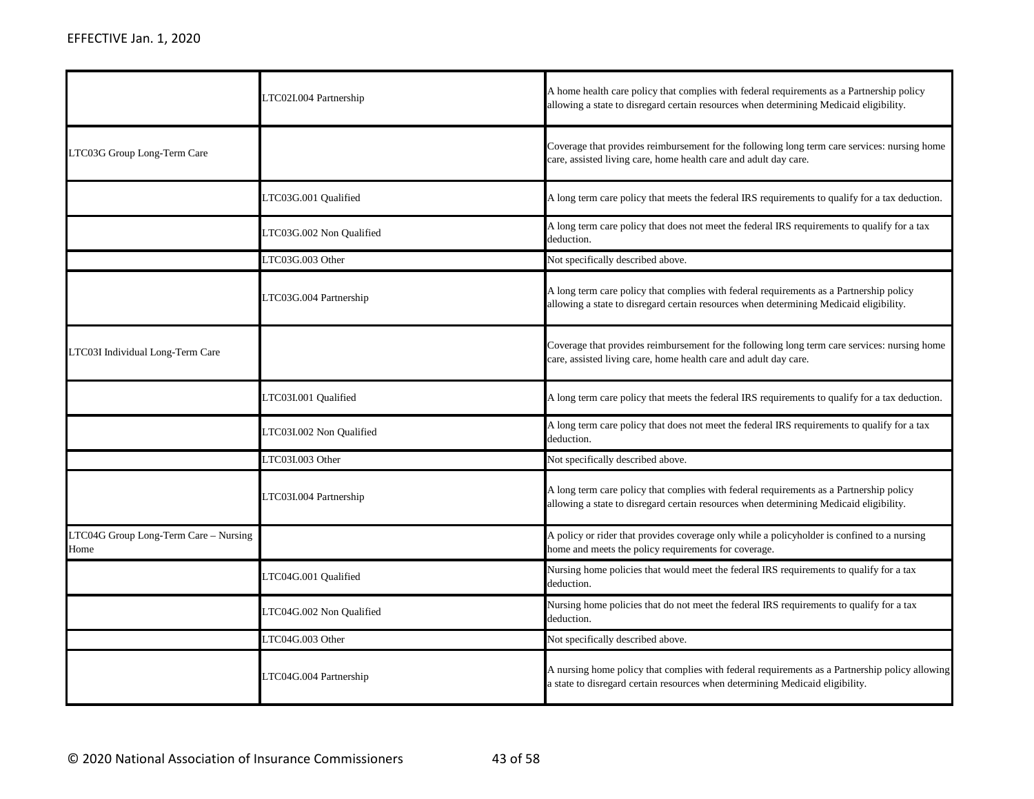| | | |
|---|---|---|
| | LTC02I.004 Partnership | A home health care policy that complies with federal requirements as a Partnership policy allowing a state to disregard certain resources when determining Medicaid eligibility. |
| LTC03G Group Long-Term Care | | Coverage that provides reimbursement for the following long term care services: nursing home care, assisted living care, home health care and adult day care. |
| | LTC03G.001 Qualified | A long term care policy that meets the federal IRS requirements to qualify for a tax deduction. |
| | LTC03G.002 Non Qualified | A long term care policy that does not meet the federal IRS requirements to qualify for a tax deduction. |
| | LTC03G.003 Other | Not specifically described above. |
| | LTC03G.004 Partnership | A long term care policy that complies with federal requirements as a Partnership policy allowing a state to disregard certain resources when determining Medicaid eligibility. |
| LTC03I Individual Long-Term Care | | Coverage that provides reimbursement for the following long term care services: nursing home care, assisted living care, home health care and adult day care. |
| | LTC03I.001 Qualified | A long term care policy that meets the federal IRS requirements to qualify for a tax deduction. |
| | LTC03I.002 Non Qualified | A long term care policy that does not meet the federal IRS requirements to qualify for a tax deduction. |
| | LTC03I.003 Other | Not specifically described above. |
| | LTC03I.004 Partnership | A long term care policy that complies with federal requirements as a Partnership policy allowing a state to disregard certain resources when determining Medicaid eligibility. |
| LTC04G Group Long-Term Care – Nursing Home | | A policy or rider that provides coverage only while a policyholder is confined to a nursing home and meets the policy requirements for coverage. |
| | LTC04G.001 Qualified | Nursing home policies that would meet the federal IRS requirements to qualify for a tax deduction. |
| | LTC04G.002 Non Qualified | Nursing home policies that do not meet the federal IRS requirements to qualify for a tax deduction. |
| | LTC04G.003 Other | Not specifically described above. |
| | LTC04G.004 Partnership | A nursing home policy that complies with federal requirements as a Partnership policy allowing a state to disregard certain resources when determining Medicaid eligibility. |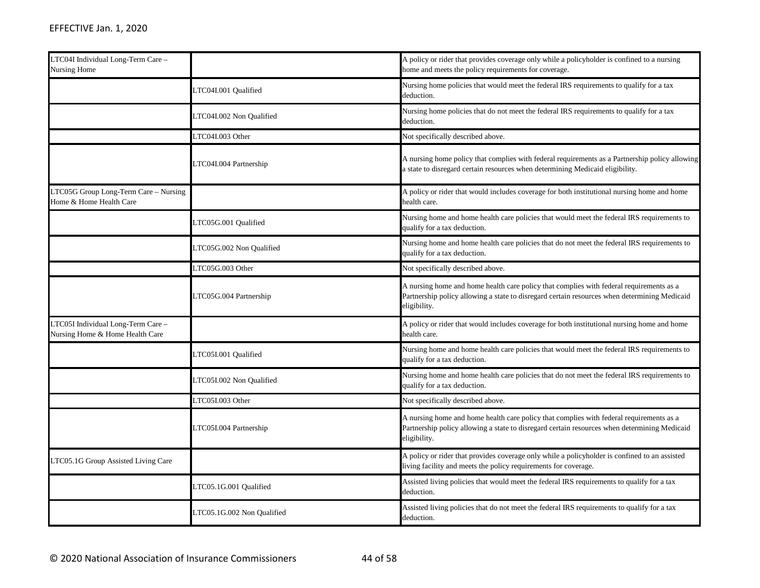EFFECTIVE Jan. 1, 2020

| | | |
|---|---|---|
| LTC04I Individual Long-Term Care – Nursing Home | | A policy or rider that provides coverage only while a policyholder is confined to a nursing home and meets the policy requirements for coverage. |
| | LTC04I.001 Qualified | Nursing home policies that would meet the federal IRS requirements to qualify for a tax deduction. |
| | LTC04I.002 Non Qualified | Nursing home policies that do not meet the federal IRS requirements to qualify for a tax deduction. |
| | LTC04I.003 Other | Not specifically described above. |
| | LTC04I.004 Partnership | A nursing home policy that complies with federal requirements as a Partnership policy allowing a state to disregard certain resources when determining Medicaid eligibility. |
| LTC05G Group Long-Term Care – Nursing Home & Home Health Care | | A policy or rider that would includes coverage for both institutional nursing home and home health care. |
| | LTC05G.001 Qualified | Nursing home and home health care policies that would meet the federal IRS requirements to qualify for a tax deduction. |
| | LTC05G.002 Non Qualified | Nursing home and home health care policies that do not meet the federal IRS requirements to qualify for a tax deduction. |
| | LTC05G.003 Other | Not specifically described above. |
| | LTC05G.004 Partnership | A nursing home and home health care policy that complies with federal requirements as a Partnership policy allowing a state to disregard certain resources when determining Medicaid eligibility. |
| LTC05I Individual Long-Term Care – Nursing Home & Home Health Care | | A policy or rider that would includes coverage for both institutional nursing home and home health care. |
| | LTC05I.001 Qualified | Nursing home and home health care policies that would meet the federal IRS requirements to qualify for a tax deduction. |
| | LTC05I.002 Non Qualified | Nursing home and home health care policies that do not meet the federal IRS requirements to qualify for a tax deduction. |
| | LTC05I.003 Other | Not specifically described above. |
| | LTC05I.004 Partnership | A nursing home and home health care policy that complies with federal requirements as a Partnership policy allowing a state to disregard certain resources when determining Medicaid eligibility. |
| LTC05.1G Group Assisted Living Care | | A policy or rider that provides coverage only while a policyholder is confined to an assisted living facility and meets the policy requirements for coverage. |
| | LTC05.1G.001 Qualified | Assisted living policies that would meet the federal IRS requirements to qualify for a tax deduction. |
| | LTC05.1G.002 Non Qualified | Assisted living policies that do not meet the federal IRS requirements to qualify for a tax deduction. |

© 2020 National Association of Insurance Commissioners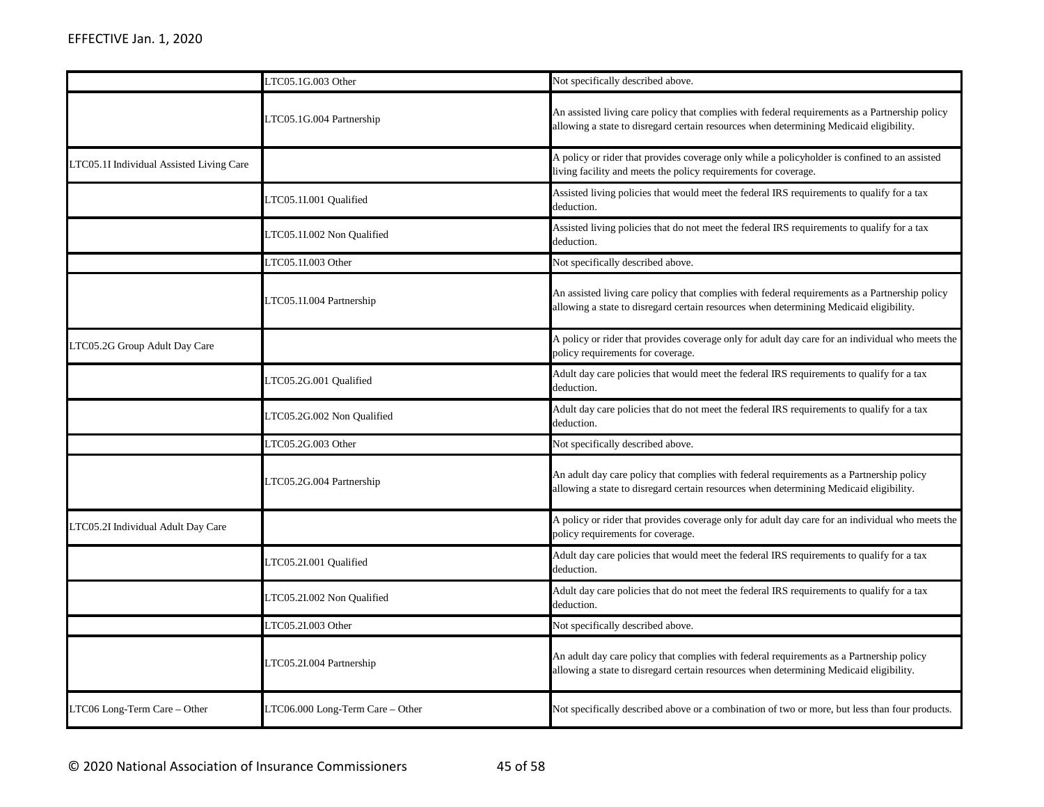| | | |
|---|---|---|
| | LTC05.1G.003 Other | Not specifically described above. |
| | LTC05.1G.004 Partnership | An assisted living care policy that complies with federal requirements as a Partnership policy allowing a state to disregard certain resources when determining Medicaid eligibility. |
| LTC05.1I Individual Assisted Living Care | | A policy or rider that provides coverage only while a policyholder is confined to an assisted living facility and meets the policy requirements for coverage. |
| | LTC05.1I.001 Qualified | Assisted living policies that would meet the federal IRS requirements to qualify for a tax deduction. |
| | LTC05.1I.002 Non Qualified | Assisted living policies that do not meet the federal IRS requirements to qualify for a tax deduction. |
| | LTC05.1I.003 Other | Not specifically described above. |
| | LTC05.1I.004 Partnership | An assisted living care policy that complies with federal requirements as a Partnership policy allowing a state to disregard certain resources when determining Medicaid eligibility. |
| LTC05.2G Group Adult Day Care | | A policy or rider that provides coverage only for adult day care for an individual who meets the policy requirements for coverage. |
| | LTC05.2G.001 Qualified | Adult day care policies that would meet the federal IRS requirements to qualify for a tax deduction. |
| | LTC05.2G.002 Non Qualified | Adult day care policies that do not meet the federal IRS requirements to qualify for a tax deduction. |
| | LTC05.2G.003 Other | Not specifically described above. |
| | LTC05.2G.004 Partnership | An adult day care policy that complies with federal requirements as a Partnership policy allowing a state to disregard certain resources when determining Medicaid eligibility. |
| LTC05.2I Individual Adult Day Care | | A policy or rider that provides coverage only for adult day care for an individual who meets the policy requirements for coverage. |
| | LTC05.2I.001 Qualified | Adult day care policies that would meet the federal IRS requirements to qualify for a tax deduction. |
| | LTC05.2I.002 Non Qualified | Adult day care policies that do not meet the federal IRS requirements to qualify for a tax deduction. |
| | LTC05.2I.003 Other | Not specifically described above. |
| | LTC05.2I.004 Partnership | An adult day care policy that complies with federal requirements as a Partnership policy allowing a state to disregard certain resources when determining Medicaid eligibility. |
| LTC06 Long-Term Care – Other | LTC06.000 Long-Term Care – Other | Not specifically described above or a combination of two or more, but less than four products. |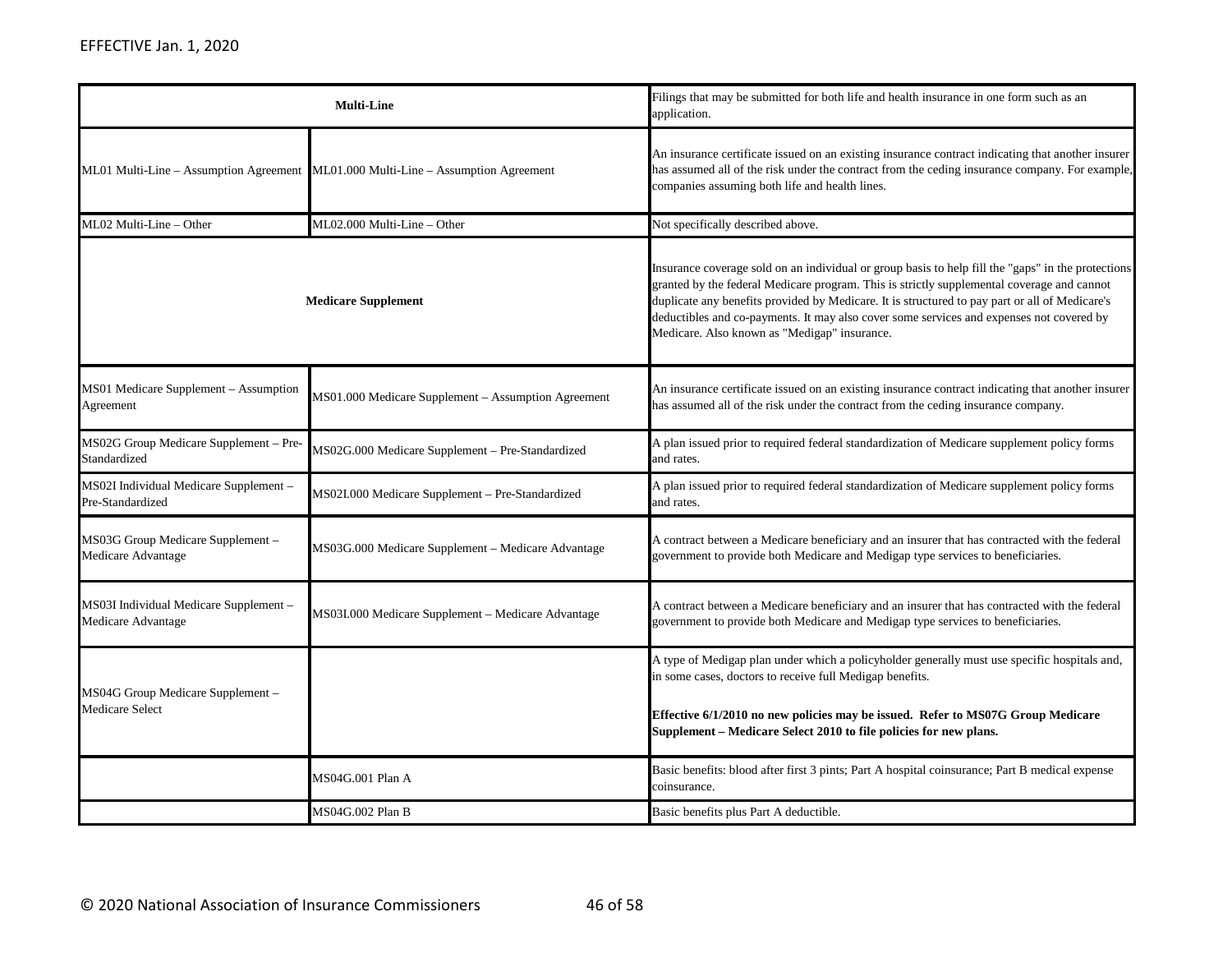EFFECTIVE Jan. 1, 2020

| | | |
|---|---|---|
| **Multi-Line** | | Filings that may be submitted for both life and health insurance in one form such as an application. |
| ML01 Multi-Line – Assumption Agreement | ML01.000 Multi-Line – Assumption Agreement | An insurance certificate issued on an existing insurance contract indicating that another insurer has assumed all of the risk under the contract from the ceding insurance company. For example, companies assuming both life and health lines. |
| ML02 Multi-Line – Other | ML02.000 Multi-Line – Other | Not specifically described above. |
| **Medicare Supplement** | | Insurance coverage sold on an individual or group basis to help fill the "gaps" in the protections granted by the federal Medicare program. This is strictly supplemental coverage and cannot duplicate any benefits provided by Medicare. It is structured to pay part or all of Medicare's deductibles and co-payments. It may also cover some services and expenses not covered by Medicare. Also known as "Medigap" insurance. |
| MS01 Medicare Supplement – Assumption Agreement | MS01.000 Medicare Supplement – Assumption Agreement | An insurance certificate issued on an existing insurance contract indicating that another insurer has assumed all of the risk under the contract from the ceding insurance company. |
| MS02G Group Medicare Supplement – Pre-Standardized | MS02G.000 Medicare Supplement – Pre-Standardized | A plan issued prior to required federal standardization of Medicare supplement policy forms and rates. |
| MS02I Individual Medicare Supplement – Pre-Standardized | MS02I.000 Medicare Supplement – Pre-Standardized | A plan issued prior to required federal standardization of Medicare supplement policy forms and rates. |
| MS03G Group Medicare Supplement – Medicare Advantage | MS03G.000 Medicare Supplement – Medicare Advantage | A contract between a Medicare beneficiary and an insurer that has contracted with the federal government to provide both Medicare and Medigap type services to beneficiaries. |
| MS03I Individual Medicare Supplement – Medicare Advantage | MS03I.000 Medicare Supplement – Medicare Advantage | A contract between a Medicare beneficiary and an insurer that has contracted with the federal government to provide both Medicare and Medigap type services to beneficiaries. |
| MS04G Group Medicare Supplement – Medicare Select | | A type of Medigap plan under which a policyholder generally must use specific hospitals and, in some cases, doctors to receive full Medigap benefits.<br><br>**Effective 6/1/2010 no new policies may be issued. Refer to MS07G Group Medicare Supplement – Medicare Select 2010 to file policies for new plans.** |
| | MS04G.001 Plan A | Basic benefits: blood after first 3 pints; Part A hospital coinsurance; Part B medical expense coinsurance. |
| | MS04G.002 Plan B | Basic benefits plus Part A deductible. |

© 2020 National Association of Insurance Commissioners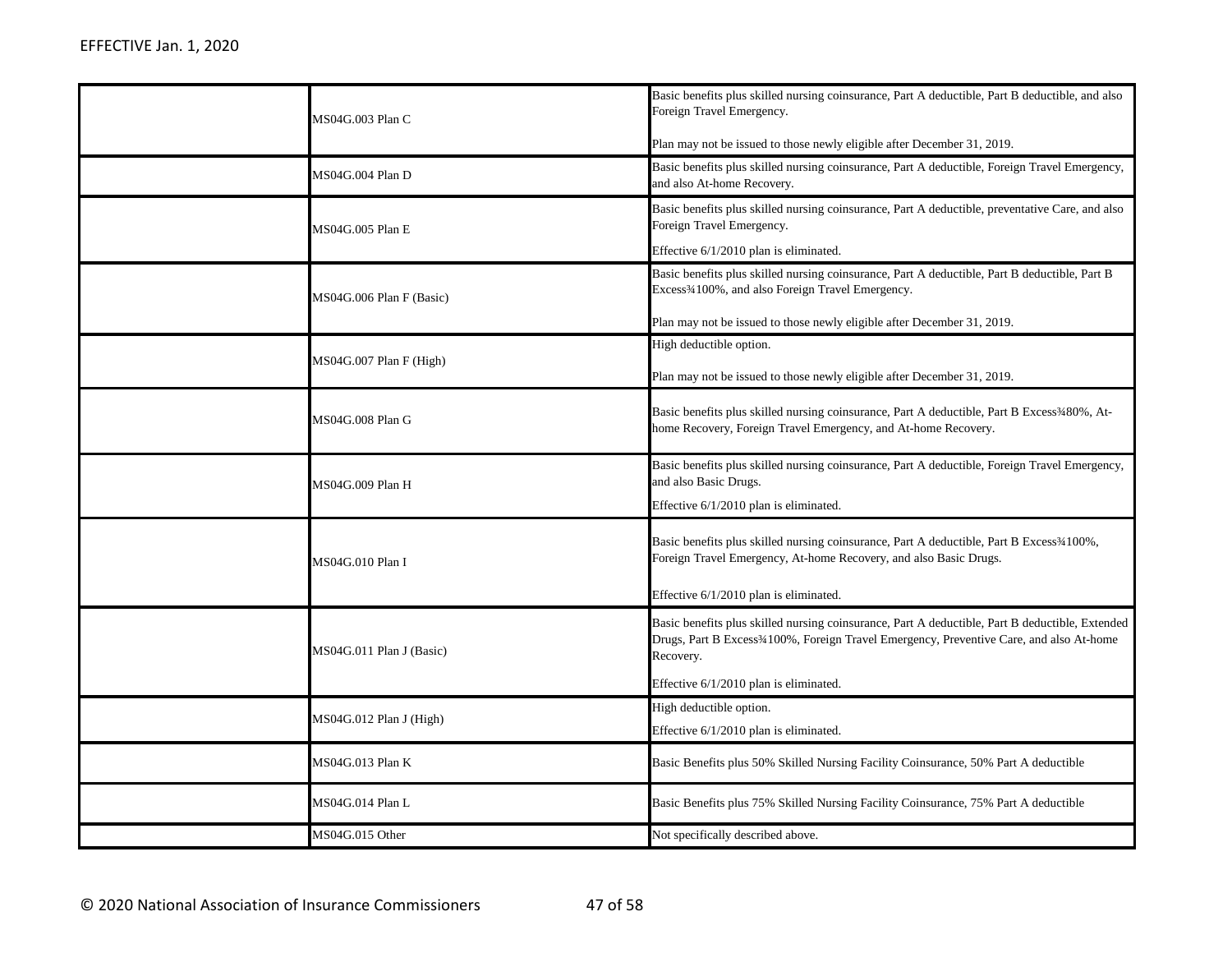| | | |
|---|---|---|
| | MS04G.003 Plan C | Basic benefits plus skilled nursing coinsurance, Part A deductible, Part B deductible, and also Foreign Travel Emergency.<br><br>Plan may not be issued to those newly eligible after December 31, 2019. |
| | MS04G.004 Plan D | Basic benefits plus skilled nursing coinsurance, Part A deductible, Foreign Travel Emergency, and also At-home Recovery. |
| | MS04G.005 Plan E | Basic benefits plus skilled nursing coinsurance, Part A deductible, preventative Care, and also Foreign Travel Emergency.<br><br>Effective 6/1/2010 plan is eliminated. |
| | MS04G.006 Plan F (Basic) | Basic benefits plus skilled nursing coinsurance, Part A deductible, Part B deductible, Part B Excess¾100%, and also Foreign Travel Emergency.<br><br>Plan may not be issued to those newly eligible after December 31, 2019. |
| | MS04G.007 Plan F (High) | High deductible option.<br><br>Plan may not be issued to those newly eligible after December 31, 2019. |
| | MS04G.008 Plan G | Basic benefits plus skilled nursing coinsurance, Part A deductible, Part B Excess¾80%, At-home Recovery, Foreign Travel Emergency, and At-home Recovery. |
| | MS04G.009 Plan H | Basic benefits plus skilled nursing coinsurance, Part A deductible, Foreign Travel Emergency, and also Basic Drugs.<br><br>Effective 6/1/2010 plan is eliminated. |
| | MS04G.010 Plan I | Basic benefits plus skilled nursing coinsurance, Part A deductible, Part B Excess¾100%, Foreign Travel Emergency, At-home Recovery, and also Basic Drugs.<br><br>Effective 6/1/2010 plan is eliminated. |
| | MS04G.011 Plan J (Basic) | Basic benefits plus skilled nursing coinsurance, Part A deductible, Part B deductible, Extended Drugs, Part B Excess¾100%, Foreign Travel Emergency, Preventive Care, and also At-home Recovery.<br><br>Effective 6/1/2010 plan is eliminated. |
| | MS04G.012 Plan J (High) | High deductible option.<br><br>Effective 6/1/2010 plan is eliminated. |
| | MS04G.013 Plan K | Basic Benefits plus 50% Skilled Nursing Facility Coinsurance, 50% Part A deductible |
| | MS04G.014 Plan L | Basic Benefits plus 75% Skilled Nursing Facility Coinsurance, 75% Part A deductible |
| | MS04G.015 Other | Not specifically described above. |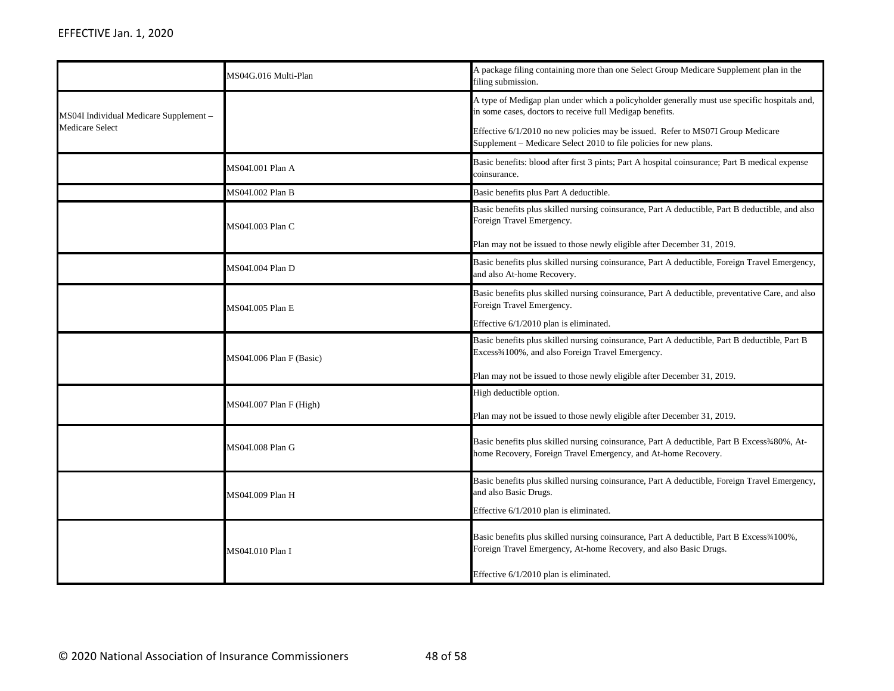EFFECTIVE Jan. 1, 2020

| | | |
|---|---|---|
| | MS04G.016 Multi-Plan | A package filing containing more than one Select Group Medicare Supplement plan in the filing submission. |
| MS04I Individual Medicare Supplement – Medicare Select | | A type of Medigap plan under which a policyholder generally must use specific hospitals and, in some cases, doctors to receive full Medigap benefits.<br><br>Effective 6/1/2010 no new policies may be issued. Refer to MS07I Group Medicare Supplement – Medicare Select 2010 to file policies for new plans. |
| | MS04I.001 Plan A | Basic benefits: blood after first 3 pints; Part A hospital coinsurance; Part B medical expense coinsurance. |
| | MS04I.002 Plan B | Basic benefits plus Part A deductible. |
| | MS04I.003 Plan C | Basic benefits plus skilled nursing coinsurance, Part A deductible, Part B deductible, and also Foreign Travel Emergency.<br><br>Plan may not be issued to those newly eligible after December 31, 2019. |
| | MS04I.004 Plan D | Basic benefits plus skilled nursing coinsurance, Part A deductible, Foreign Travel Emergency, and also At-home Recovery. |
| | MS04I.005 Plan E | Basic benefits plus skilled nursing coinsurance, Part A deductible, preventative Care, and also Foreign Travel Emergency.<br><br>Effective 6/1/2010 plan is eliminated. |
| | MS04I.006 Plan F (Basic) | Basic benefits plus skilled nursing coinsurance, Part A deductible, Part B deductible, Part B Excess¾100%, and also Foreign Travel Emergency.<br><br>Plan may not be issued to those newly eligible after December 31, 2019. |
| | MS04I.007 Plan F (High) | High deductible option.<br><br>Plan may not be issued to those newly eligible after December 31, 2019. |
| | MS04I.008 Plan G | Basic benefits plus skilled nursing coinsurance, Part A deductible, Part B Excess¾80%, At-home Recovery, Foreign Travel Emergency, and At-home Recovery. |
| | MS04I.009 Plan H | Basic benefits plus skilled nursing coinsurance, Part A deductible, Foreign Travel Emergency, and also Basic Drugs.<br><br>Effective 6/1/2010 plan is eliminated. |
| | MS04I.010 Plan I | Basic benefits plus skilled nursing coinsurance, Part A deductible, Part B Excess¾100%, Foreign Travel Emergency, At-home Recovery, and also Basic Drugs.<br><br>Effective 6/1/2010 plan is eliminated. |

© 2020 National Association of Insurance Commissioners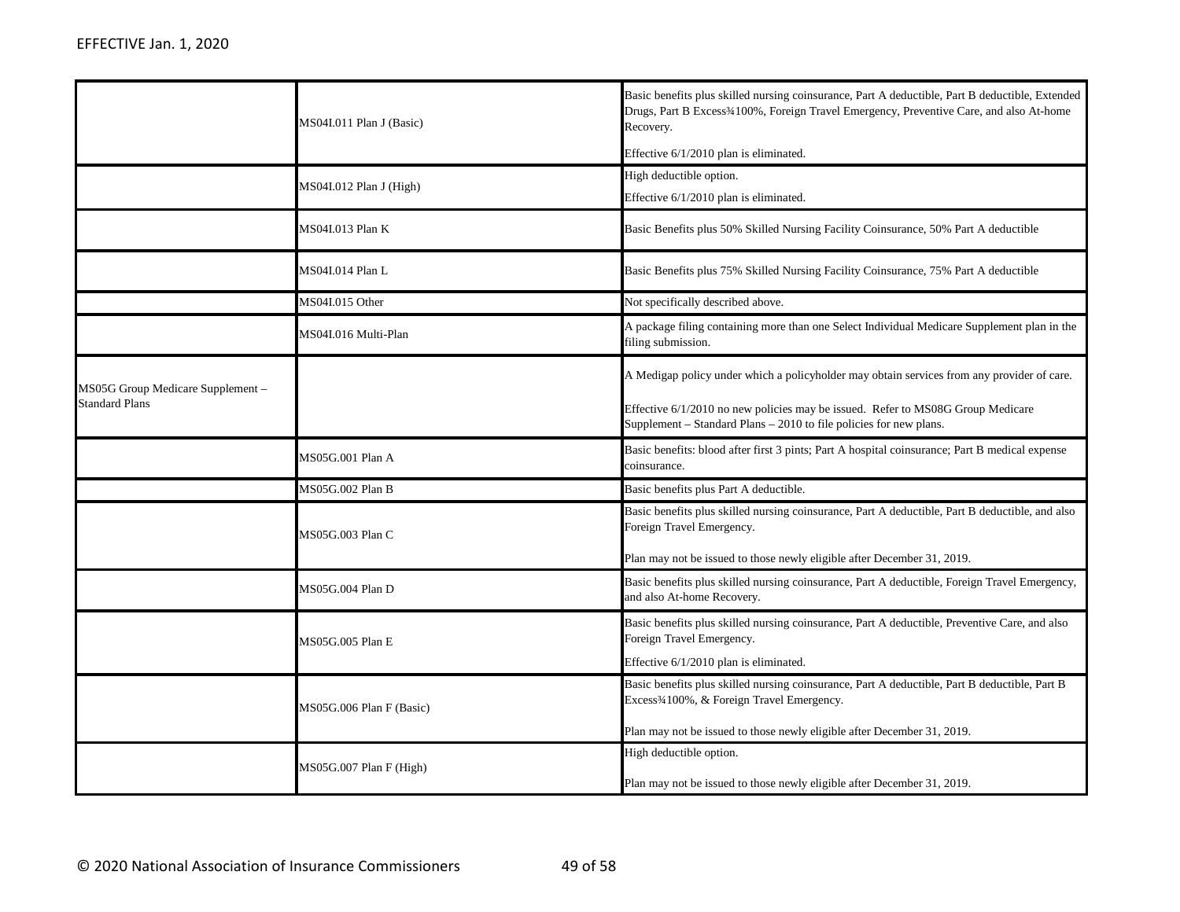EFFECTIVE Jan. 1, 2020

| | | |
|---|---|---|
| | MS04I.011 Plan J (Basic) | Basic benefits plus skilled nursing coinsurance, Part A deductible, Part B deductible, Extended Drugs, Part B Excess¾100%, Foreign Travel Emergency, Preventive Care, and also At-home Recovery.<br><br>Effective 6/1/2010 plan is eliminated. |
| | MS04I.012 Plan J (High) | High deductible option.<br><br>Effective 6/1/2010 plan is eliminated. |
| | MS04I.013 Plan K | Basic Benefits plus 50% Skilled Nursing Facility Coinsurance, 50% Part A deductible |
| | MS04I.014 Plan L | Basic Benefits plus 75% Skilled Nursing Facility Coinsurance, 75% Part A deductible |
| | MS04I.015 Other | Not specifically described above. |
| | MS04I.016 Multi-Plan | A package filing containing more than one Select Individual Medicare Supplement plan in the filing submission. |
| MS05G Group Medicare Supplement – Standard Plans | | A Medigap policy under which a policyholder may obtain services from any provider of care.<br><br>Effective 6/1/2010 no new policies may be issued. Refer to MS08G Group Medicare Supplement – Standard Plans – 2010 to file policies for new plans. |
| | MS05G.001 Plan A | Basic benefits: blood after first 3 pints; Part A hospital coinsurance; Part B medical expense coinsurance. |
| | MS05G.002 Plan B | Basic benefits plus Part A deductible. |
| | MS05G.003 Plan C | Basic benefits plus skilled nursing coinsurance, Part A deductible, Part B deductible, and also Foreign Travel Emergency.<br><br>Plan may not be issued to those newly eligible after December 31, 2019. |
| | MS05G.004 Plan D | Basic benefits plus skilled nursing coinsurance, Part A deductible, Foreign Travel Emergency, and also At-home Recovery. |
| | MS05G.005 Plan E | Basic benefits plus skilled nursing coinsurance, Part A deductible, Preventive Care, and also Foreign Travel Emergency.<br><br>Effective 6/1/2010 plan is eliminated. |
| | MS05G.006 Plan F (Basic) | Basic benefits plus skilled nursing coinsurance, Part A deductible, Part B deductible, Part B Excess¾100%, & Foreign Travel Emergency.<br><br>Plan may not be issued to those newly eligible after December 31, 2019. |
| | MS05G.007 Plan F (High) | High deductible option.<br><br>Plan may not be issued to those newly eligible after December 31, 2019. |

© 2020 National Association of Insurance Commissioners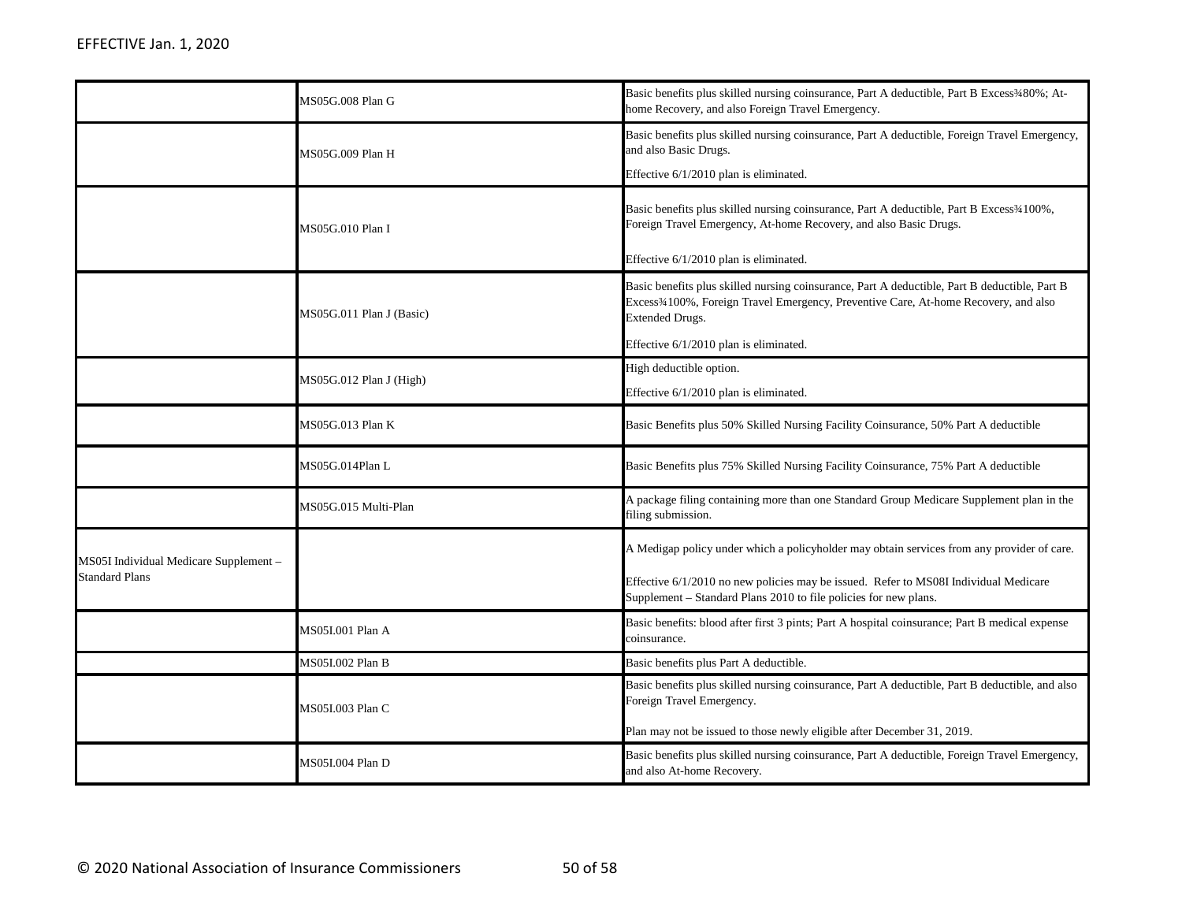| | | |
|---|---|---|
| | MS05G.008 Plan G | Basic benefits plus skilled nursing coinsurance, Part A deductible, Part B Excess¾80%; At-home Recovery, and also Foreign Travel Emergency. |
| | MS05G.009 Plan H | Basic benefits plus skilled nursing coinsurance, Part A deductible, Foreign Travel Emergency, and also Basic Drugs.<br><br>Effective 6/1/2010 plan is eliminated. |
| | MS05G.010 Plan I | Basic benefits plus skilled nursing coinsurance, Part A deductible, Part B Excess¾100%, Foreign Travel Emergency, At-home Recovery, and also Basic Drugs.<br><br>Effective 6/1/2010 plan is eliminated. |
| | MS05G.011 Plan J (Basic) | Basic benefits plus skilled nursing coinsurance, Part A deductible, Part B deductible, Part B Excess¾100%, Foreign Travel Emergency, Preventive Care, At-home Recovery, and also Extended Drugs.<br><br>Effective 6/1/2010 plan is eliminated. |
| | MS05G.012 Plan J (High) | High deductible option.<br><br>Effective 6/1/2010 plan is eliminated. |
| | MS05G.013 Plan K | Basic Benefits plus 50% Skilled Nursing Facility Coinsurance, 50% Part A deductible |
| | MS05G.014Plan L | Basic Benefits plus 75% Skilled Nursing Facility Coinsurance, 75% Part A deductible |
| | MS05G.015 Multi-Plan | A package filing containing more than one Standard Group Medicare Supplement plan in the filing submission. |
| MS05I Individual Medicare Supplement – Standard Plans | | A Medigap policy under which a policyholder may obtain services from any provider of care.<br><br>Effective 6/1/2010 no new policies may be issued. Refer to MS08I Individual Medicare Supplement – Standard Plans 2010 to file policies for new plans. |
| | MS05I.001 Plan A | Basic benefits: blood after first 3 pints; Part A hospital coinsurance; Part B medical expense coinsurance. |
| | MS05I.002 Plan B | Basic benefits plus Part A deductible. |
| | MS05I.003 Plan C | Basic benefits plus skilled nursing coinsurance, Part A deductible, Part B deductible, and also Foreign Travel Emergency.<br><br>Plan may not be issued to those newly eligible after December 31, 2019. |
| | MS05I.004 Plan D | Basic benefits plus skilled nursing coinsurance, Part A deductible, Foreign Travel Emergency, and also At-home Recovery. |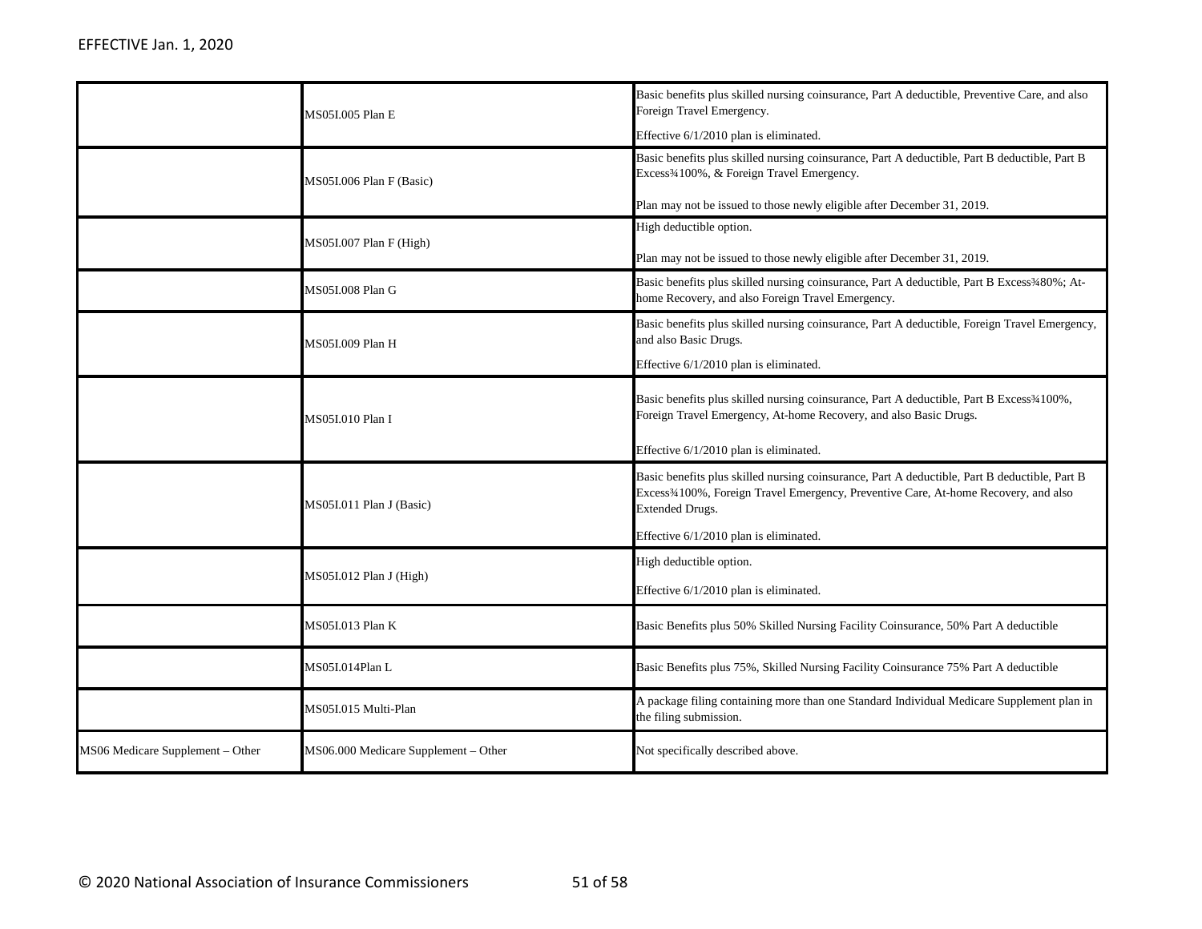EFFECTIVE Jan. 1, 2020

| | | |
|---|---|---|
| | MS05I.005 Plan E | Basic benefits plus skilled nursing coinsurance, Part A deductible, Preventive Care, and also Foreign Travel Emergency.<br><br>Effective 6/1/2010 plan is eliminated. |
| | MS05I.006 Plan F (Basic) | Basic benefits plus skilled nursing coinsurance, Part A deductible, Part B deductible, Part B Excess¾100%, & Foreign Travel Emergency.<br><br>Plan may not be issued to those newly eligible after December 31, 2019. |
| | MS05I.007 Plan F (High) | High deductible option.<br><br>Plan may not be issued to those newly eligible after December 31, 2019. |
| | MS05I.008 Plan G | Basic benefits plus skilled nursing coinsurance, Part A deductible, Part B Excess¾80%; At-home Recovery, and also Foreign Travel Emergency. |
| | MS05I.009 Plan H | Basic benefits plus skilled nursing coinsurance, Part A deductible, Foreign Travel Emergency, and also Basic Drugs.<br><br>Effective 6/1/2010 plan is eliminated. |
| | MS05I.010 Plan I | Basic benefits plus skilled nursing coinsurance, Part A deductible, Part B Excess¾100%, Foreign Travel Emergency, At-home Recovery, and also Basic Drugs.<br><br>Effective 6/1/2010 plan is eliminated. |
| | MS05I.011 Plan J (Basic) | Basic benefits plus skilled nursing coinsurance, Part A deductible, Part B deductible, Part B Excess¾100%, Foreign Travel Emergency, Preventive Care, At-home Recovery, and also Extended Drugs.<br><br>Effective 6/1/2010 plan is eliminated. |
| | MS05I.012 Plan J (High) | High deductible option.<br><br>Effective 6/1/2010 plan is eliminated. |
| | MS05I.013 Plan K | Basic Benefits plus 50% Skilled Nursing Facility Coinsurance, 50% Part A deductible |
| | MS05I.014Plan L | Basic Benefits plus 75%, Skilled Nursing Facility Coinsurance 75% Part A deductible |
| | MS05I.015 Multi-Plan | A package filing containing more than one Standard Individual Medicare Supplement plan in the filing submission. |
| MS06 Medicare Supplement – Other | MS06.000 Medicare Supplement – Other | Not specifically described above. |

© 2020 National Association of Insurance Commissioners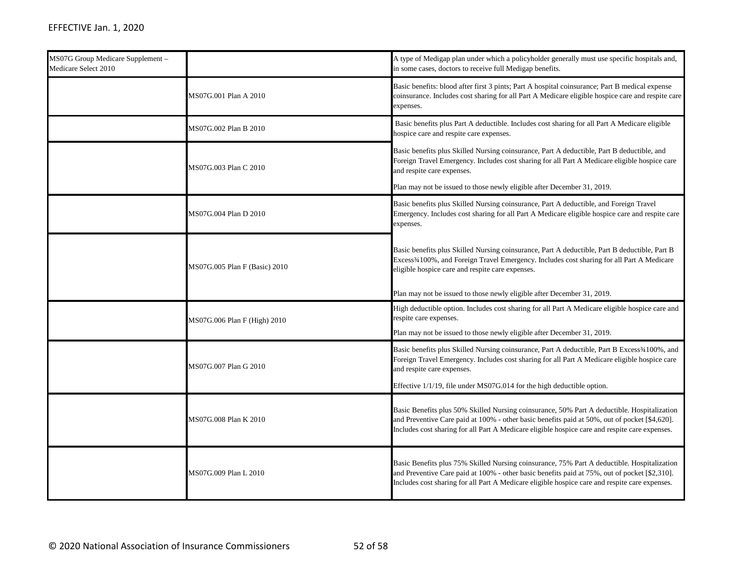EFFECTIVE Jan. 1, 2020

| | | |
|---|---|---|
| MS07G Group Medicare Supplement – Medicare Select 2010 | | A type of Medigap plan under which a policyholder generally must use specific hospitals and, in some cases, doctors to receive full Medigap benefits. |
| | MS07G.001 Plan A 2010 | Basic benefits: blood after first 3 pints; Part A hospital coinsurance; Part B medical expense coinsurance. Includes cost sharing for all Part A Medicare eligible hospice care and respite care expenses. |
| | MS07G.002 Plan B 2010 | Basic benefits plus Part A deductible. Includes cost sharing for all Part A Medicare eligible hospice care and respite care expenses. |
| | MS07G.003 Plan C 2010 | Basic benefits plus Skilled Nursing coinsurance, Part A deductible, Part B deductible, and Foreign Travel Emergency. Includes cost sharing for all Part A Medicare eligible hospice care and respite care expenses.<br><br>Plan may not be issued to those newly eligible after December 31, 2019. |
| | MS07G.004 Plan D 2010 | Basic benefits plus Skilled Nursing coinsurance, Part A deductible, and Foreign Travel Emergency. Includes cost sharing for all Part A Medicare eligible hospice care and respite care expenses. |
| | MS07G.005 Plan F (Basic) 2010 | Basic benefits plus Skilled Nursing coinsurance, Part A deductible, Part B deductible, Part B Excess¾100%, and Foreign Travel Emergency. Includes cost sharing for all Part A Medicare eligible hospice care and respite care expenses.<br><br>Plan may not be issued to those newly eligible after December 31, 2019. |
| | MS07G.006 Plan F (High) 2010 | High deductible option. Includes cost sharing for all Part A Medicare eligible hospice care and respite care expenses.<br><br>Plan may not be issued to those newly eligible after December 31, 2019. |
| | MS07G.007 Plan G 2010 | Basic benefits plus Skilled Nursing coinsurance, Part A deductible, Part B Excess¾100%, and Foreign Travel Emergency. Includes cost sharing for all Part A Medicare eligible hospice care and respite care expenses.<br><br>Effective 1/1/19, file under MS07G.014 for the high deductible option. |
| | MS07G.008 Plan K 2010 | Basic Benefits plus 50% Skilled Nursing coinsurance, 50% Part A deductible. Hospitalization and Preventive Care paid at 100% - other basic benefits paid at 50%, out of pocket [$4,620]. Includes cost sharing for all Part A Medicare eligible hospice care and respite care expenses. |
| | MS07G.009 Plan L 2010 | Basic Benefits plus 75% Skilled Nursing coinsurance, 75% Part A deductible. Hospitalization and Preventive Care paid at 100% - other basic benefits paid at 75%, out of pocket [$2,310]. Includes cost sharing for all Part A Medicare eligible hospice care and respite care expenses. |

© 2020 National Association of Insurance Commissioners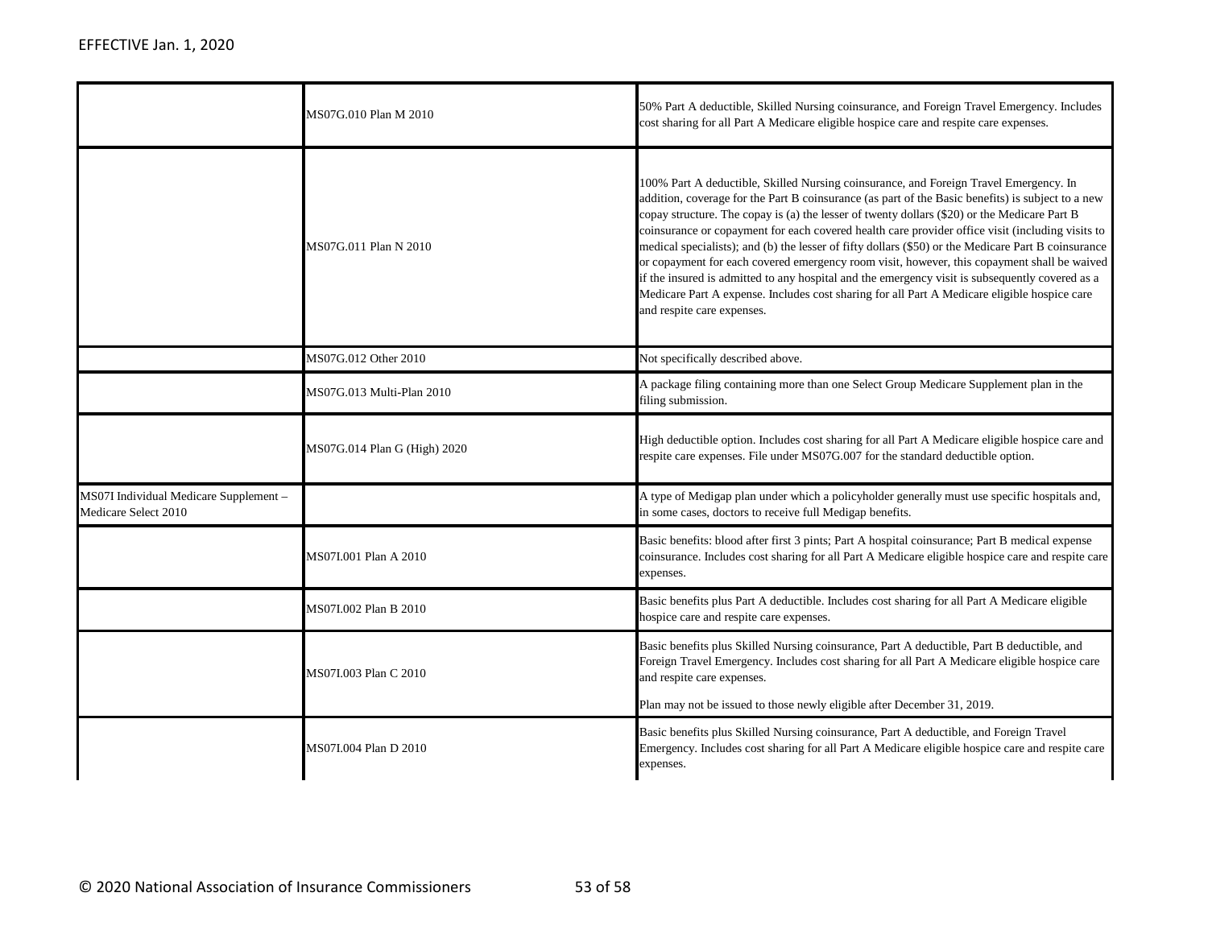| | | |
|---|---|---|
| | MS07G.010 Plan M 2010 | 50% Part A deductible, Skilled Nursing coinsurance, and Foreign Travel Emergency. Includes cost sharing for all Part A Medicare eligible hospice care and respite care expenses. |
| | MS07G.011 Plan N 2010 | 100% Part A deductible, Skilled Nursing coinsurance, and Foreign Travel Emergency. In addition, coverage for the Part B coinsurance (as part of the Basic benefits) is subject to a new copay structure. The copay is (a) the lesser of twenty dollars ($20) or the Medicare Part B coinsurance or copayment for each covered health care provider office visit (including visits to medical specialists); and (b) the lesser of fifty dollars ($50) or the Medicare Part B coinsurance or copayment for each covered emergency room visit, however, this copayment shall be waived if the insured is admitted to any hospital and the emergency visit is subsequently covered as a Medicare Part A expense. Includes cost sharing for all Part A Medicare eligible hospice care and respite care expenses. |
| | MS07G.012 Other 2010 | Not specifically described above. |
| | MS07G.013 Multi-Plan 2010 | A package filing containing more than one Select Group Medicare Supplement plan in the filing submission. |
| | MS07G.014 Plan G (High) 2020 | High deductible option. Includes cost sharing for all Part A Medicare eligible hospice care and respite care expenses. File under MS07G.007 for the standard deductible option. |
| MS07I Individual Medicare Supplement – Medicare Select 2010 | | A type of Medigap plan under which a policyholder generally must use specific hospitals and, in some cases, doctors to receive full Medigap benefits. |
| | MS07I.001 Plan A 2010 | Basic benefits: blood after first 3 pints; Part A hospital coinsurance; Part B medical expense coinsurance. Includes cost sharing for all Part A Medicare eligible hospice care and respite care expenses. |
| | MS07I.002 Plan B 2010 | Basic benefits plus Part A deductible. Includes cost sharing for all Part A Medicare eligible hospice care and respite care expenses. |
| | MS07I.003 Plan C 2010 | Basic benefits plus Skilled Nursing coinsurance, Part A deductible, Part B deductible, and Foreign Travel Emergency. Includes cost sharing for all Part A Medicare eligible hospice care and respite care expenses.<br><br>Plan may not be issued to those newly eligible after December 31, 2019. |
| | MS07I.004 Plan D 2010 | Basic benefits plus Skilled Nursing coinsurance, Part A deductible, and Foreign Travel Emergency. Includes cost sharing for all Part A Medicare eligible hospice care and respite care expenses. |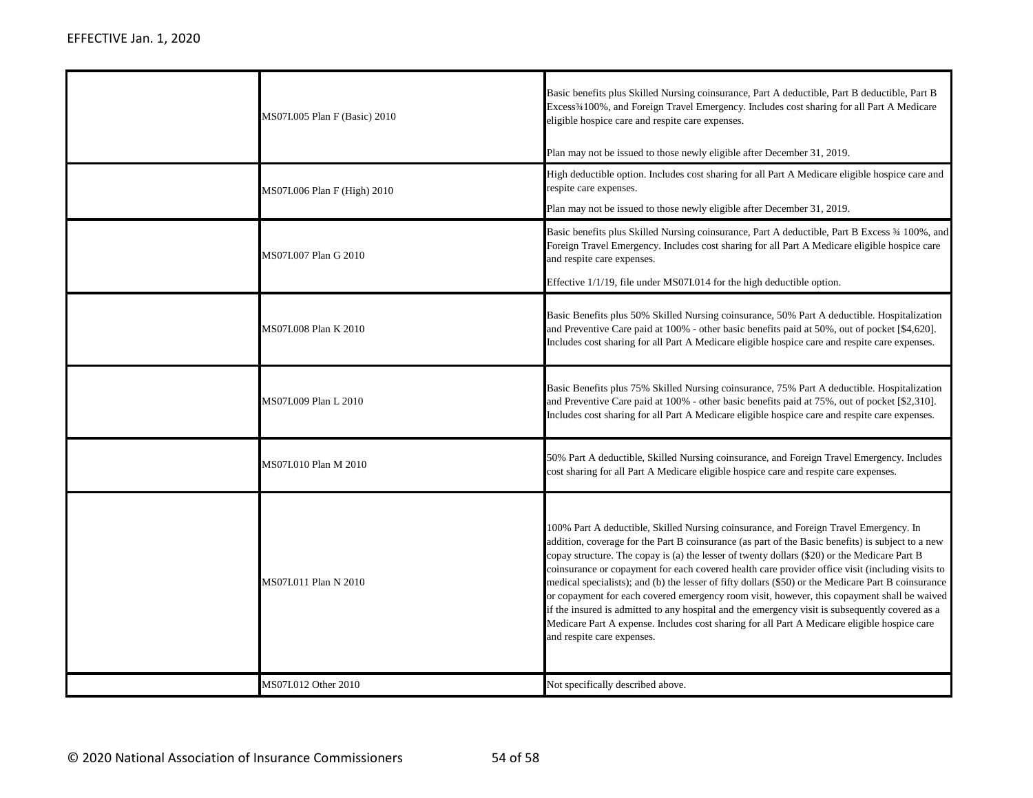EFFECTIVE Jan. 1, 2020

| | | |
|---|---|---|
| | MS07I.005 Plan F (Basic) 2010 | Basic benefits plus Skilled Nursing coinsurance, Part A deductible, Part B deductible, Part B Excess¾100%, and Foreign Travel Emergency. Includes cost sharing for all Part A Medicare eligible hospice care and respite care expenses.<br><br>Plan may not be issued to those newly eligible after December 31, 2019. |
| | MS07I.006 Plan F (High) 2010 | High deductible option. Includes cost sharing for all Part A Medicare eligible hospice care and respite care expenses.<br><br>Plan may not be issued to those newly eligible after December 31, 2019. |
| | MS07I.007 Plan G 2010 | Basic benefits plus Skilled Nursing coinsurance, Part A deductible, Part B Excess ¾ 100%, and Foreign Travel Emergency. Includes cost sharing for all Part A Medicare eligible hospice care and respite care expenses.<br><br>Effective 1/1/19, file under MS07I.014 for the high deductible option. |
| | MS07I.008 Plan K 2010 | Basic Benefits plus 50% Skilled Nursing coinsurance, 50% Part A deductible. Hospitalization and Preventive Care paid at 100% - other basic benefits paid at 50%, out of pocket [$4,620]. Includes cost sharing for all Part A Medicare eligible hospice care and respite care expenses. |
| | MS07I.009 Plan L 2010 | Basic Benefits plus 75% Skilled Nursing coinsurance, 75% Part A deductible. Hospitalization and Preventive Care paid at 100% - other basic benefits paid at 75%, out of pocket [$2,310]. Includes cost sharing for all Part A Medicare eligible hospice care and respite care expenses. |
| | MS07I.010 Plan M 2010 | 50% Part A deductible, Skilled Nursing coinsurance, and Foreign Travel Emergency. Includes cost sharing for all Part A Medicare eligible hospice care and respite care expenses. |
| | MS07I.011 Plan N 2010 | 100% Part A deductible, Skilled Nursing coinsurance, and Foreign Travel Emergency. In addition, coverage for the Part B coinsurance (as part of the Basic benefits) is subject to a new copay structure. The copay is (a) the lesser of twenty dollars ($20) or the Medicare Part B coinsurance or copayment for each covered health care provider office visit (including visits to medical specialists); and (b) the lesser of fifty dollars ($50) or the Medicare Part B coinsurance or copayment for each covered emergency room visit, however, this copayment shall be waived if the insured is admitted to any hospital and the emergency visit is subsequently covered as a Medicare Part A expense. Includes cost sharing for all Part A Medicare eligible hospice care and respite care expenses. |
| | MS07I.012 Other 2010 | Not specifically described above. |

© 2020 National Association of Insurance Commissioners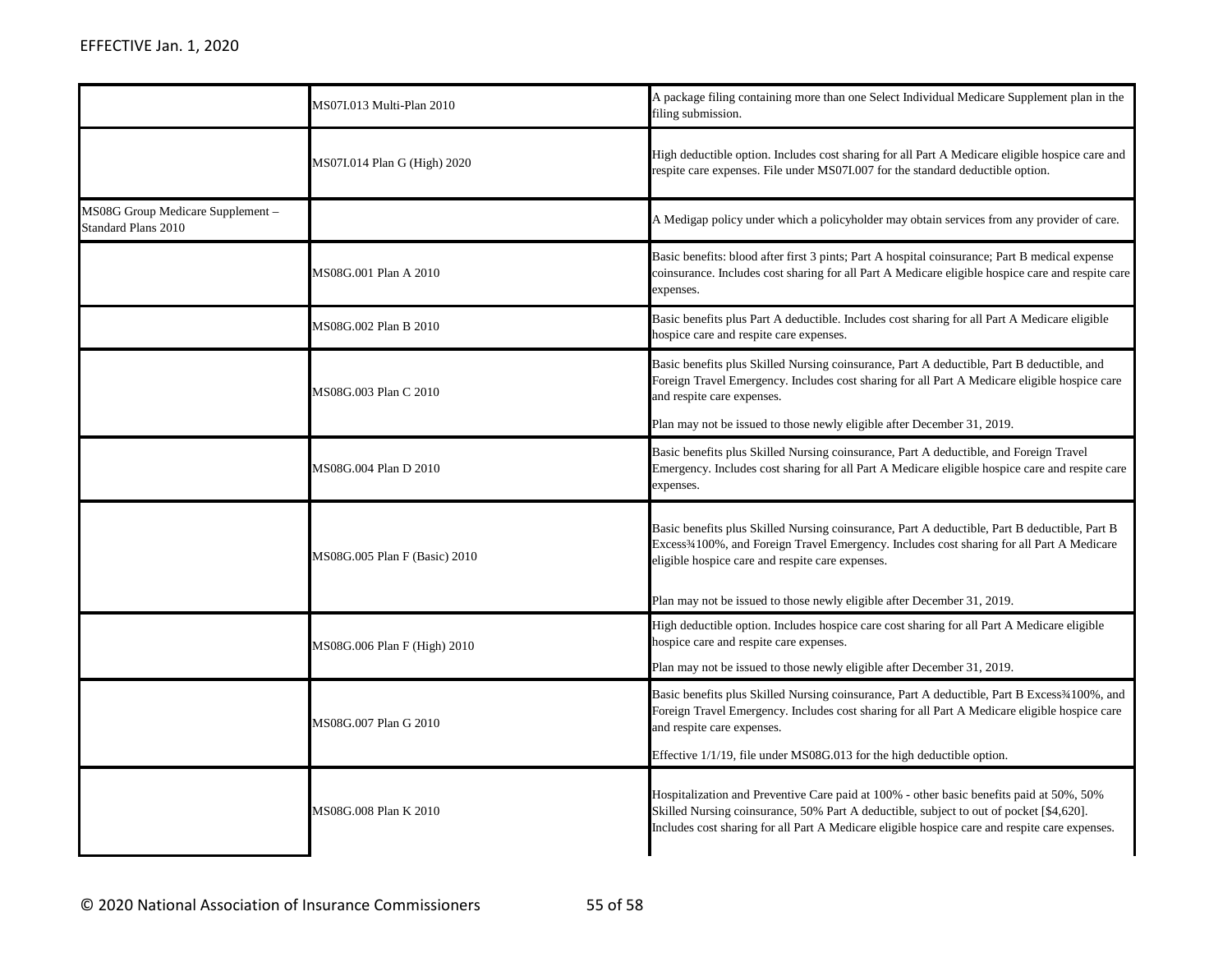EFFECTIVE Jan. 1, 2020

| | | |
|---|---|---|
| | MS07I.013 Multi-Plan 2010 | A package filing containing more than one Select Individual Medicare Supplement plan in the filing submission. |
| | MS07I.014 Plan G (High) 2020 | High deductible option. Includes cost sharing for all Part A Medicare eligible hospice care and respite care expenses. File under MS07I.007 for the standard deductible option. |
| MS08G Group Medicare Supplement – Standard Plans 2010 | | A Medigap policy under which a policyholder may obtain services from any provider of care. |
| | MS08G.001 Plan A 2010 | Basic benefits: blood after first 3 pints; Part A hospital coinsurance; Part B medical expense coinsurance. Includes cost sharing for all Part A Medicare eligible hospice care and respite care expenses. |
| | MS08G.002 Plan B 2010 | Basic benefits plus Part A deductible. Includes cost sharing for all Part A Medicare eligible hospice care and respite care expenses. |
| | MS08G.003 Plan C 2010 | Basic benefits plus Skilled Nursing coinsurance, Part A deductible, Part B deductible, and Foreign Travel Emergency. Includes cost sharing for all Part A Medicare eligible hospice care and respite care expenses.<br><br>Plan may not be issued to those newly eligible after December 31, 2019. |
| | MS08G.004 Plan D 2010 | Basic benefits plus Skilled Nursing coinsurance, Part A deductible, and Foreign Travel Emergency. Includes cost sharing for all Part A Medicare eligible hospice care and respite care expenses. |
| | MS08G.005 Plan F (Basic) 2010 | Basic benefits plus Skilled Nursing coinsurance, Part A deductible, Part B deductible, Part B Excess¾100%, and Foreign Travel Emergency. Includes cost sharing for all Part A Medicare eligible hospice care and respite care expenses.<br><br>Plan may not be issued to those newly eligible after December 31, 2019. |
| | MS08G.006 Plan F (High) 2010 | High deductible option. Includes hospice care cost sharing for all Part A Medicare eligible hospice care and respite care expenses.<br><br>Plan may not be issued to those newly eligible after December 31, 2019. |
| | MS08G.007 Plan G 2010 | Basic benefits plus Skilled Nursing coinsurance, Part A deductible, Part B Excess¾100%, and Foreign Travel Emergency. Includes cost sharing for all Part A Medicare eligible hospice care and respite care expenses.<br><br>Effective 1/1/19, file under MS08G.013 for the high deductible option. |
| | MS08G.008 Plan K 2010 | Hospitalization and Preventive Care paid at 100% - other basic benefits paid at 50%, 50% Skilled Nursing coinsurance, 50% Part A deductible, subject to out of pocket [$4,620]. Includes cost sharing for all Part A Medicare eligible hospice care and respite care expenses. |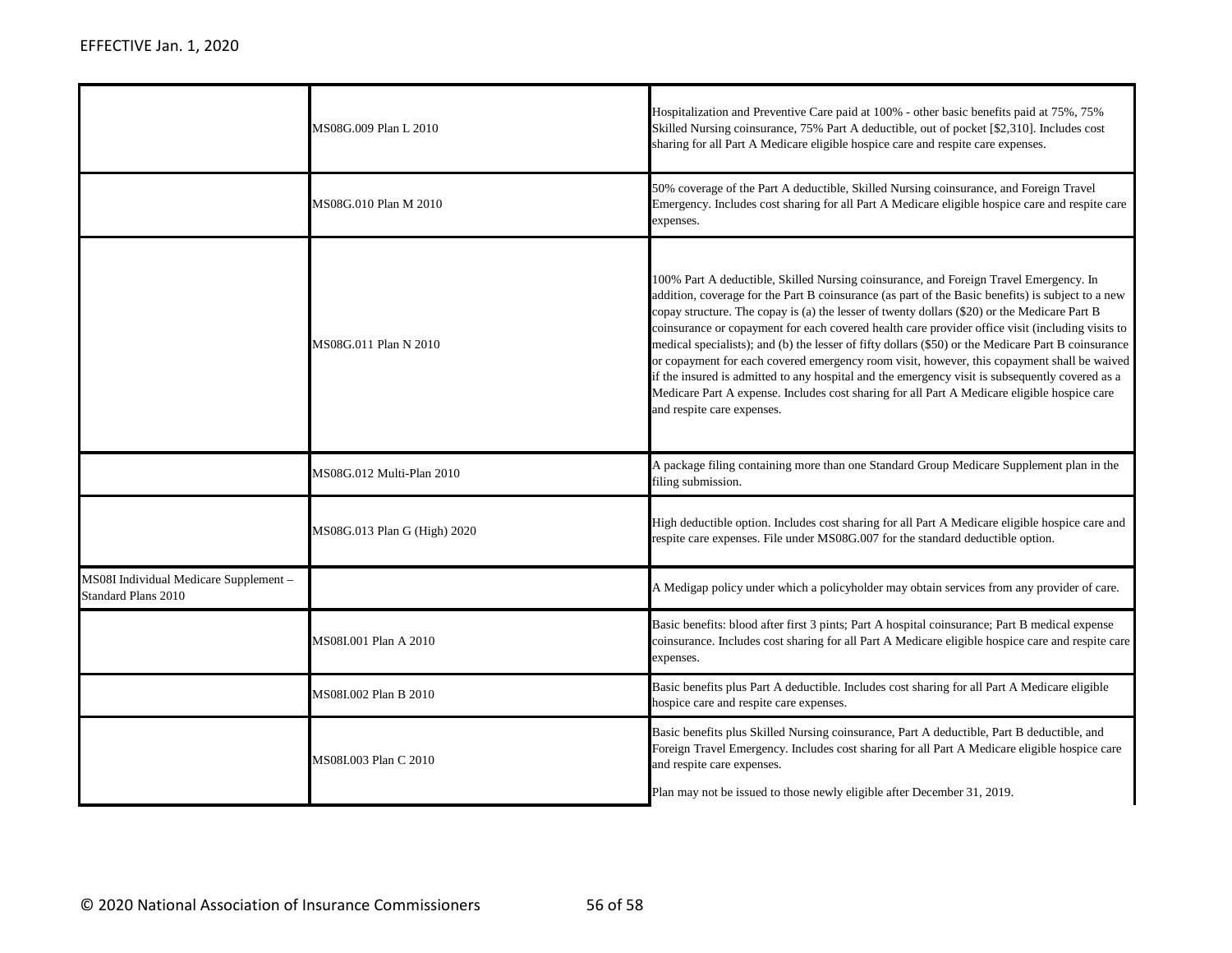| | | |
|---|---|---|
| | MS08G.009 Plan L 2010 | Hospitalization and Preventive Care paid at 100% - other basic benefits paid at 75%, 75% Skilled Nursing coinsurance, 75% Part A deductible, out of pocket [$2,310]. Includes cost sharing for all Part A Medicare eligible hospice care and respite care expenses. |
| | MS08G.010 Plan M 2010 | 50% coverage of the Part A deductible, Skilled Nursing coinsurance, and Foreign Travel Emergency. Includes cost sharing for all Part A Medicare eligible hospice care and respite care expenses. |
| | MS08G.011 Plan N 2010 | 100% Part A deductible, Skilled Nursing coinsurance, and Foreign Travel Emergency. In addition, coverage for the Part B coinsurance (as part of the Basic benefits) is subject to a new copay structure. The copay is (a) the lesser of twenty dollars ($20) or the Medicare Part B coinsurance or copayment for each covered health care provider office visit (including visits to medical specialists); and (b) the lesser of fifty dollars ($50) or the Medicare Part B coinsurance or copayment for each covered emergency room visit, however, this copayment shall be waived if the insured is admitted to any hospital and the emergency visit is subsequently covered as a Medicare Part A expense. Includes cost sharing for all Part A Medicare eligible hospice care and respite care expenses. |
| | MS08G.012 Multi-Plan 2010 | A package filing containing more than one Standard Group Medicare Supplement plan in the filing submission. |
| | MS08G.013 Plan G (High) 2020 | High deductible option. Includes cost sharing for all Part A Medicare eligible hospice care and respite care expenses. File under MS08G.007 for the standard deductible option. |
| MS08I Individual Medicare Supplement – Standard Plans 2010 | | A Medigap policy under which a policyholder may obtain services from any provider of care. |
| | MS08I.001 Plan A 2010 | Basic benefits: blood after first 3 pints; Part A hospital coinsurance; Part B medical expense coinsurance. Includes cost sharing for all Part A Medicare eligible hospice care and respite care expenses. |
| | MS08I.002 Plan B 2010 | Basic benefits plus Part A deductible. Includes cost sharing for all Part A Medicare eligible hospice care and respite care expenses. |
| | MS08I.003 Plan C 2010 | Basic benefits plus Skilled Nursing coinsurance, Part A deductible, Part B deductible, and Foreign Travel Emergency. Includes cost sharing for all Part A Medicare eligible hospice care and respite care expenses.<br><br>Plan may not be issued to those newly eligible after December 31, 2019. |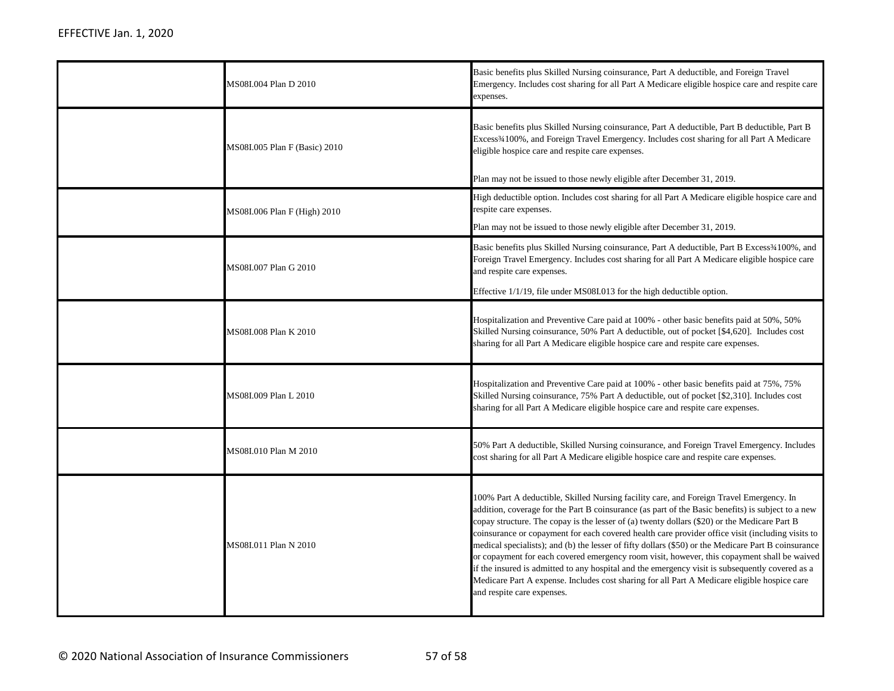| | | |
|---|---|---|
| | MS08I.004 Plan D 2010 | Basic benefits plus Skilled Nursing coinsurance, Part A deductible, and Foreign Travel Emergency. Includes cost sharing for all Part A Medicare eligible hospice care and respite care expenses. |
| | MS08I.005 Plan F (Basic) 2010 | Basic benefits plus Skilled Nursing coinsurance, Part A deductible, Part B deductible, Part B Excess¾100%, and Foreign Travel Emergency. Includes cost sharing for all Part A Medicare eligible hospice care and respite care expenses.<br><br>Plan may not be issued to those newly eligible after December 31, 2019. |
| | MS08I.006 Plan F (High) 2010 | High deductible option. Includes cost sharing for all Part A Medicare eligible hospice care and respite care expenses.<br><br>Plan may not be issued to those newly eligible after December 31, 2019. |
| | MS08I.007 Plan G 2010 | Basic benefits plus Skilled Nursing coinsurance, Part A deductible, Part B Excess¾100%, and Foreign Travel Emergency. Includes cost sharing for all Part A Medicare eligible hospice care and respite care expenses.<br><br>Effective 1/1/19, file under MS08I.013 for the high deductible option. |
| | MS08I.008 Plan K 2010 | Hospitalization and Preventive Care paid at 100% - other basic benefits paid at 50%, 50% Skilled Nursing coinsurance, 50% Part A deductible, out of pocket [$4,620]. Includes cost sharing for all Part A Medicare eligible hospice care and respite care expenses. |
| | MS08I.009 Plan L 2010 | Hospitalization and Preventive Care paid at 100% - other basic benefits paid at 75%, 75% Skilled Nursing coinsurance, 75% Part A deductible, out of pocket [$2,310]. Includes cost sharing for all Part A Medicare eligible hospice care and respite care expenses. |
| | MS08I.010 Plan M 2010 | 50% Part A deductible, Skilled Nursing coinsurance, and Foreign Travel Emergency. Includes cost sharing for all Part A Medicare eligible hospice care and respite care expenses. |
| | MS08I.011 Plan N 2010 | 100% Part A deductible, Skilled Nursing facility care, and Foreign Travel Emergency. In addition, coverage for the Part B coinsurance (as part of the Basic benefits) is subject to a new copay structure. The copay is the lesser of (a) twenty dollars ($20) or the Medicare Part B coinsurance or copayment for each covered health care provider office visit (including visits to medical specialists); and (b) the lesser of fifty dollars ($50) or the Medicare Part B coinsurance or copayment for each covered emergency room visit, however, this copayment shall be waived if the insured is admitted to any hospital and the emergency visit is subsequently covered as a Medicare Part A expense. Includes cost sharing for all Part A Medicare eligible hospice care and respite care expenses. |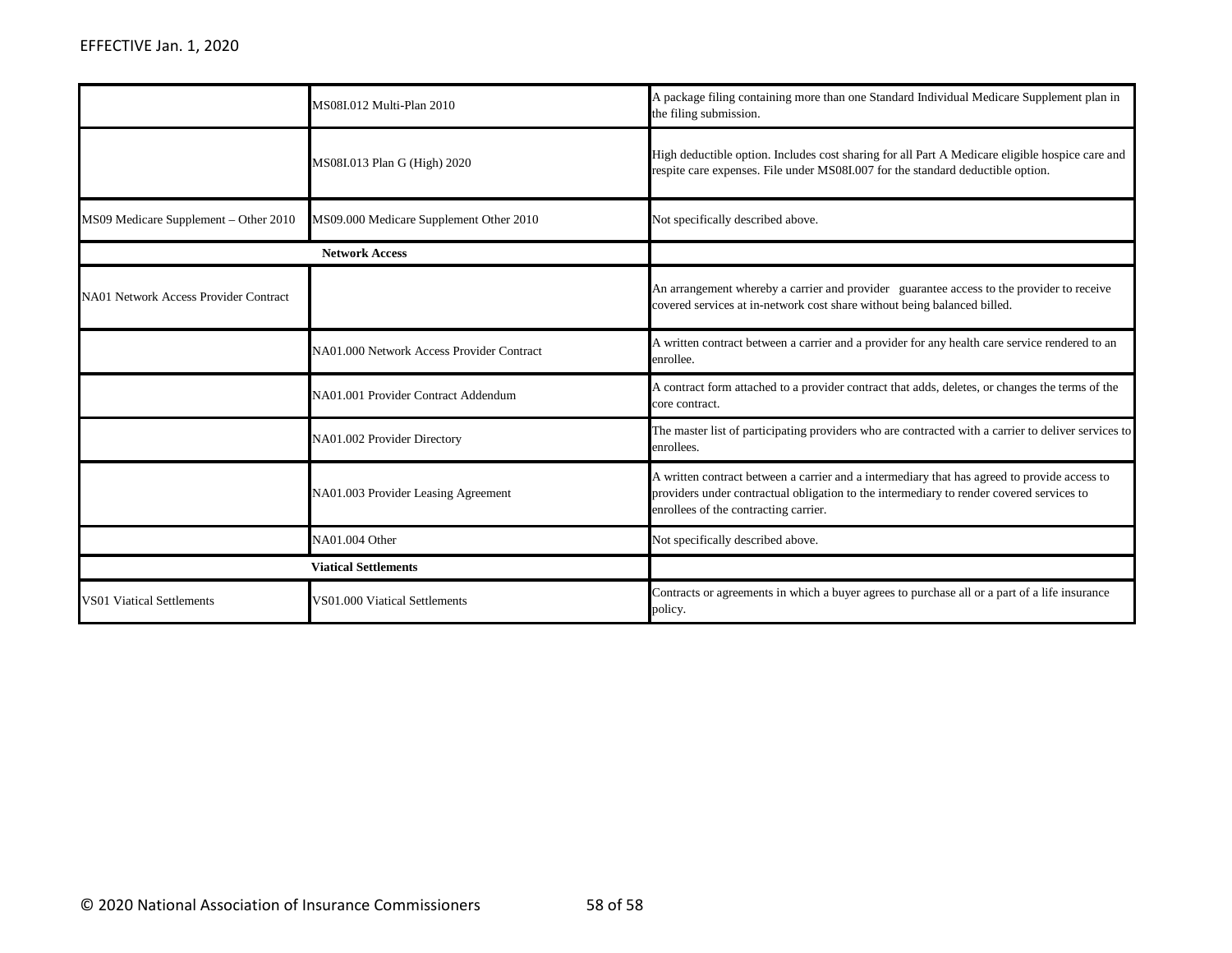| | | |
|---|---|---|
| | MS08I.012 Multi-Plan 2010 | A package filing containing more than one Standard Individual Medicare Supplement plan in the filing submission. |
| | MS08I.013 Plan G (High) 2020 | High deductible option. Includes cost sharing for all Part A Medicare eligible hospice care and respite care expenses. File under MS08I.007 for the standard deductible option. |
| MS09 Medicare Supplement – Other 2010 | MS09.000 Medicare Supplement Other 2010 | Not specifically described above. |
| **Network Access** | | |
| NA01 Network Access Provider Contract | | An arrangement whereby a carrier and provider guarantee access to the provider to receive covered services at in-network cost share without being balanced billed. |
| | NA01.000 Network Access Provider Contract | A written contract between a carrier and a provider for any health care service rendered to an enrollee. |
| | NA01.001 Provider Contract Addendum | A contract form attached to a provider contract that adds, deletes, or changes the terms of the core contract. |
| | NA01.002 Provider Directory | The master list of participating providers who are contracted with a carrier to deliver services to enrollees. |
| | NA01.003 Provider Leasing Agreement | A written contract between a carrier and a intermediary that has agreed to provide access to providers under contractual obligation to the intermediary to render covered services to enrollees of the contracting carrier. |
| | NA01.004 Other | Not specifically described above. |
| **Viatical Settlements** | | |
| VS01 Viatical Settlements | VS01.000 Viatical Settlements | Contracts or agreements in which a buyer agrees to purchase all or a part of a life insurance policy. |